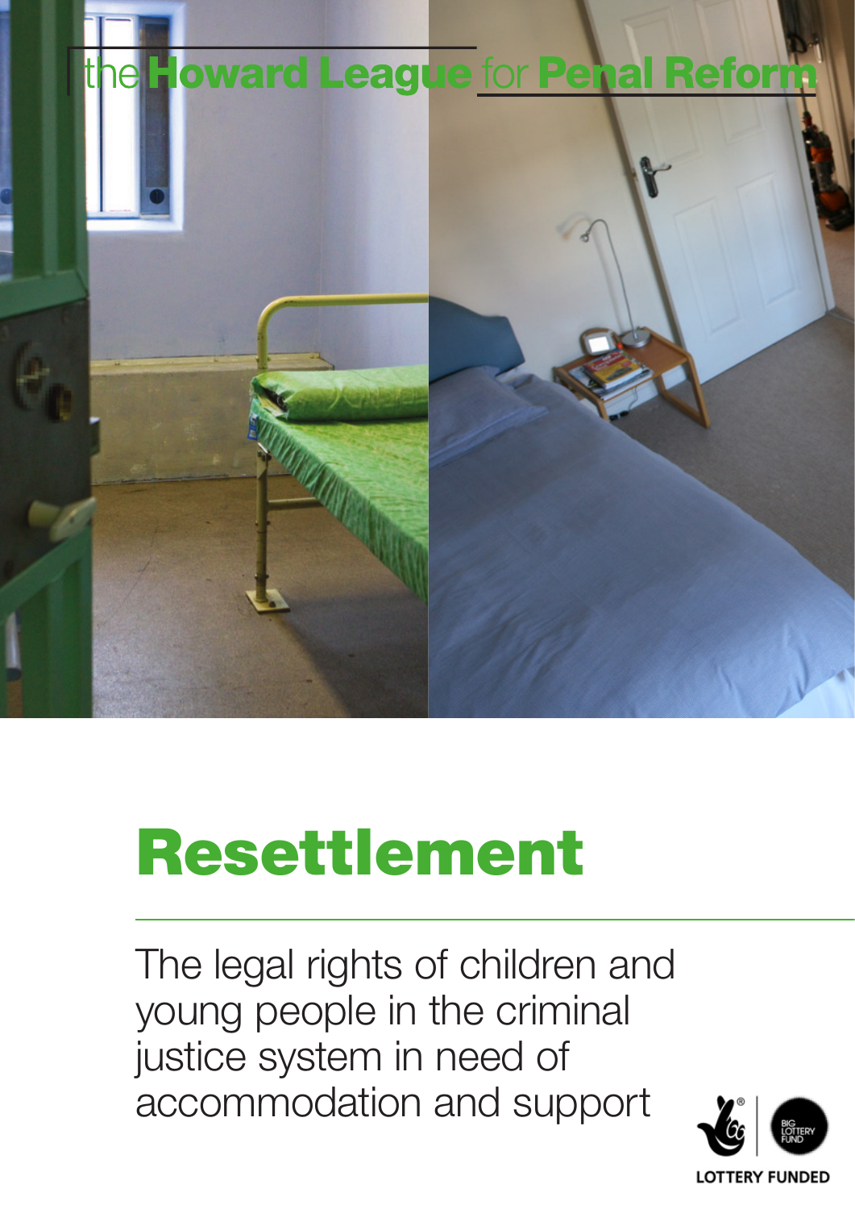the **Howard League** for **Penal Reform**

# Resettlement

The legal rights of children and young people in the criminal justice system in need of accommodation and support

LOTTERY FUNDED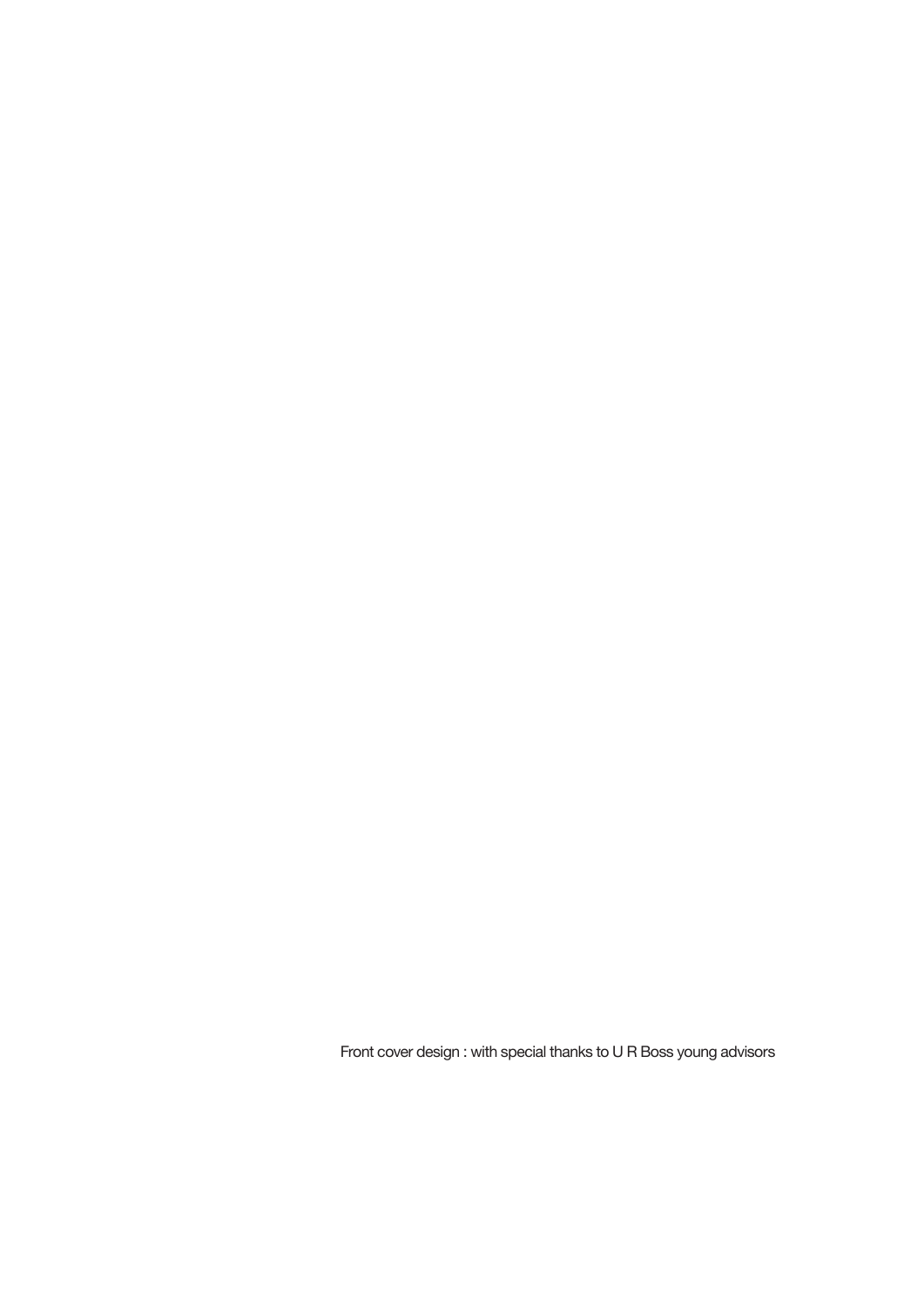Front cover design : with special thanks to U R Boss young advisors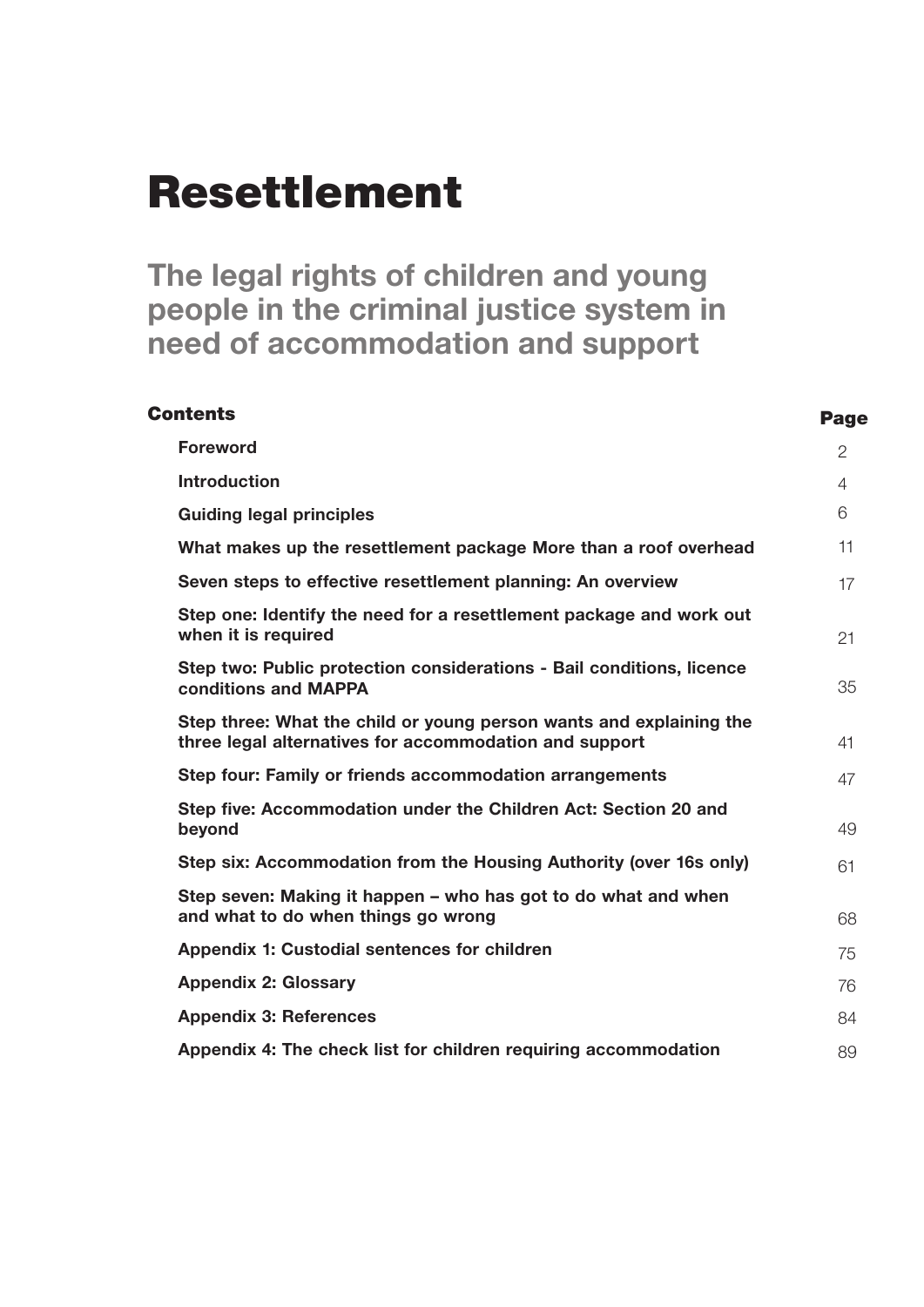# Resettlement

## The legal rights of children and young people in the criminal justice system in need of accommodation and support

| **Contents** | **Page** |
| --- | --- |
| **Foreword** | 2 |
| **Introduction** | 4 |
| **Guiding legal principles** | 6 |
| **What makes up the resettlement package More than a roof overhead** | 11 |
| **Seven steps to effective resettlement planning: An overview** | 17 |
| **Step one: Identify the need for a resettlement package and work out when it is required** | 21 |
| **Step two: Public protection considerations - Bail conditions, licence conditions and MAPPA** | 35 |
| **Step three: What the child or young person wants and explaining the three legal alternatives for accommodation and support** | 41 |
| **Step four: Family or friends accommodation arrangements** | 47 |
| **Step five: Accommodation under the Children Act: Section 20 and beyond** | 49 |
| **Step six: Accommodation from the Housing Authority (over 16s only)** | 61 |
| **Step seven: Making it happen – who has got to do what and when and what to do when things go wrong** | 68 |
| **Appendix 1: Custodial sentences for children** | 75 |
| **Appendix 2: Glossary** | 76 |
| **Appendix 3: References** | 84 |
| **Appendix 4: The check list for children requiring accommodation** | 89 |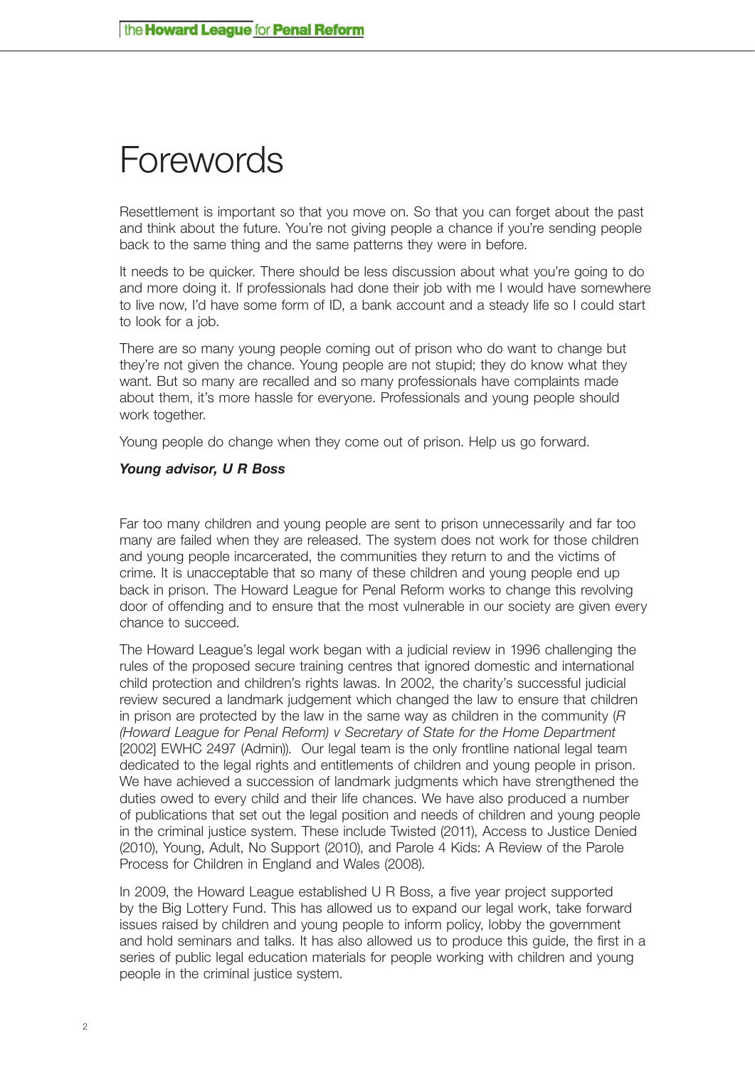# Forewords

Resettlement is important so that you move on. So that you can forget about the past and think about the future. You're not giving people a chance if you're sending people back to the same thing and the same patterns they were in before.

It needs to be quicker. There should be less discussion about what you're going to do and more doing it. If professionals had done their job with me I would have somewhere to live now, I'd have some form of ID, a bank account and a steady life so I could start to look for a job.

There are so many young people coming out of prison who do want to change but they're not given the chance. Young people are not stupid; they do know what they want. But so many are recalled and so many professionals have complaints made about them, it's more hassle for everyone. Professionals and young people should work together.

Young people do change when they come out of prison. Help us go forward.

***Young advisor, U R Boss***

Far too many children and young people are sent to prison unnecessarily and far too many are failed when they are released. The system does not work for those children and young people incarcerated, the communities they return to and the victims of crime. It is unacceptable that so many of these children and young people end up back in prison. The Howard League for Penal Reform works to change this revolving door of offending and to ensure that the most vulnerable in our society are given every chance to succeed.

The Howard League's legal work began with a judicial review in 1996 challenging the rules of the proposed secure training centres that ignored domestic and international child protection and children's rights lawas. In 2002, the charity's successful judicial review secured a landmark judgement which changed the law to ensure that children in prison are protected by the law in the same way as children in the community (*R (Howard League for Penal Reform) v Secretary of State for the Home Department* [2002] EWHC 2497 (Admin)). Our legal team is the only frontline national legal team dedicated to the legal rights and entitlements of children and young people in prison. We have achieved a succession of landmark judgments which have strengthened the duties owed to every child and their life chances. We have also produced a number of publications that set out the legal position and needs of children and young people in the criminal justice system. These include Twisted (2011), Access to Justice Denied (2010), Young, Adult, No Support (2010), and Parole 4 Kids: A Review of the Parole Process for Children in England and Wales (2008).

In 2009, the Howard League established U R Boss, a five year project supported by the Big Lottery Fund. This has allowed us to expand our legal work, take forward issues raised by children and young people to inform policy, lobby the government and hold seminars and talks. It has also allowed us to produce this guide, the first in a series of public legal education materials for people working with children and young people in the criminal justice system.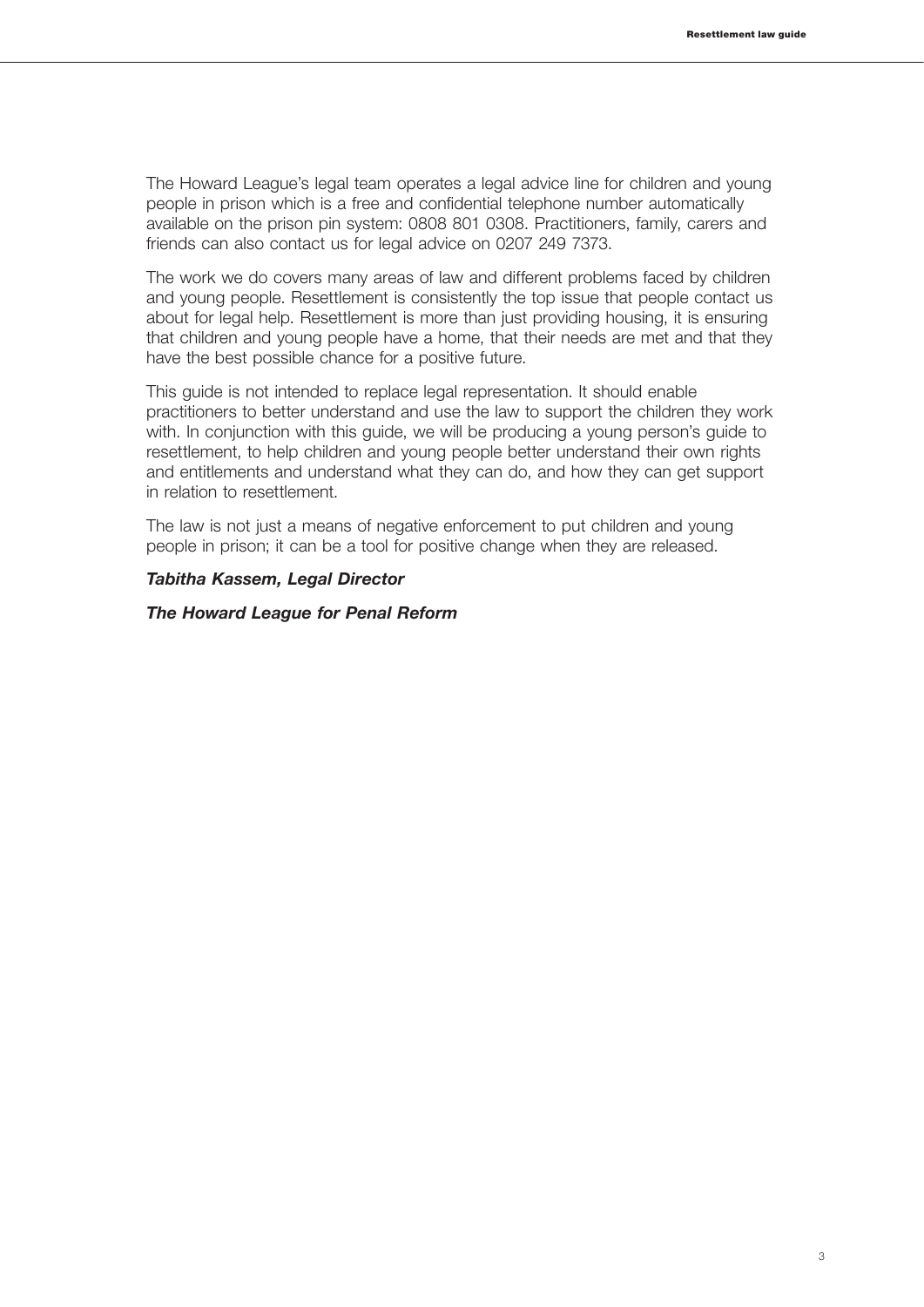The Howard League's legal team operates a legal advice line for children and young people in prison which is a free and confidential telephone number automatically available on the prison pin system: 0808 801 0308. Practitioners, family, carers and friends can also contact us for legal advice on 0207 249 7373.

The work we do covers many areas of law and different problems faced by children and young people. Resettlement is consistently the top issue that people contact us about for legal help. Resettlement is more than just providing housing, it is ensuring that children and young people have a home, that their needs are met and that they have the best possible chance for a positive future.

This guide is not intended to replace legal representation. It should enable practitioners to better understand and use the law to support the children they work with. In conjunction with this guide, we will be producing a young person's guide to resettlement, to help children and young people better understand their own rights and entitlements and understand what they can do, and how they can get support in relation to resettlement.

The law is not just a means of negative enforcement to put children and young people in prison; it can be a tool for positive change when they are released.

***Tabitha Kassem, Legal Director***

***The Howard League for Penal Reform***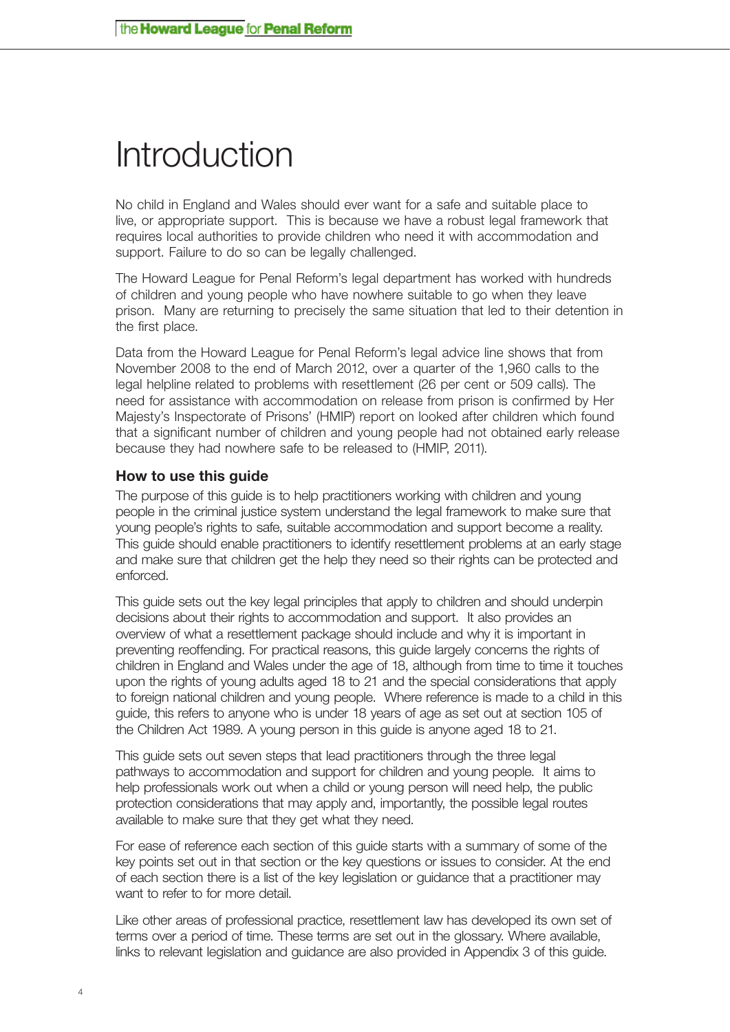# Introduction

No child in England and Wales should ever want for a safe and suitable place to live, or appropriate support. This is because we have a robust legal framework that requires local authorities to provide children who need it with accommodation and support. Failure to do so can be legally challenged.

The Howard League for Penal Reform's legal department has worked with hundreds of children and young people who have nowhere suitable to go when they leave prison. Many are returning to precisely the same situation that led to their detention in the first place.

Data from the Howard League for Penal Reform's legal advice line shows that from November 2008 to the end of March 2012, over a quarter of the 1,960 calls to the legal helpline related to problems with resettlement (26 per cent or 509 calls). The need for assistance with accommodation on release from prison is confirmed by Her Majesty's Inspectorate of Prisons' (HMIP) report on looked after children which found that a significant number of children and young people had not obtained early release because they had nowhere safe to be released to (HMIP, 2011).

### How to use this guide

The purpose of this guide is to help practitioners working with children and young people in the criminal justice system understand the legal framework to make sure that young people's rights to safe, suitable accommodation and support become a reality. This guide should enable practitioners to identify resettlement problems at an early stage and make sure that children get the help they need so their rights can be protected and enforced.

This guide sets out the key legal principles that apply to children and should underpin decisions about their rights to accommodation and support. It also provides an overview of what a resettlement package should include and why it is important in preventing reoffending. For practical reasons, this guide largely concerns the rights of children in England and Wales under the age of 18, although from time to time it touches upon the rights of young adults aged 18 to 21 and the special considerations that apply to foreign national children and young people. Where reference is made to a child in this guide, this refers to anyone who is under 18 years of age as set out at section 105 of the Children Act 1989. A young person in this guide is anyone aged 18 to 21.

This guide sets out seven steps that lead practitioners through the three legal pathways to accommodation and support for children and young people. It aims to help professionals work out when a child or young person will need help, the public protection considerations that may apply and, importantly, the possible legal routes available to make sure that they get what they need.

For ease of reference each section of this guide starts with a summary of some of the key points set out in that section or the key questions or issues to consider. At the end of each section there is a list of the key legislation or guidance that a practitioner may want to refer to for more detail.

Like other areas of professional practice, resettlement law has developed its own set of terms over a period of time. These terms are set out in the glossary. Where available, links to relevant legislation and guidance are also provided in Appendix 3 of this guide.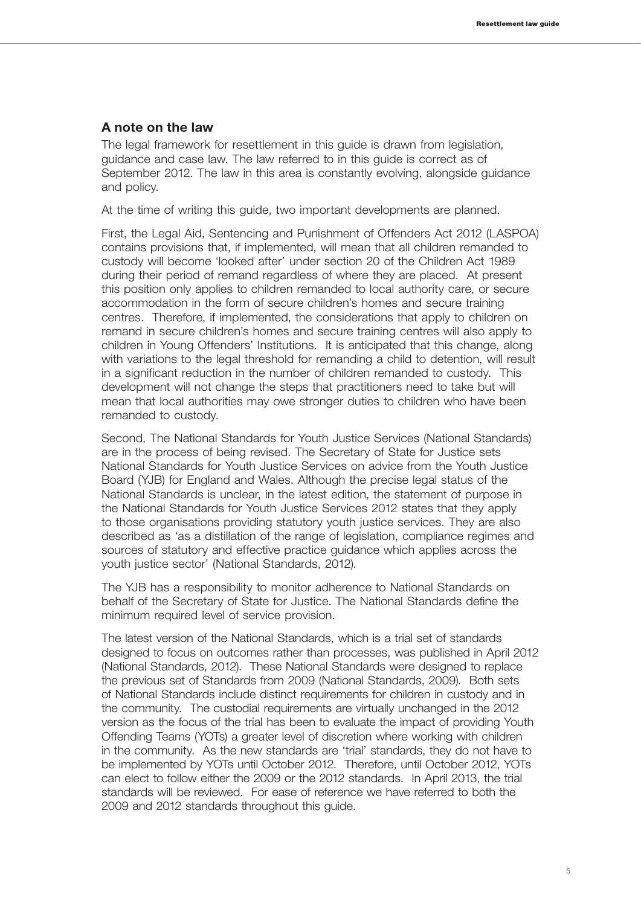## A note on the law

The legal framework for resettlement in this guide is drawn from legislation, guidance and case law. The law referred to in this guide is correct as of September 2012. The law in this area is constantly evolving, alongside guidance and policy.

At the time of writing this guide, two important developments are planned.

First, the Legal Aid, Sentencing and Punishment of Offenders Act 2012 (LASPOA) contains provisions that, if implemented, will mean that all children remanded to custody will become 'looked after' under section 20 of the Children Act 1989 during their period of remand regardless of where they are placed. At present this position only applies to children remanded to local authority care, or secure accommodation in the form of secure children's homes and secure training centres. Therefore, if implemented, the considerations that apply to children on remand in secure children's homes and secure training centres will also apply to children in Young Offenders' Institutions. It is anticipated that this change, along with variations to the legal threshold for remanding a child to detention, will result in a significant reduction in the number of children remanded to custody. This development will not change the steps that practitioners need to take but will mean that local authorities may owe stronger duties to children who have been remanded to custody.

Second, The National Standards for Youth Justice Services (National Standards) are in the process of being revised. The Secretary of State for Justice sets National Standards for Youth Justice Services on advice from the Youth Justice Board (YJB) for England and Wales. Although the precise legal status of the National Standards is unclear, in the latest edition, the statement of purpose in the National Standards for Youth Justice Services 2012 states that they apply to those organisations providing statutory youth justice services. They are also described as 'as a distillation of the range of legislation, compliance regimes and sources of statutory and effective practice guidance which applies across the youth justice sector' (National Standards, 2012).

The YJB has a responsibility to monitor adherence to National Standards on behalf of the Secretary of State for Justice. The National Standards define the minimum required level of service provision.

The latest version of the National Standards, which is a trial set of standards designed to focus on outcomes rather than processes, was published in April 2012 (National Standards, 2012). These National Standards were designed to replace the previous set of Standards from 2009 (National Standards, 2009). Both sets of National Standards include distinct requirements for children in custody and in the community. The custodial requirements are virtually unchanged in the 2012 version as the focus of the trial has been to evaluate the impact of providing Youth Offending Teams (YOTs) a greater level of discretion where working with children in the community. As the new standards are 'trial' standards, they do not have to be implemented by YOTs until October 2012. Therefore, until October 2012, YOTs can elect to follow either the 2009 or the 2012 standards. In April 2013, the trial standards will be reviewed. For ease of reference we have referred to both the 2009 and 2012 standards throughout this guide.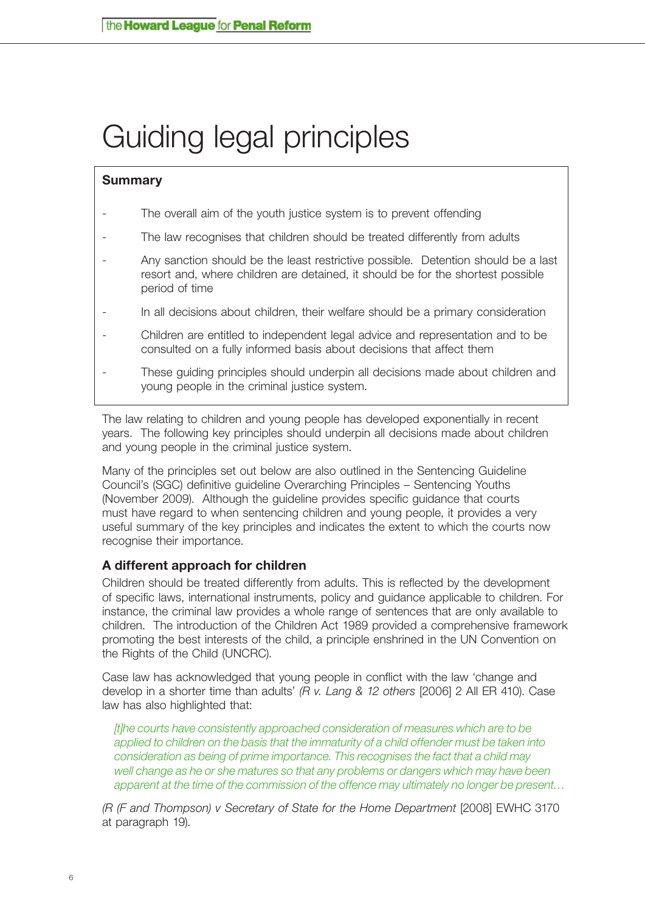# Guiding legal principles

**Summary**

- The overall aim of the youth justice system is to prevent offending
- The law recognises that children should be treated differently from adults
- Any sanction should be the least restrictive possible. Detention should be a last resort and, where children are detained, it should be for the shortest possible period of time
- In all decisions about children, their welfare should be a primary consideration
- Children are entitled to independent legal advice and representation and to be consulted on a fully informed basis about decisions that affect them
- These guiding principles should underpin all decisions made about children and young people in the criminal justice system.

The law relating to children and young people has developed exponentially in recent years. The following key principles should underpin all decisions made about children and young people in the criminal justice system.

Many of the principles set out below are also outlined in the Sentencing Guideline Council's (SGC) definitive guideline Overarching Principles – Sentencing Youths (November 2009). Although the guideline provides specific guidance that courts must have regard to when sentencing children and young people, it provides a very useful summary of the key principles and indicates the extent to which the courts now recognise their importance.

### A different approach for children

Children should be treated differently from adults. This is reflected by the development of specific laws, international instruments, policy and guidance applicable to children. For instance, the criminal law provides a whole range of sentences that are only available to children. The introduction of the Children Act 1989 provided a comprehensive framework promoting the best interests of the child, a principle enshrined in the UN Convention on the Rights of the Child (UNCRC).

Case law has acknowledged that young people in conflict with the law 'change and develop in a shorter time than adults' *(R v. Lang & 12 others* [2006] 2 All ER 410). Case law has also highlighted that:

> *[t]he courts have consistently approached consideration of measures which are to be applied to children on the basis that the immaturity of a child offender must be taken into consideration as being of prime importance. This recognises the fact that a child may well change as he or she matures so that any problems or dangers which may have been apparent at the time of the commission of the offence may ultimately no longer be present…*

*(R (F and Thompson) v Secretary of State for the Home Department* [2008] EWHC 3170 at paragraph 19).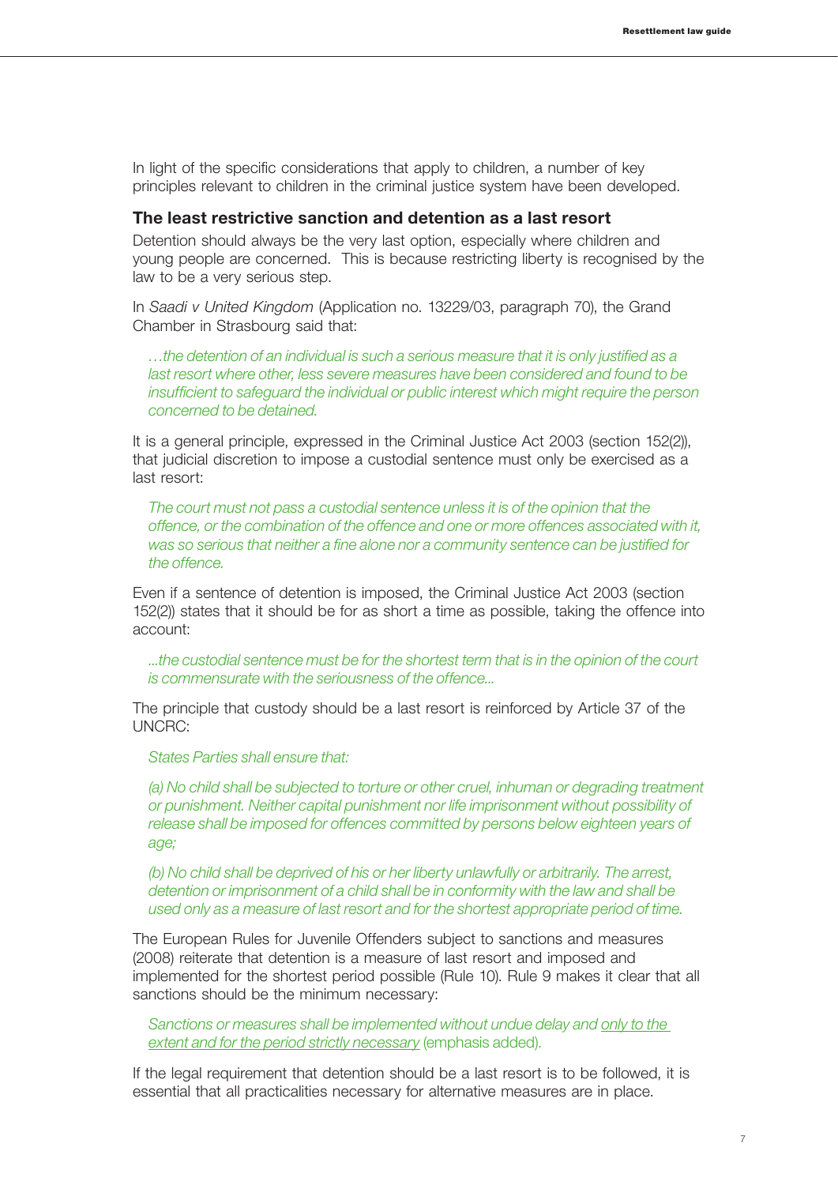In light of the specific considerations that apply to children, a number of key principles relevant to children in the criminal justice system have been developed.

## The least restrictive sanction and detention as a last resort

Detention should always be the very last option, especially where children and young people are concerned. This is because restricting liberty is recognised by the law to be a very serious step.

In *Saadi v United Kingdom* (Application no. 13229/03, paragraph 70), the Grand Chamber in Strasbourg said that:

> *…the detention of an individual is such a serious measure that it is only justified as a last resort where other, less severe measures have been considered and found to be insufficient to safeguard the individual or public interest which might require the person concerned to be detained.*

It is a general principle, expressed in the Criminal Justice Act 2003 (section 152(2)), that judicial discretion to impose a custodial sentence must only be exercised as a last resort:

> *The court must not pass a custodial sentence unless it is of the opinion that the offence, or the combination of the offence and one or more offences associated with it, was so serious that neither a fine alone nor a community sentence can be justified for the offence.*

Even if a sentence of detention is imposed, the Criminal Justice Act 2003 (section 152(2)) states that it should be for as short a time as possible, taking the offence into account:

> *...the custodial sentence must be for the shortest term that is in the opinion of the court is commensurate with the seriousness of the offence...*

The principle that custody should be a last resort is reinforced by Article 37 of the UNCRC:

> *States Parties shall ensure that:*
>
> *(a) No child shall be subjected to torture or other cruel, inhuman or degrading treatment or punishment. Neither capital punishment nor life imprisonment without possibility of release shall be imposed for offences committed by persons below eighteen years of age;*
>
> *(b) No child shall be deprived of his or her liberty unlawfully or arbitrarily. The arrest, detention or imprisonment of a child shall be in conformity with the law and shall be used only as a measure of last resort and for the shortest appropriate period of time.*

The European Rules for Juvenile Offenders subject to sanctions and measures (2008) reiterate that detention is a measure of last resort and imposed and implemented for the shortest period possible (Rule 10). Rule 9 makes it clear that all sanctions should be the minimum necessary:

> *Sanctions or measures shall be implemented without undue delay and <u>only to the extent and for the period strictly necessary</u>* (emphasis added).

If the legal requirement that detention should be a last resort is to be followed, it is essential that all practicalities necessary for alternative measures are in place.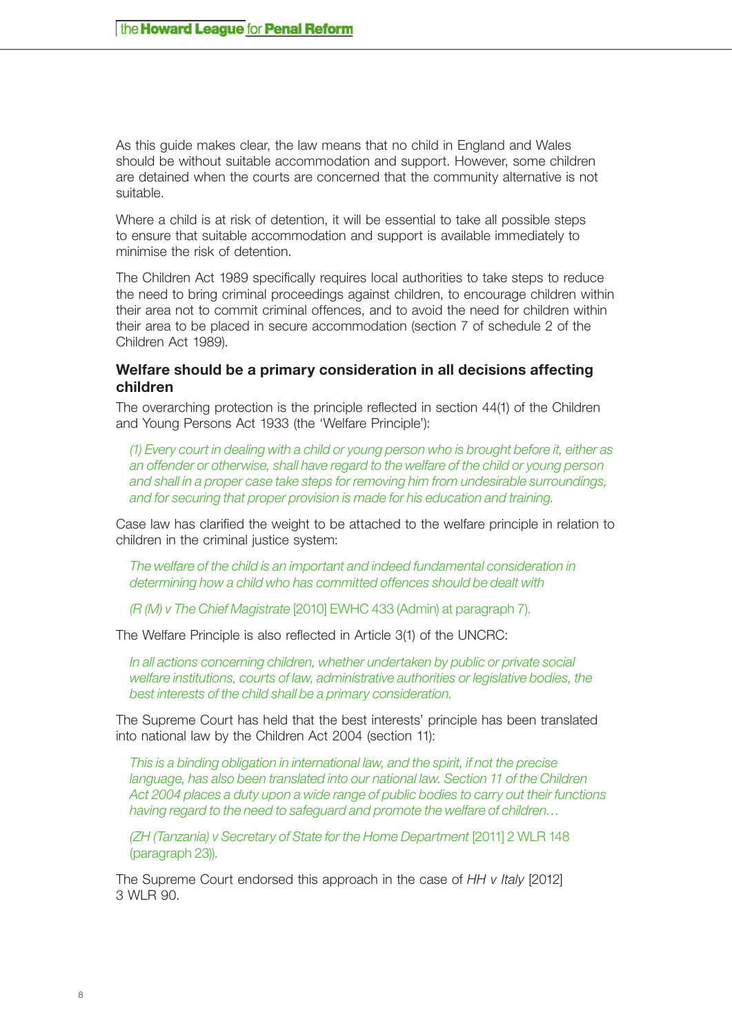As this guide makes clear, the law means that no child in England and Wales should be without suitable accommodation and support. However, some children are detained when the courts are concerned that the community alternative is not suitable.

Where a child is at risk of detention, it will be essential to take all possible steps to ensure that suitable accommodation and support is available immediately to minimise the risk of detention.

The Children Act 1989 specifically requires local authorities to take steps to reduce the need to bring criminal proceedings against children, to encourage children within their area not to commit criminal offences, and to avoid the need for children within their area to be placed in secure accommodation (section 7 of schedule 2 of the Children Act 1989).

### Welfare should be a primary consideration in all decisions affecting children

The overarching protection is the principle reflected in section 44(1) of the Children and Young Persons Act 1933 (the 'Welfare Principle'):

> *(1) Every court in dealing with a child or young person who is brought before it, either as an offender or otherwise, shall have regard to the welfare of the child or young person and shall in a proper case take steps for removing him from undesirable surroundings, and for securing that proper provision is made for his education and training.*

Case law has clarified the weight to be attached to the welfare principle in relation to children in the criminal justice system:

> *The welfare of the child is an important and indeed fundamental consideration in determining how a child who has committed offences should be dealt with*
>
> (*R (M) v The Chief Magistrate* [2010] EWHC 433 (Admin) at paragraph 7).

The Welfare Principle is also reflected in Article 3(1) of the UNCRC:

> *In all actions concerning children, whether undertaken by public or private social welfare institutions, courts of law, administrative authorities or legislative bodies, the best interests of the child shall be a primary consideration.*

The Supreme Court has held that the best interests' principle has been translated into national law by the Children Act 2004 (section 11):

> *This is a binding obligation in international law, and the spirit, if not the precise language, has also been translated into our national law. Section 11 of the Children Act 2004 places a duty upon a wide range of public bodies to carry out their functions having regard to the need to safeguard and promote the welfare of children…*
>
> (*ZH (Tanzania) v Secretary of State for the Home Department* [2011] 2 WLR 148 (paragraph 23)).

The Supreme Court endorsed this approach in the case of *HH v Italy* [2012] 3 WLR 90.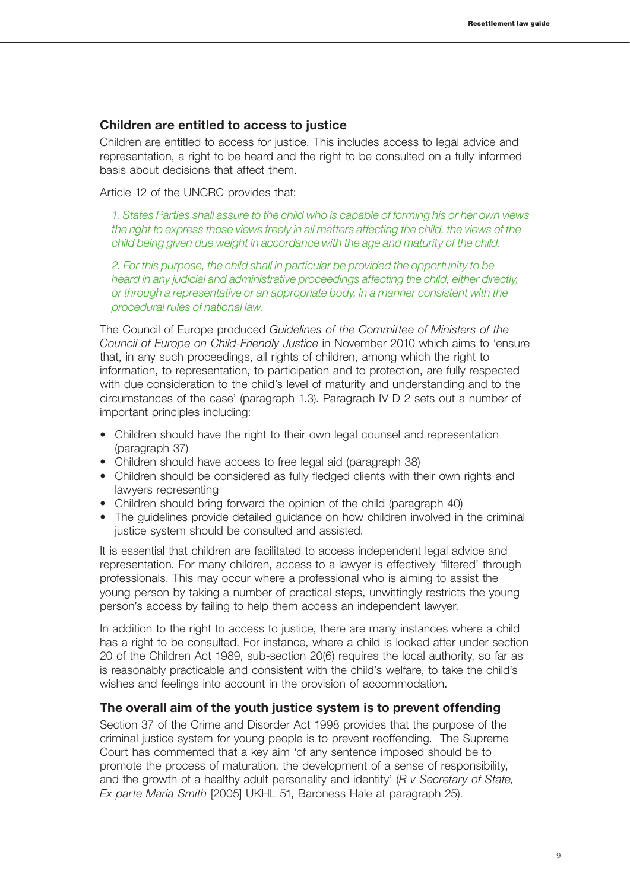### Children are entitled to access to justice

Children are entitled to access for justice. This includes access to legal advice and representation, a right to be heard and the right to be consulted on a fully informed basis about decisions that affect them.

Article 12 of the UNCRC provides that:

> *1. States Parties shall assure to the child who is capable of forming his or her own views the right to express those views freely in all matters affecting the child, the views of the child being given due weight in accordance with the age and maturity of the child.*
>
> *2. For this purpose, the child shall in particular be provided the opportunity to be heard in any judicial and administrative proceedings affecting the child, either directly, or through a representative or an appropriate body, in a manner consistent with the procedural rules of national law.*

The Council of Europe produced *Guidelines of the Committee of Ministers of the Council of Europe on Child-Friendly Justice* in November 2010 which aims to 'ensure that, in any such proceedings, all rights of children, among which the right to information, to representation, to participation and to protection, are fully respected with due consideration to the child's level of maturity and understanding and to the circumstances of the case' (paragraph 1.3). Paragraph IV D 2 sets out a number of important principles including:

- Children should have the right to their own legal counsel and representation (paragraph 37)
- Children should have access to free legal aid (paragraph 38)
- Children should be considered as fully fledged clients with their own rights and lawyers representing
- Children should bring forward the opinion of the child (paragraph 40)
- The guidelines provide detailed guidance on how children involved in the criminal justice system should be consulted and assisted.

It is essential that children are facilitated to access independent legal advice and representation. For many children, access to a lawyer is effectively 'filtered' through professionals. This may occur where a professional who is aiming to assist the young person by taking a number of practical steps, unwittingly restricts the young person's access by failing to help them access an independent lawyer.

In addition to the right to access to justice, there are many instances where a child has a right to be consulted. For instance, where a child is looked after under section 20 of the Children Act 1989, sub-section 20(6) requires the local authority, so far as is reasonably practicable and consistent with the child's welfare, to take the child's wishes and feelings into account in the provision of accommodation.

### The overall aim of the youth justice system is to prevent offending

Section 37 of the Crime and Disorder Act 1998 provides that the purpose of the criminal justice system for young people is to prevent reoffending. The Supreme Court has commented that a key aim 'of any sentence imposed should be to promote the process of maturation, the development of a sense of responsibility, and the growth of a healthy adult personality and identity' (*R v Secretary of State, Ex parte Maria Smith* [2005] UKHL 51, Baroness Hale at paragraph 25).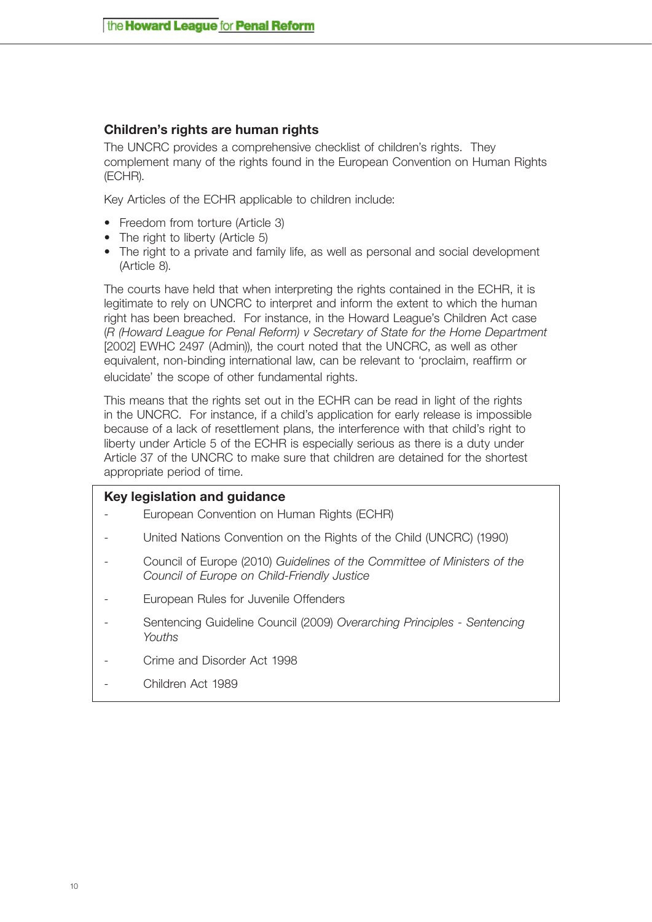## Children's rights are human rights

The UNCRC provides a comprehensive checklist of children's rights. They complement many of the rights found in the European Convention on Human Rights (ECHR).

Key Articles of the ECHR applicable to children include:

- Freedom from torture (Article 3)
- The right to liberty (Article 5)
- The right to a private and family life, as well as personal and social development (Article 8).

The courts have held that when interpreting the rights contained in the ECHR, it is legitimate to rely on UNCRC to interpret and inform the extent to which the human right has been breached. For instance, in the Howard League's Children Act case (*R (Howard League for Penal Reform) v Secretary of State for the Home Department* [2002] EWHC 2497 (Admin)), the court noted that the UNCRC, as well as other equivalent, non-binding international law, can be relevant to 'proclaim, reaffirm or elucidate' the scope of other fundamental rights.

This means that the rights set out in the ECHR can be read in light of the rights in the UNCRC. For instance, if a child's application for early release is impossible because of a lack of resettlement plans, the interference with that child's right to liberty under Article 5 of the ECHR is especially serious as there is a duty under Article 37 of the UNCRC to make sure that children are detained for the shortest appropriate period of time.

### Key legislation and guidance

- European Convention on Human Rights (ECHR)
- United Nations Convention on the Rights of the Child (UNCRC) (1990)
- Council of Europe (2010) *Guidelines of the Committee of Ministers of the Council of Europe on Child-Friendly Justice*
- European Rules for Juvenile Offenders
- Sentencing Guideline Council (2009) *Overarching Principles - Sentencing Youths*
- Crime and Disorder Act 1998
- Children Act 1989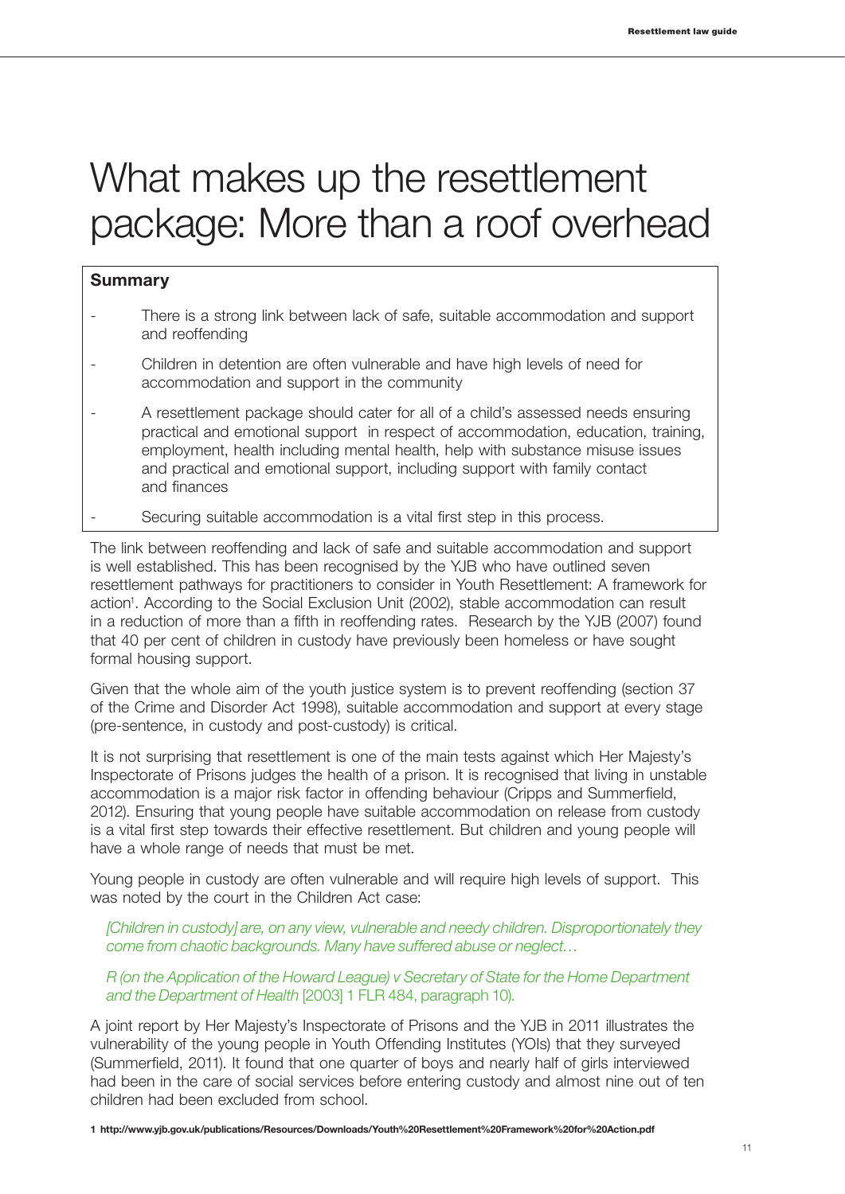# What makes up the resettlement package: More than a roof overhead

**Summary**

- There is a strong link between lack of safe, suitable accommodation and support and reoffending
- Children in detention are often vulnerable and have high levels of need for accommodation and support in the community
- A resettlement package should cater for all of a child's assessed needs ensuring practical and emotional support in respect of accommodation, education, training, employment, health including mental health, help with substance misuse issues and practical and emotional support, including support with family contact and finances
- Securing suitable accommodation is a vital first step in this process.

The link between reoffending and lack of safe and suitable accommodation and support is well established. This has been recognised by the YJB who have outlined seven resettlement pathways for practitioners to consider in Youth Resettlement: A framework for action[1]. According to the Social Exclusion Unit (2002), stable accommodation can result in a reduction of more than a fifth in reoffending rates. Research by the YJB (2007) found that 40 per cent of children in custody have previously been homeless or have sought formal housing support.

Given that the whole aim of the youth justice system is to prevent reoffending (section 37 of the Crime and Disorder Act 1998), suitable accommodation and support at every stage (pre-sentence, in custody and post-custody) is critical.

It is not surprising that resettlement is one of the main tests against which Her Majesty's Inspectorate of Prisons judges the health of a prison. It is recognised that living in unstable accommodation is a major risk factor in offending behaviour (Cripps and Summerfield, 2012). Ensuring that young people have suitable accommodation on release from custody is a vital first step towards their effective resettlement. But children and young people will have a whole range of needs that must be met.

Young people in custody are often vulnerable and will require high levels of support. This was noted by the court in the Children Act case:

> *[Children in custody] are, on any view, vulnerable and needy children. Disproportionately they come from chaotic backgrounds. Many have suffered abuse or neglect…*
>
> *R (on the Application of the Howard League) v Secretary of State for the Home Department and the Department of Health* [2003] 1 FLR 484, paragraph 10).

A joint report by Her Majesty's Inspectorate of Prisons and the YJB in 2011 illustrates the vulnerability of the young people in Youth Offending Institutes (YOIs) that they surveyed (Summerfield, 2011). It found that one quarter of boys and nearly half of girls interviewed had been in the care of social services before entering custody and almost nine out of ten children had been excluded from school.

**1 http://www.yjb.gov.uk/publications/Resources/Downloads/Youth%20Resettlement%20Framework%20for%20Action.pdf**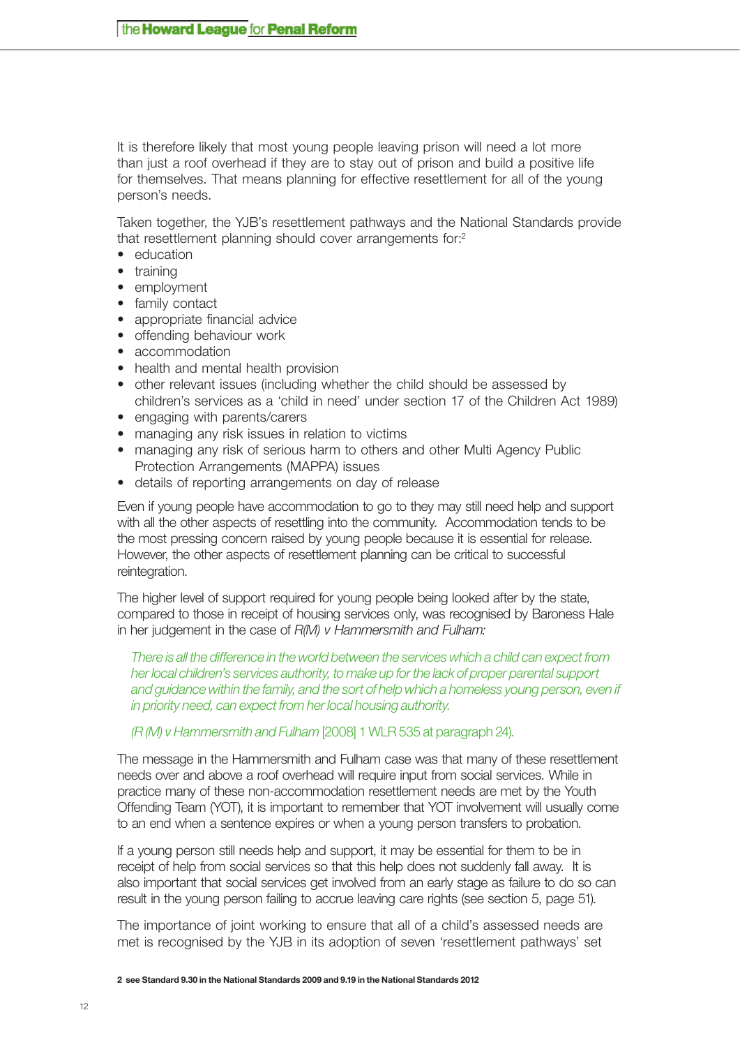It is therefore likely that most young people leaving prison will need a lot more than just a roof overhead if they are to stay out of prison and build a positive life for themselves. That means planning for effective resettlement for all of the young person's needs.

Taken together, the YJB's resettlement pathways and the National Standards provide that resettlement planning should cover arrangements for:[2]

- education
- training
- employment
- family contact
- appropriate financial advice
- offending behaviour work
- accommodation
- health and mental health provision
- other relevant issues (including whether the child should be assessed by children's services as a 'child in need' under section 17 of the Children Act 1989)
- engaging with parents/carers
- managing any risk issues in relation to victims
- managing any risk of serious harm to others and other Multi Agency Public Protection Arrangements (MAPPA) issues
- details of reporting arrangements on day of release

Even if young people have accommodation to go to they may still need help and support with all the other aspects of resettling into the community. Accommodation tends to be the most pressing concern raised by young people because it is essential for release. However, the other aspects of resettlement planning can be critical to successful reintegration.

The higher level of support required for young people being looked after by the state, compared to those in receipt of housing services only, was recognised by Baroness Hale in her judgement in the case of *R(M) v Hammersmith and Fulham:*

> *There is all the difference in the world between the services which a child can expect from her local children's services authority, to make up for the lack of proper parental support and guidance within the family, and the sort of help which a homeless young person, even if in priority need, can expect from her local housing authority.*
>
> (*R (M) v Hammersmith and Fulham* [2008] 1 WLR 535 at paragraph 24).

The message in the Hammersmith and Fulham case was that many of these resettlement needs over and above a roof overhead will require input from social services. While in practice many of these non-accommodation resettlement needs are met by the Youth Offending Team (YOT), it is important to remember that YOT involvement will usually come to an end when a sentence expires or when a young person transfers to probation.

If a young person still needs help and support, it may be essential for them to be in receipt of help from social services so that this help does not suddenly fall away. It is also important that social services get involved from an early stage as failure to do so can result in the young person failing to accrue leaving care rights (see section 5, page 51).

The importance of joint working to ensure that all of a child's assessed needs are met is recognised by the YJB in its adoption of seven 'resettlement pathways' set

**2 see Standard 9.30 in the National Standards 2009 and 9.19 in the National Standards 2012**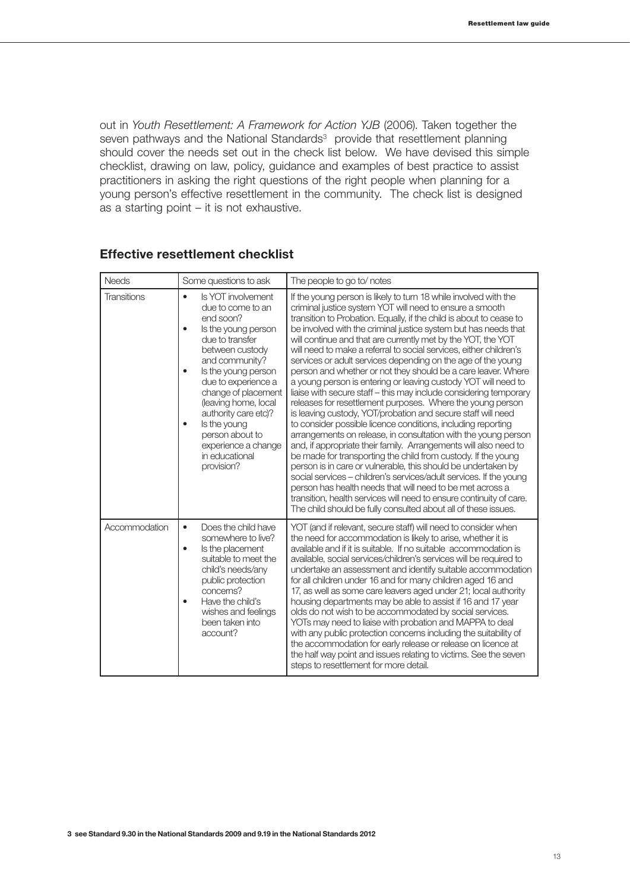out in *Youth Resettlement: A Framework for Action YJB* (2006). Taken together the seven pathways and the National Standards[3] provide that resettlement planning should cover the needs set out in the check list below. We have devised this simple checklist, drawing on law, policy, guidance and examples of best practice to assist practitioners in asking the right questions of the right people when planning for a young person's effective resettlement in the community. The check list is designed as a starting point – it is not exhaustive.

## Effective resettlement checklist

| Needs | Some questions to ask | The people to go to/ notes |
|---|---|---|
| Transitions | • Is YOT involvement due to come to an end soon?<br>• Is the young person due to transfer between custody and community?<br>• Is the young person due to experience a change of placement (leaving home, local authority care etc)?<br>• Is the young person about to experience a change in educational provision? | If the young person is likely to turn 18 while involved with the criminal justice system YOT will need to ensure a smooth transition to Probation. Equally, if the child is about to cease to be involved with the criminal justice system but has needs that will continue and that are currently met by the YOT, the YOT will need to make a referral to social services, either children's services or adult services depending on the age of the young person and whether or not they should be a care leaver. Where a young person is entering or leaving custody YOT will need to liaise with secure staff – this may include considering temporary releases for resettlement purposes. Where the young person is leaving custody, YOT/probation and secure staff will need to consider possible licence conditions, including reporting arrangements on release, in consultation with the young person and, if appropriate their family. Arrangements will also need to be made for transporting the child from custody. If the young person is in care or vulnerable, this should be undertaken by social services – children's services/adult services. If the young person has health needs that will need to be met across a transition, health services will need to ensure continuity of care. The child should be fully consulted about all of these issues. |
| Accommodation | • Does the child have somewhere to live?<br>• Is the placement suitable to meet the child's needs/any public protection concerns?<br>• Have the child's wishes and feelings been taken into account? | YOT (and if relevant, secure staff) will need to consider when the need for accommodation is likely to arise, whether it is available and if it is suitable. If no suitable accommodation is available, social services/children's services will be required to undertake an assessment and identify suitable accommodation for all children under 16 and for many children aged 16 and 17, as well as some care leavers aged under 21; local authority housing departments may be able to assist if 16 and 17 year olds do not wish to be accommodated by social services. YOTs may need to liaise with probation and MAPPA to deal with any public protection concerns including the suitability of the accommodation for early release or release on licence at the half way point and issues relating to victims. See the seven steps to resettlement for more detail. |

**3 see Standard 9.30 in the National Standards 2009 and 9.19 in the National Standards 2012**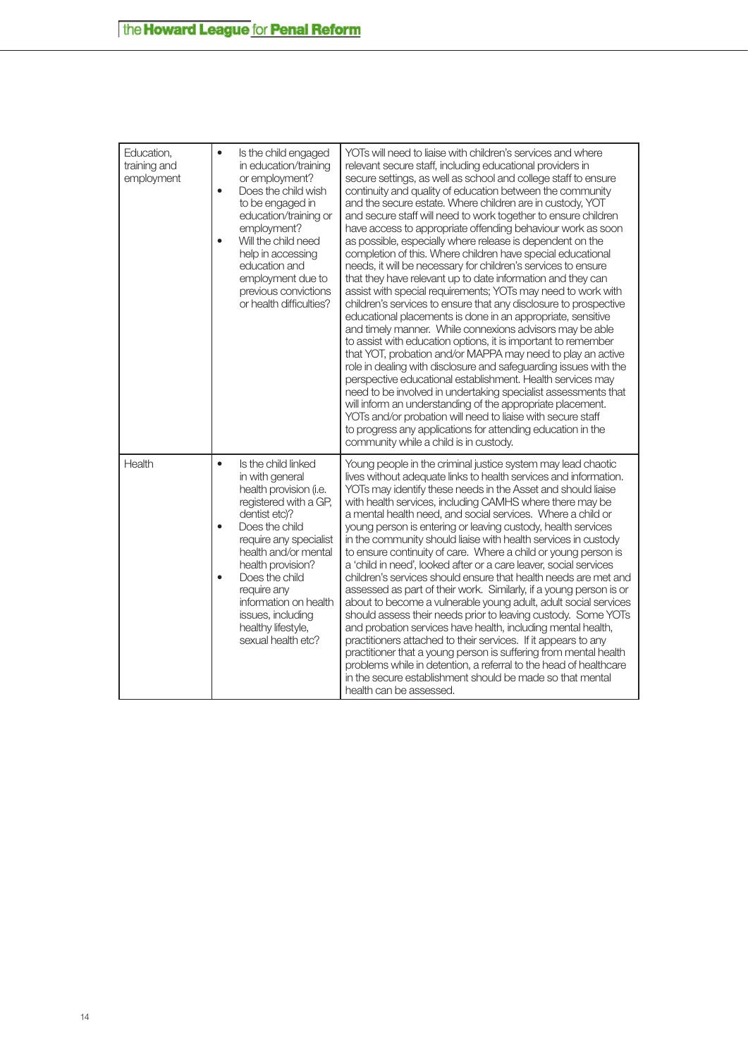| | | |
|---|---|---|
| Education, training and employment | • Is the child engaged in education/training or employment?<br>• Does the child wish to be engaged in education/training or employment?<br>• Will the child need help in accessing education and employment due to previous convictions or health difficulties? | YOTs will need to liaise with children's services and where relevant secure staff, including educational providers in secure settings, as well as school and college staff to ensure continuity and quality of education between the community and the secure estate. Where children are in custody, YOT and secure staff will need to work together to ensure children have access to appropriate offending behaviour work as soon as possible, especially where release is dependent on the completion of this. Where children have special educational needs, it will be necessary for children's services to ensure that they have relevant up to date information and they can assist with special requirements; YOTs may need to work with children's services to ensure that any disclosure to prospective educational placements is done in an appropriate, sensitive and timely manner. While connexions advisors may be able to assist with education options, it is important to remember that YOT, probation and/or MAPPA may need to play an active role in dealing with disclosure and safeguarding issues with the perspective educational establishment. Health services may need to be involved in undertaking specialist assessments that will inform an understanding of the appropriate placement. YOTs and/or probation will need to liaise with secure staff to progress any applications for attending education in the community while a child is in custody. |
| Health | • Is the child linked in with general health provision (i.e. registered with a GP, dentist etc)?<br>• Does the child require any specialist health and/or mental health provision?<br>• Does the child require any information on health issues, including healthy lifestyle, sexual health etc? | Young people in the criminal justice system may lead chaotic lives without adequate links to health services and information. YOTs may identify these needs in the Asset and should liaise with health services, including CAMHS where there may be a mental health need, and social services. Where a child or young person is entering or leaving custody, health services in the community should liaise with health services in custody to ensure continuity of care. Where a child or young person is a 'child in need', looked after or a care leaver, social services children's services should ensure that health needs are met and assessed as part of their work. Similarly, if a young person is or about to become a vulnerable young adult, adult social services should assess their needs prior to leaving custody. Some YOTs and probation services have health, including mental health, practitioners attached to their services. If it appears to any practitioner that a young person is suffering from mental health problems while in detention, a referral to the head of healthcare in the secure establishment should be made so that mental health can be assessed. |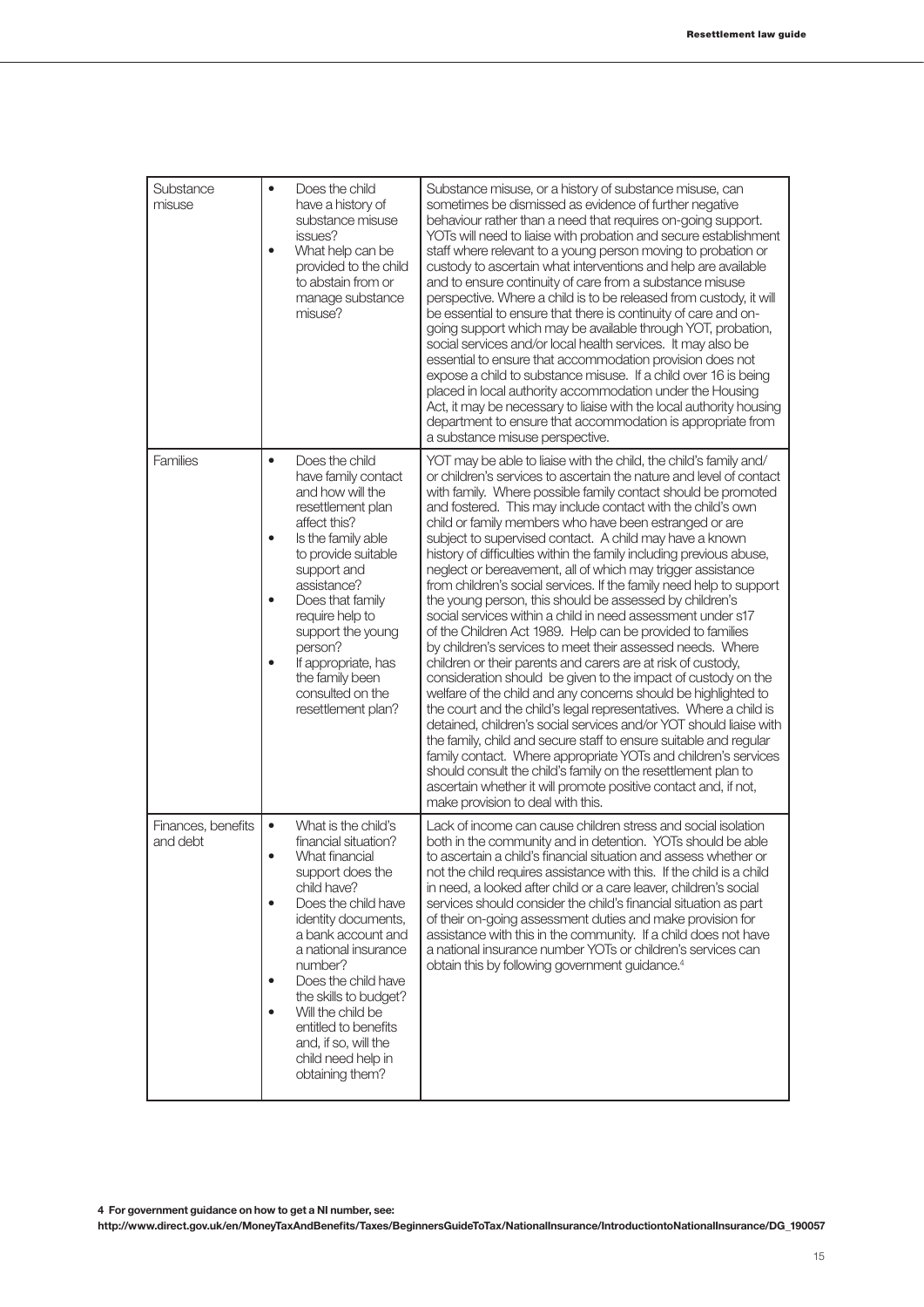| Substance misuse | <ul><li>Does the child have a history of substance misuse issues?</li><li>What help can be provided to the child to abstain from or manage substance misuse?</li></ul> | Substance misuse, or a history of substance misuse, can sometimes be dismissed as evidence of further negative behaviour rather than a need that requires on-going support. YOTs will need to liaise with probation and secure establishment staff where relevant to a young person moving to probation or custody to ascertain what interventions and help are available and to ensure continuity of care from a substance misuse perspective. Where a child is to be released from custody, it will be essential to ensure that there is continuity of care and on-going support which may be available through YOT, probation, social services and/or local health services. It may also be essential to ensure that accommodation provision does not expose a child to substance misuse. If a child over 16 is being placed in local authority accommodation under the Housing Act, it may be necessary to liaise with the local authority housing department to ensure that accommodation is appropriate from a substance misuse perspective. |
|---|---|---|
| Families | <ul><li>Does the child have family contact and how will the resettlement plan affect this?</li><li>Is the family able to provide suitable support and assistance?</li><li>Does that family require help to support the young person?</li><li>If appropriate, has the family been consulted on the resettlement plan?</li></ul> | YOT may be able to liaise with the child, the child's family and/or children's services to ascertain the nature and level of contact with family. Where possible family contact should be promoted and fostered. This may include contact with the child's own child or family members who have been estranged or are subject to supervised contact. A child may have a known history of difficulties within the family including previous abuse, neglect or bereavement, all of which may trigger assistance from children's social services. If the family need help to support the young person, this should be assessed by children's social services within a child in need assessment under s17 of the Children Act 1989. Help can be provided to families by children's services to meet their assessed needs. Where children or their parents and carers are at risk of custody, consideration should be given to the impact of custody on the welfare of the child and any concerns should be highlighted to the court and the child's legal representatives. Where a child is detained, children's social services and/or YOT should liaise with the family, child and secure staff to ensure suitable and regular family contact. Where appropriate YOTs and children's services should consult the child's family on the resettlement plan to ascertain whether it will promote positive contact and, if not, make provision to deal with this. |
| Finances, benefits and debt | <ul><li>What is the child's financial situation?</li><li>What financial support does the child have?</li><li>Does the child have identity documents, a bank account and a national insurance number?</li><li>Does the child have the skills to budget?</li><li>Will the child be entitled to benefits and, if so, will the child need help in obtaining them?</li></ul> | Lack of income can cause children stress and social isolation both in the community and in detention. YOTs should be able to ascertain a child's financial situation and assess whether or not the child requires assistance with this. If the child is a child in need, a looked after child or a care leaver, children's social services should consider the child's financial situation as part of their on-going assessment duties and make provision for assistance with this in the community. If a child does not have a national insurance number YOTs or children's services can obtain this by following government guidance.[4] |

**4 For government guidance on how to get a NI number, see: http://www.direct.gov.uk/en/MoneyTaxAndBenefits/Taxes/BeginnersGuideToTax/NationalInsurance/IntroductiontoNationalInsurance/DG_190057**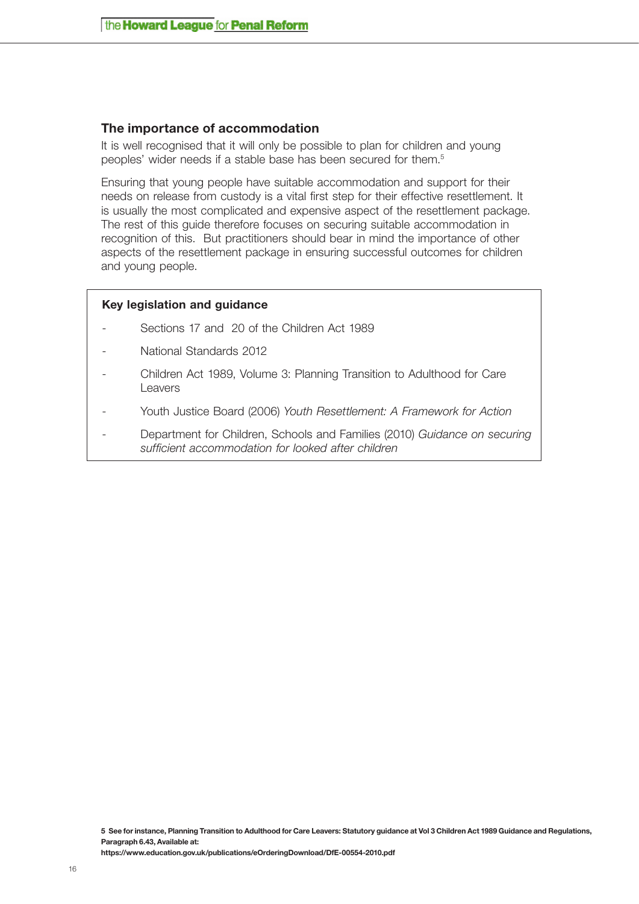## The importance of accommodation

It is well recognised that it will only be possible to plan for children and young peoples' wider needs if a stable base has been secured for them.[5]

Ensuring that young people have suitable accommodation and support for their needs on release from custody is a vital first step for their effective resettlement. It is usually the most complicated and expensive aspect of the resettlement package. The rest of this guide therefore focuses on securing suitable accommodation in recognition of this. But practitioners should bear in mind the importance of other aspects of the resettlement package in ensuring successful outcomes for children and young people.

**Key legislation and guidance**

- Sections 17 and 20 of the Children Act 1989
- National Standards 2012
- Children Act 1989, Volume 3: Planning Transition to Adulthood for Care Leavers
- Youth Justice Board (2006) *Youth Resettlement: A Framework for Action*
- Department for Children, Schools and Families (2010) *Guidance on securing sufficient accommodation for looked after children*

**5 See for instance, Planning Transition to Adulthood for Care Leavers: Statutory guidance at Vol 3 Children Act 1989 Guidance and Regulations, Paragraph 6.43, Available at: https://www.education.gov.uk/publications/eOrderingDownload/DfE-00554-2010.pdf**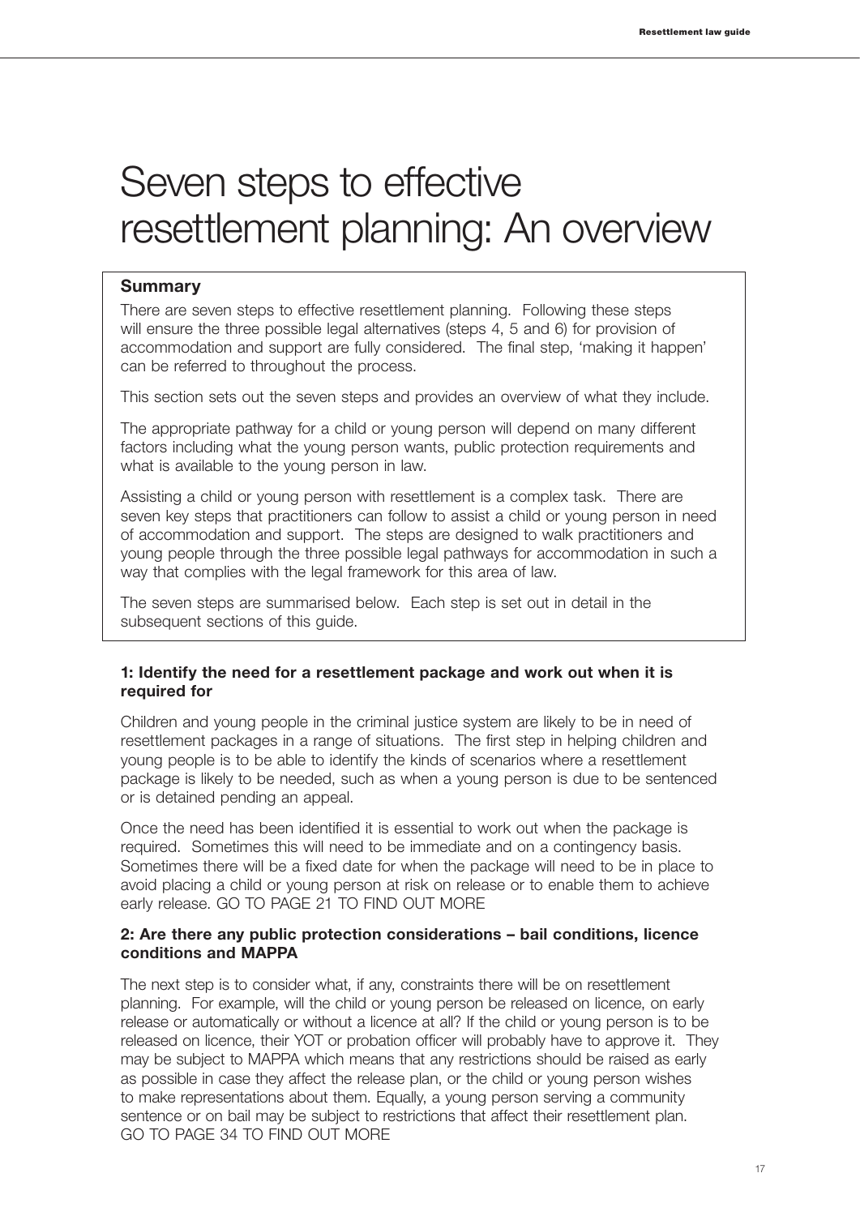# Seven steps to effective resettlement planning: An overview

**Summary**

There are seven steps to effective resettlement planning. Following these steps will ensure the three possible legal alternatives (steps 4, 5 and 6) for provision of accommodation and support are fully considered. The final step, 'making it happen' can be referred to throughout the process.

This section sets out the seven steps and provides an overview of what they include.

The appropriate pathway for a child or young person will depend on many different factors including what the young person wants, public protection requirements and what is available to the young person in law.

Assisting a child or young person with resettlement is a complex task. There are seven key steps that practitioners can follow to assist a child or young person in need of accommodation and support. The steps are designed to walk practitioners and young people through the three possible legal pathways for accommodation in such a way that complies with the legal framework for this area of law.

The seven steps are summarised below. Each step is set out in detail in the subsequent sections of this guide.

### 1: Identify the need for a resettlement package and work out when it is required for

Children and young people in the criminal justice system are likely to be in need of resettlement packages in a range of situations. The first step in helping children and young people is to be able to identify the kinds of scenarios where a resettlement package is likely to be needed, such as when a young person is due to be sentenced or is detained pending an appeal.

Once the need has been identified it is essential to work out when the package is required. Sometimes this will need to be immediate and on a contingency basis. Sometimes there will be a fixed date for when the package will need to be in place to avoid placing a child or young person at risk on release or to enable them to achieve early release. GO TO PAGE 21 TO FIND OUT MORE

### 2: Are there any public protection considerations – bail conditions, licence conditions and MAPPA

The next step is to consider what, if any, constraints there will be on resettlement planning. For example, will the child or young person be released on licence, on early release or automatically or without a licence at all? If the child or young person is to be released on licence, their YOT or probation officer will probably have to approve it. They may be subject to MAPPA which means that any restrictions should be raised as early as possible in case they affect the release plan, or the child or young person wishes to make representations about them. Equally, a young person serving a community sentence or on bail may be subject to restrictions that affect their resettlement plan. GO TO PAGE 34 TO FIND OUT MORE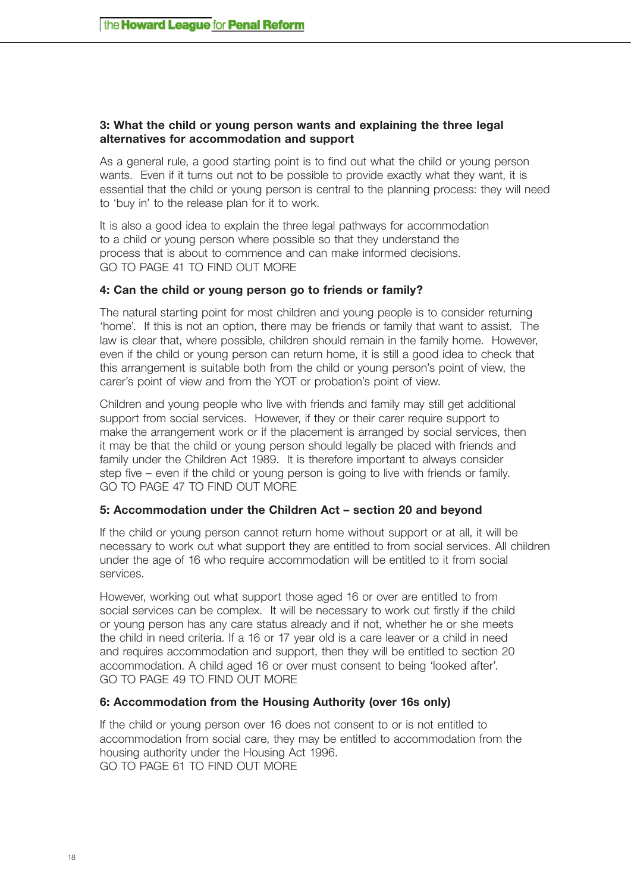### 3: What the child or young person wants and explaining the three legal alternatives for accommodation and support

As a general rule, a good starting point is to find out what the child or young person wants. Even if it turns out not to be possible to provide exactly what they want, it is essential that the child or young person is central to the planning process: they will need to 'buy in' to the release plan for it to work.

It is also a good idea to explain the three legal pathways for accommodation to a child or young person where possible so that they understand the process that is about to commence and can make informed decisions.
GO TO PAGE 41 TO FIND OUT MORE

### 4: Can the child or young person go to friends or family?

The natural starting point for most children and young people is to consider returning 'home'. If this is not an option, there may be friends or family that want to assist. The law is clear that, where possible, children should remain in the family home. However, even if the child or young person can return home, it is still a good idea to check that this arrangement is suitable both from the child or young person's point of view, the carer's point of view and from the YOT or probation's point of view.

Children and young people who live with friends and family may still get additional support from social services. However, if they or their carer require support to make the arrangement work or if the placement is arranged by social services, then it may be that the child or young person should legally be placed with friends and family under the Children Act 1989. It is therefore important to always consider step five – even if the child or young person is going to live with friends or family.
GO TO PAGE 47 TO FIND OUT MORE

### 5: Accommodation under the Children Act – section 20 and beyond

If the child or young person cannot return home without support or at all, it will be necessary to work out what support they are entitled to from social services. All children under the age of 16 who require accommodation will be entitled to it from social services.

However, working out what support those aged 16 or over are entitled to from social services can be complex. It will be necessary to work out firstly if the child or young person has any care status already and if not, whether he or she meets the child in need criteria. If a 16 or 17 year old is a care leaver or a child in need and requires accommodation and support, then they will be entitled to section 20 accommodation. A child aged 16 or over must consent to being 'looked after'.
GO TO PAGE 49 TO FIND OUT MORE

### 6: Accommodation from the Housing Authority (over 16s only)

If the child or young person over 16 does not consent to or is not entitled to accommodation from social care, they may be entitled to accommodation from the housing authority under the Housing Act 1996.
GO TO PAGE 61 TO FIND OUT MORE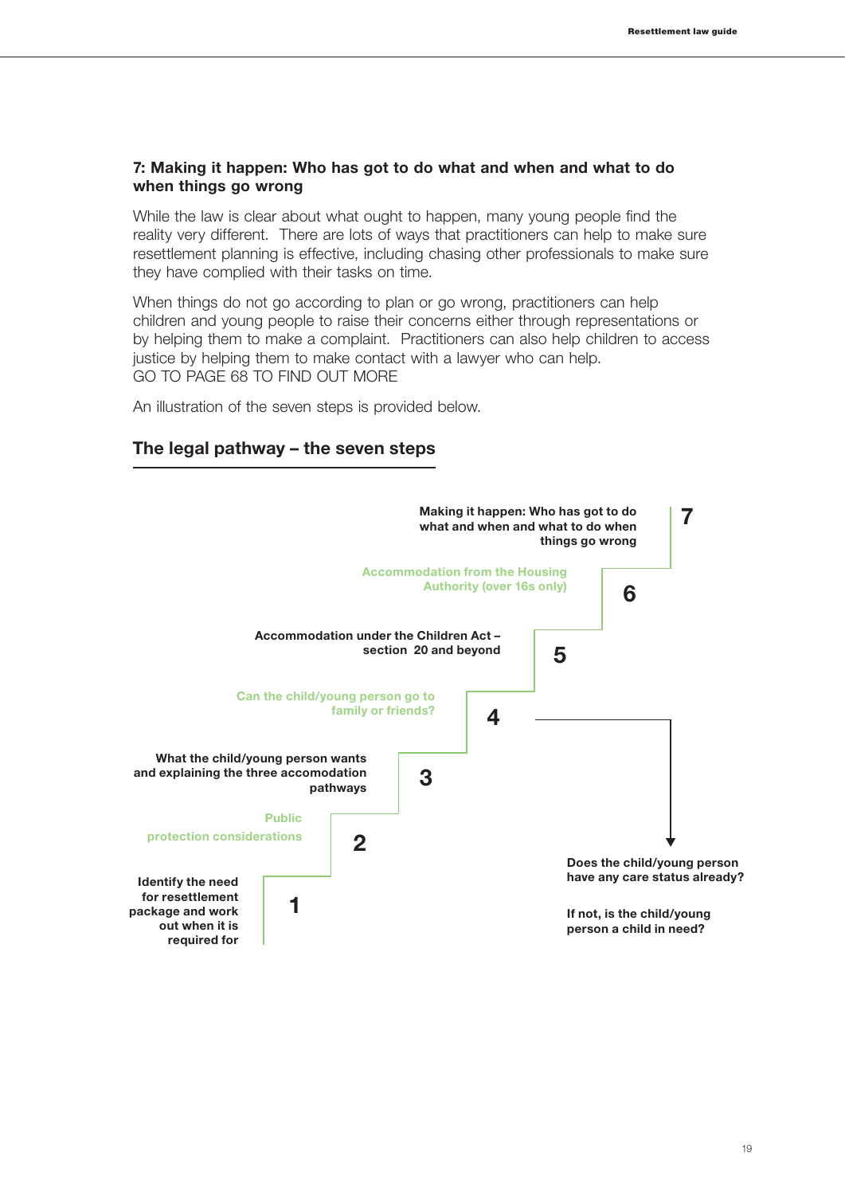### 7: Making it happen: Who has got to do what and when and what to do when things go wrong

While the law is clear about what ought to happen, many young people find the reality very different. There are lots of ways that practitioners can help to make sure resettlement planning is effective, including chasing other professionals to make sure they have complied with their tasks on time.

When things do not go according to plan or go wrong, practitioners can help children and young people to raise their concerns either through representations or by helping them to make a complaint. Practitioners can also help children to access justice by helping them to make contact with a lawyer who can help.
GO TO PAGE 68 TO FIND OUT MORE

An illustration of the seven steps is provided below.

## The legal pathway – the seven steps

**7** **Making it happen: Who has got to do what and when and what to do when things go wrong**

**6** **Accommodation from the Housing Authority (over 16s only)**

**5** **Accommodation under the Children Act – section 20 and beyond**

**4** **Can the child/young person go to family or friends?**

**3** **What the child/young person wants and explaining the three accomodation pathways**

**2** **Public protection considerations**

**1** **Identify the need for resettlement package and work out when it is required for**

**Does the child/young person have any care status already?**

**If not, is the child/young person a child in need?**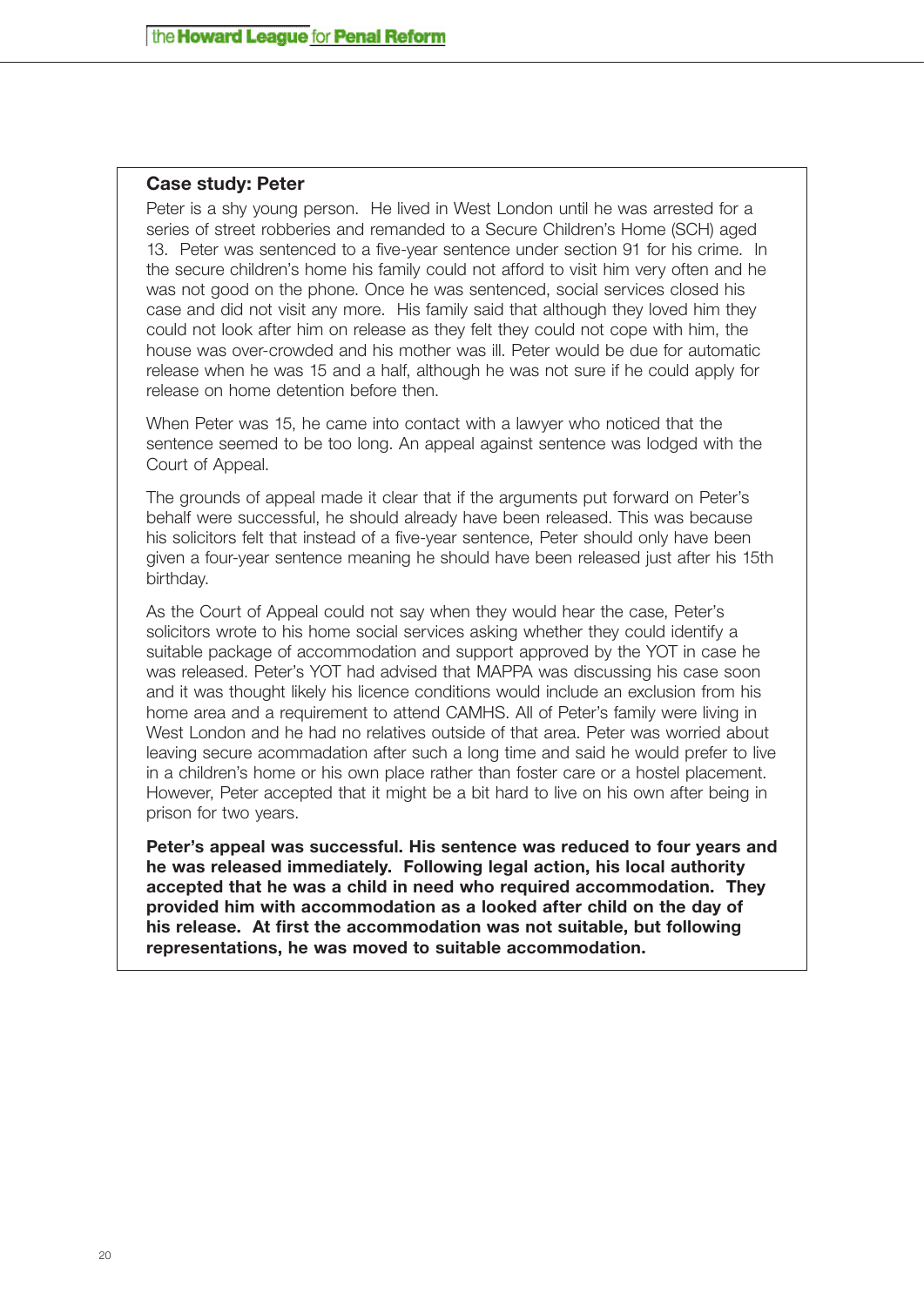## Case study: Peter

Peter is a shy young person. He lived in West London until he was arrested for a series of street robberies and remanded to a Secure Children's Home (SCH) aged 13. Peter was sentenced to a five-year sentence under section 91 for his crime. In the secure children's home his family could not afford to visit him very often and he was not good on the phone. Once he was sentenced, social services closed his case and did not visit any more. His family said that although they loved him they could not look after him on release as they felt they could not cope with him, the house was over-crowded and his mother was ill. Peter would be due for automatic release when he was 15 and a half, although he was not sure if he could apply for release on home detention before then.

When Peter was 15, he came into contact with a lawyer who noticed that the sentence seemed to be too long. An appeal against sentence was lodged with the Court of Appeal.

The grounds of appeal made it clear that if the arguments put forward on Peter's behalf were successful, he should already have been released. This was because his solicitors felt that instead of a five-year sentence, Peter should only have been given a four-year sentence meaning he should have been released just after his 15th birthday.

As the Court of Appeal could not say when they would hear the case, Peter's solicitors wrote to his home social services asking whether they could identify a suitable package of accommodation and support approved by the YOT in case he was released. Peter's YOT had advised that MAPPA was discussing his case soon and it was thought likely his licence conditions would include an exclusion from his home area and a requirement to attend CAMHS. All of Peter's family were living in West London and he had no relatives outside of that area. Peter was worried about leaving secure acommadation after such a long time and said he would prefer to live in a children's home or his own place rather than foster care or a hostel placement. However, Peter accepted that it might be a bit hard to live on his own after being in prison for two years.

**Peter's appeal was successful. His sentence was reduced to four years and he was released immediately. Following legal action, his local authority accepted that he was a child in need who required accommodation. They provided him with accommodation as a looked after child on the day of his release. At first the accommodation was not suitable, but following representations, he was moved to suitable accommodation.**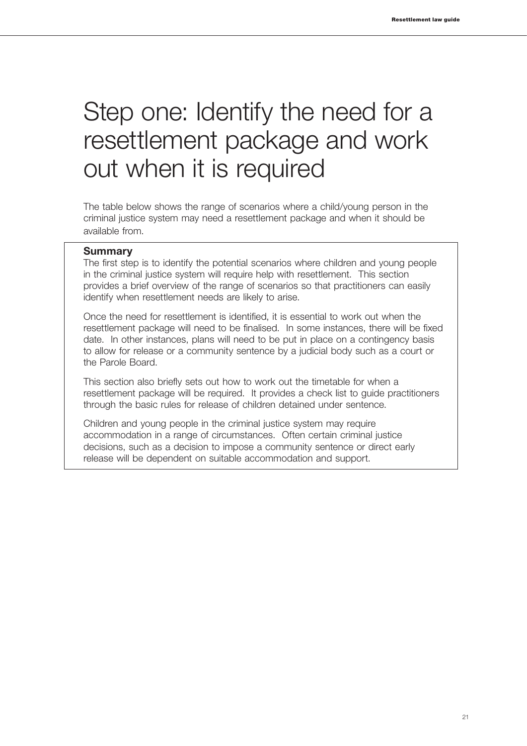# Step one: Identify the need for a resettlement package and work out when it is required

The table below shows the range of scenarios where a child/young person in the criminal justice system may need a resettlement package and when it should be available from.

**Summary**

The first step is to identify the potential scenarios where children and young people in the criminal justice system will require help with resettlement. This section provides a brief overview of the range of scenarios so that practitioners can easily identify when resettlement needs are likely to arise.

Once the need for resettlement is identified, it is essential to work out when the resettlement package will need to be finalised. In some instances, there will be fixed date. In other instances, plans will need to be put in place on a contingency basis to allow for release or a community sentence by a judicial body such as a court or the Parole Board.

This section also briefly sets out how to work out the timetable for when a resettlement package will be required. It provides a check list to guide practitioners through the basic rules for release of children detained under sentence.

Children and young people in the criminal justice system may require accommodation in a range of circumstances. Often certain criminal justice decisions, such as a decision to impose a community sentence or direct early release will be dependent on suitable accommodation and support.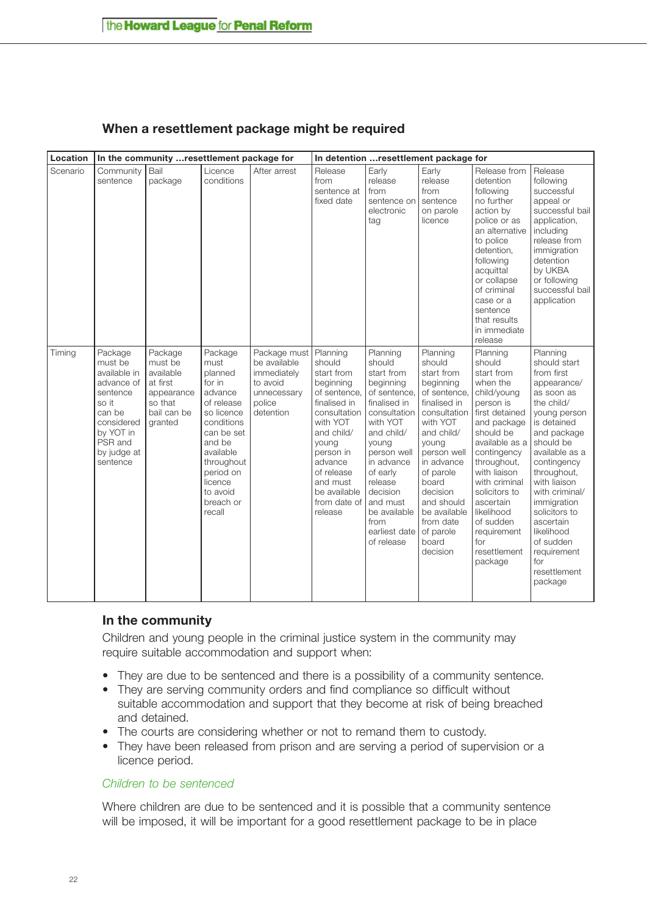## When a resettlement package might be required

| Location | In the community …resettlement package for | | | | In detention …resettlement package for | | | | |
|---|---|---|---|---|---|---|---|---|---|
| Scenario | Community sentence | Bail package | Licence conditions | After arrest | Release from sentence at fixed date | Early release from sentence on electronic tag | Early release from sentence on parole licence | Release from detention following no further action by police or as an alternative to police detention, following acquittal or collapse of criminal case or a sentence that results in immediate release | Release following successful appeal or successful bail application, including release from immigration detention by UKBA or following successful bail application |
| Timing | Package must be available in advance of sentence so it can be considered by YOT in PSR and by judge at sentence | Package must be available at first appearance so that bail can be granted | Package must planned for in advance of release so licence conditions can be set and be available throughout period on licence to avoid breach or recall | Package must be available immediately to avoid unnecessary police detention | Planning should start from beginning of sentence, finalised in consultation with YOT and child/ young person in advance of release and must be available from date of release | Planning should start from beginning of sentence, finalised in consultation with YOT and child/ young person well in advance of early release decision and must be available from earliest date of release | Planning should start from beginning of sentence, finalised in consultation with YOT and child/ young person well in advance of parole board decision and should be available from date of parole board decision | Planning should start from when the child/young person is first detained and package should be available as a contingency throughout with liaison with criminal solicitors to ascertain likelihood of sudden requirement for resettlement package | Planning should start from first appearance/ as soon as the child/ young person is detained and package should be available as a contingency throughout, with liaison with criminal/ immigration solicitors to ascertain likelihood of sudden requirement for resettlement package |

## In the community

Children and young people in the criminal justice system in the community may require suitable accommodation and support when:

- They are due to be sentenced and there is a possibility of a community sentence.
- They are serving community orders and find compliance so difficult without suitable accommodation and support that they become at risk of being breached and detained.
- The courts are considering whether or not to remand them to custody.
- They have been released from prison and are serving a period of supervision or a licence period.

### *Children to be sentenced*

Where children are due to be sentenced and it is possible that a community sentence will be imposed, it will be important for a good resettlement package to be in place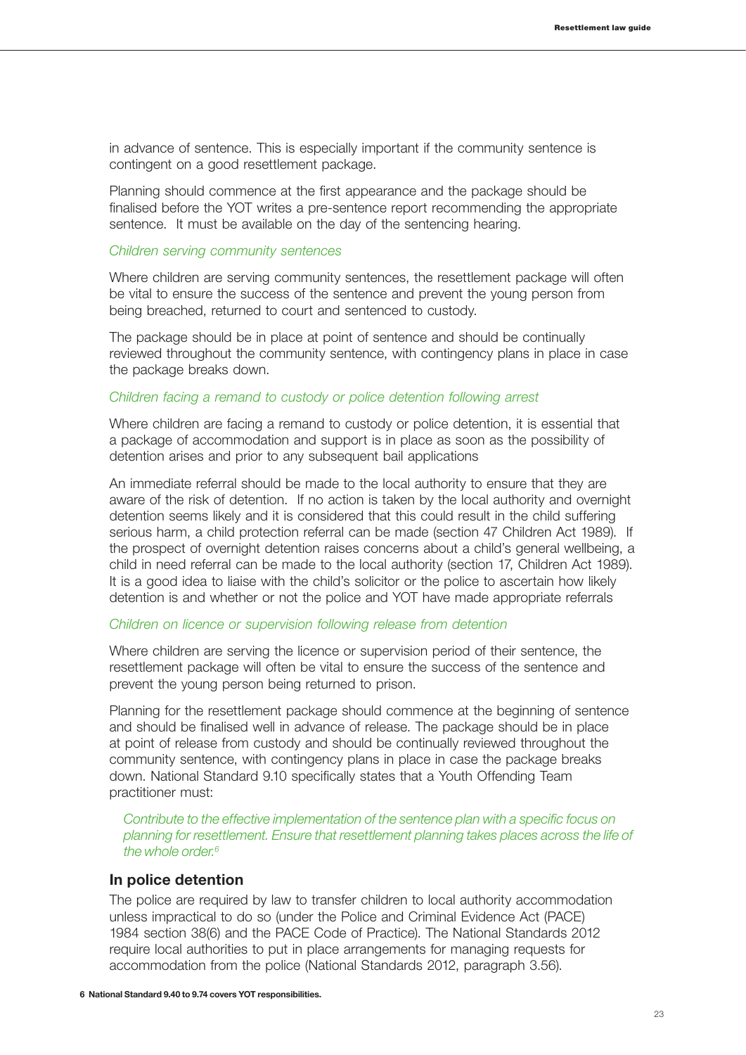in advance of sentence. This is especially important if the community sentence is contingent on a good resettlement package.

Planning should commence at the first appearance and the package should be finalised before the YOT writes a pre-sentence report recommending the appropriate sentence. It must be available on the day of the sentencing hearing.

*Children serving community sentences*

Where children are serving community sentences, the resettlement package will often be vital to ensure the success of the sentence and prevent the young person from being breached, returned to court and sentenced to custody.

The package should be in place at point of sentence and should be continually reviewed throughout the community sentence, with contingency plans in place in case the package breaks down.

*Children facing a remand to custody or police detention following arrest*

Where children are facing a remand to custody or police detention, it is essential that a package of accommodation and support is in place as soon as the possibility of detention arises and prior to any subsequent bail applications

An immediate referral should be made to the local authority to ensure that they are aware of the risk of detention. If no action is taken by the local authority and overnight detention seems likely and it is considered that this could result in the child suffering serious harm, a child protection referral can be made (section 47 Children Act 1989). If the prospect of overnight detention raises concerns about a child's general wellbeing, a child in need referral can be made to the local authority (section 17, Children Act 1989). It is a good idea to liaise with the child's solicitor or the police to ascertain how likely detention is and whether or not the police and YOT have made appropriate referrals

*Children on licence or supervision following release from detention*

Where children are serving the licence or supervision period of their sentence, the resettlement package will often be vital to ensure the success of the sentence and prevent the young person being returned to prison.

Planning for the resettlement package should commence at the beginning of sentence and should be finalised well in advance of release. The package should be in place at point of release from custody and should be continually reviewed throughout the community sentence, with contingency plans in place in case the package breaks down. National Standard 9.10 specifically states that a Youth Offending Team practitioner must:

> *Contribute to the effective implementation of the sentence plan with a specific focus on planning for resettlement. Ensure that resettlement planning takes places across the life of the whole order.*[6]

## In police detention

The police are required by law to transfer children to local authority accommodation unless impractical to do so (under the Police and Criminal Evidence Act (PACE) 1984 section 38(6) and the PACE Code of Practice). The National Standards 2012 require local authorities to put in place arrangements for managing requests for accommodation from the police (National Standards 2012, paragraph 3.56).

**6 National Standard 9.40 to 9.74 covers YOT responsibilities.**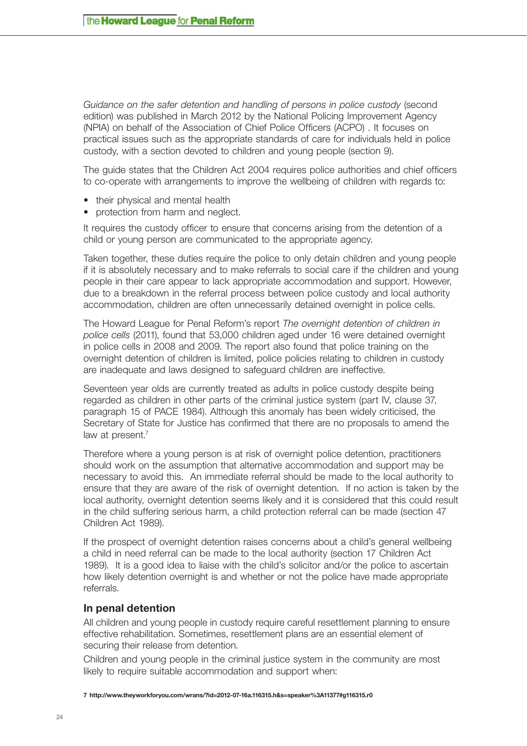*Guidance on the safer detention and handling of persons in police custody* (second edition) was published in March 2012 by the National Policing Improvement Agency (NPIA) on behalf of the Association of Chief Police Officers (ACPO) . It focuses on practical issues such as the appropriate standards of care for individuals held in police custody, with a section devoted to children and young people (section 9).

The guide states that the Children Act 2004 requires police authorities and chief officers to co-operate with arrangements to improve the wellbeing of children with regards to:

- their physical and mental health
- protection from harm and neglect.

It requires the custody officer to ensure that concerns arising from the detention of a child or young person are communicated to the appropriate agency.

Taken together, these duties require the police to only detain children and young people if it is absolutely necessary and to make referrals to social care if the children and young people in their care appear to lack appropriate accommodation and support. However, due to a breakdown in the referral process between police custody and local authority accommodation, children are often unnecessarily detained overnight in police cells.

The Howard League for Penal Reform's report *The overnight detention of children in police cells* (2011), found that 53,000 children aged under 16 were detained overnight in police cells in 2008 and 2009. The report also found that police training on the overnight detention of children is limited, police policies relating to children in custody are inadequate and laws designed to safeguard children are ineffective.

Seventeen year olds are currently treated as adults in police custody despite being regarded as children in other parts of the criminal justice system (part IV, clause 37, paragraph 15 of PACE 1984). Although this anomaly has been widely criticised, the Secretary of State for Justice has confirmed that there are no proposals to amend the law at present.[7]

Therefore where a young person is at risk of overnight police detention, practitioners should work on the assumption that alternative accommodation and support may be necessary to avoid this. An immediate referral should be made to the local authority to ensure that they are aware of the risk of overnight detention. If no action is taken by the local authority, overnight detention seems likely and it is considered that this could result in the child suffering serious harm, a child protection referral can be made (section 47 Children Act 1989).

If the prospect of overnight detention raises concerns about a child's general wellbeing a child in need referral can be made to the local authority (section 17 Children Act 1989). It is a good idea to liaise with the child's solicitor and/or the police to ascertain how likely detention overnight is and whether or not the police have made appropriate referrals.

### In penal detention

All children and young people in custody require careful resettlement planning to ensure effective rehabilitation. Sometimes, resettlement plans are an essential element of securing their release from detention.

Children and young people in the criminal justice system in the community are most likely to require suitable accommodation and support when:

7 http://www.theyworkforyou.com/wrans/?id=2012-07-16a.116315.h&s=speaker%3A11377#g116315.r0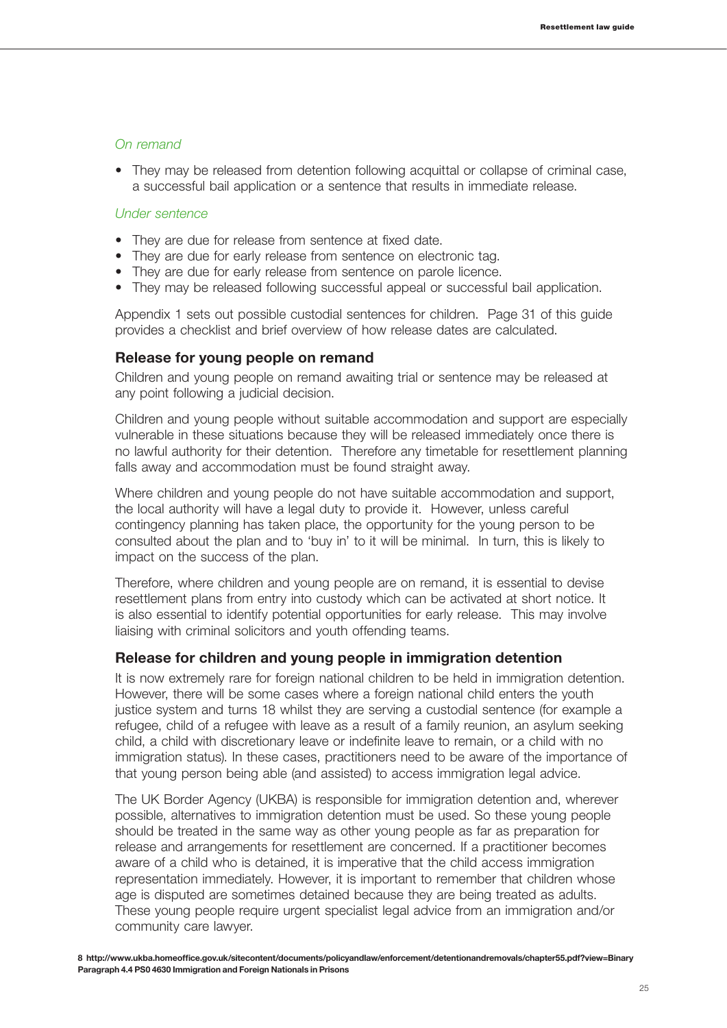*On remand*

- They may be released from detention following acquittal or collapse of criminal case, a successful bail application or a sentence that results in immediate release.

*Under sentence*

- They are due for release from sentence at fixed date.
- They are due for early release from sentence on electronic tag.
- They are due for early release from sentence on parole licence.
- They may be released following successful appeal or successful bail application.

Appendix 1 sets out possible custodial sentences for children. Page 31 of this guide provides a checklist and brief overview of how release dates are calculated.

### Release for young people on remand

Children and young people on remand awaiting trial or sentence may be released at any point following a judicial decision.

Children and young people without suitable accommodation and support are especially vulnerable in these situations because they will be released immediately once there is no lawful authority for their detention. Therefore any timetable for resettlement planning falls away and accommodation must be found straight away.

Where children and young people do not have suitable accommodation and support, the local authority will have a legal duty to provide it. However, unless careful contingency planning has taken place, the opportunity for the young person to be consulted about the plan and to 'buy in' to it will be minimal. In turn, this is likely to impact on the success of the plan.

Therefore, where children and young people are on remand, it is essential to devise resettlement plans from entry into custody which can be activated at short notice. It is also essential to identify potential opportunities for early release. This may involve liaising with criminal solicitors and youth offending teams.

### Release for children and young people in immigration detention

It is now extremely rare for foreign national children to be held in immigration detention. However, there will be some cases where a foreign national child enters the youth justice system and turns 18 whilst they are serving a custodial sentence (for example a refugee, child of a refugee with leave as a result of a family reunion, an asylum seeking child, a child with discretionary leave or indefinite leave to remain, or a child with no immigration status). In these cases, practitioners need to be aware of the importance of that young person being able (and assisted) to access immigration legal advice.

The UK Border Agency (UKBA) is responsible for immigration detention and, wherever possible, alternatives to immigration detention must be used. So these young people should be treated in the same way as other young people as far as preparation for release and arrangements for resettlement are concerned. If a practitioner becomes aware of a child who is detained, it is imperative that the child access immigration representation immediately. However, it is important to remember that children whose age is disputed are sometimes detained because they are being treated as adults. These young people require urgent specialist legal advice from an immigration and/or community care lawyer.

**8 http://www.ukba.homeoffice.gov.uk/sitecontent/documents/policyandlaw/enforcement/detentionandremovals/chapter55.pdf?view=Binary Paragraph 4.4 PS0 4630 Immigration and Foreign Nationals in Prisons**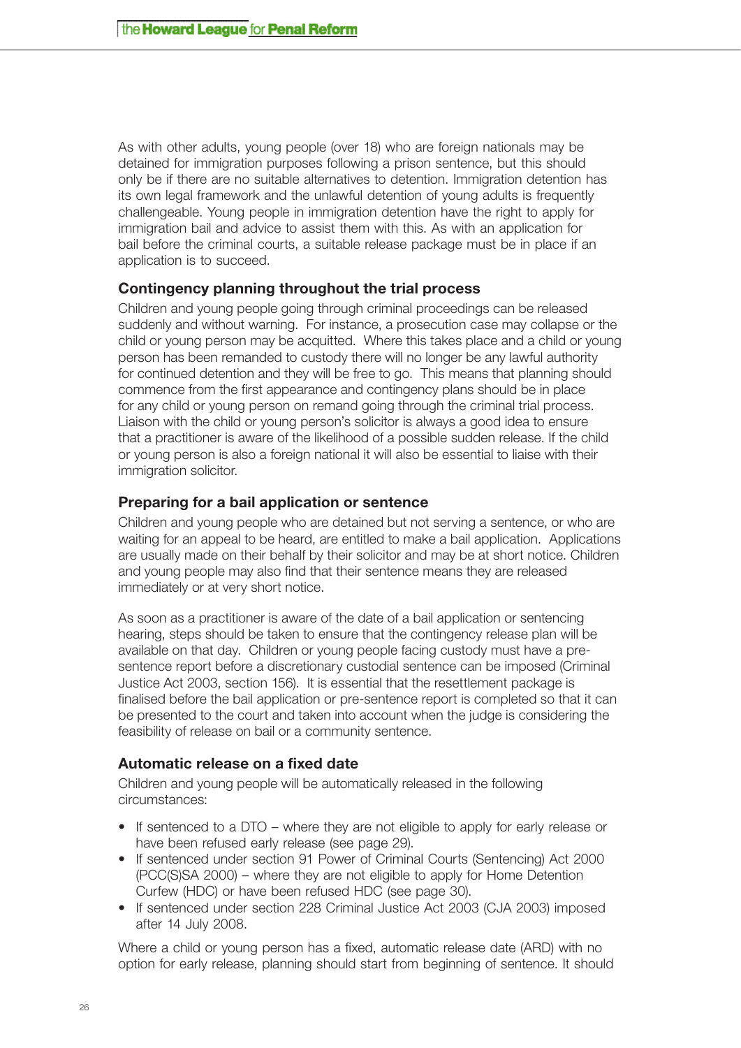As with other adults, young people (over 18) who are foreign nationals may be detained for immigration purposes following a prison sentence, but this should only be if there are no suitable alternatives to detention. Immigration detention has its own legal framework and the unlawful detention of young adults is frequently challengeable. Young people in immigration detention have the right to apply for immigration bail and advice to assist them with this. As with an application for bail before the criminal courts, a suitable release package must be in place if an application is to succeed.

### Contingency planning throughout the trial process

Children and young people going through criminal proceedings can be released suddenly and without warning. For instance, a prosecution case may collapse or the child or young person may be acquitted. Where this takes place and a child or young person has been remanded to custody there will no longer be any lawful authority for continued detention and they will be free to go. This means that planning should commence from the first appearance and contingency plans should be in place for any child or young person on remand going through the criminal trial process. Liaison with the child or young person's solicitor is always a good idea to ensure that a practitioner is aware of the likelihood of a possible sudden release. If the child or young person is also a foreign national it will also be essential to liaise with their immigration solicitor.

### Preparing for a bail application or sentence

Children and young people who are detained but not serving a sentence, or who are waiting for an appeal to be heard, are entitled to make a bail application. Applications are usually made on their behalf by their solicitor and may be at short notice. Children and young people may also find that their sentence means they are released immediately or at very short notice.

As soon as a practitioner is aware of the date of a bail application or sentencing hearing, steps should be taken to ensure that the contingency release plan will be available on that day. Children or young people facing custody must have a pre-sentence report before a discretionary custodial sentence can be imposed (Criminal Justice Act 2003, section 156). It is essential that the resettlement package is finalised before the bail application or pre-sentence report is completed so that it can be presented to the court and taken into account when the judge is considering the feasibility of release on bail or a community sentence.

### Automatic release on a fixed date

Children and young people will be automatically released in the following circumstances:

- If sentenced to a DTO – where they are not eligible to apply for early release or have been refused early release (see page 29).
- If sentenced under section 91 Power of Criminal Courts (Sentencing) Act 2000 (PCC(S)SA 2000) – where they are not eligible to apply for Home Detention Curfew (HDC) or have been refused HDC (see page 30).
- If sentenced under section 228 Criminal Justice Act 2003 (CJA 2003) imposed after 14 July 2008.

Where a child or young person has a fixed, automatic release date (ARD) with no option for early release, planning should start from beginning of sentence. It should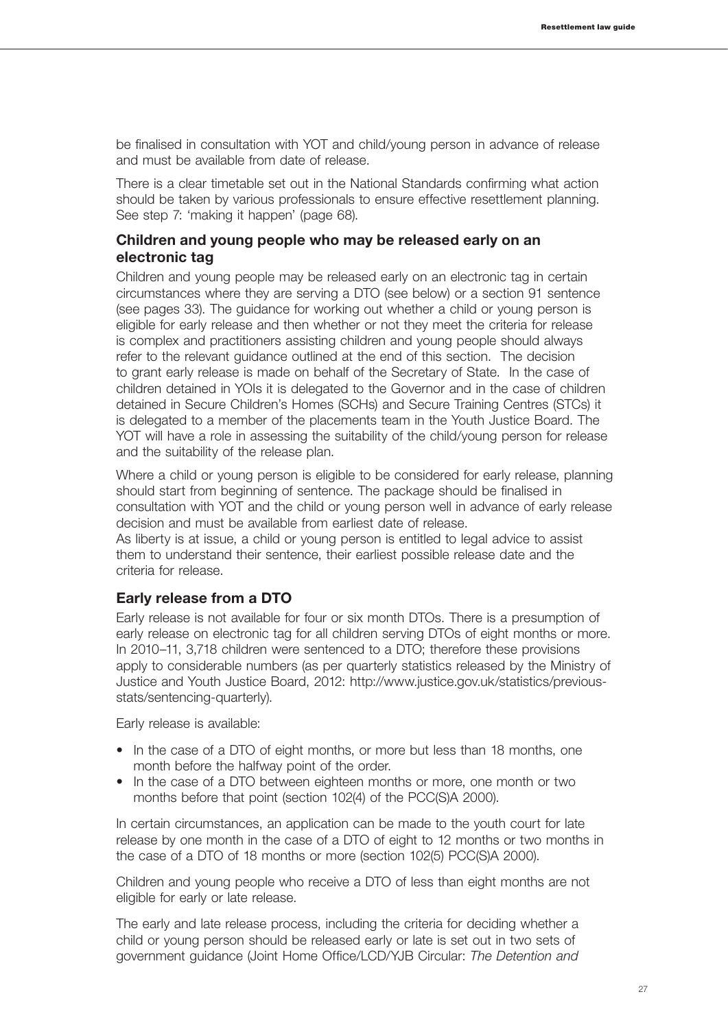be finalised in consultation with YOT and child/young person in advance of release and must be available from date of release.

There is a clear timetable set out in the National Standards confirming what action should be taken by various professionals to ensure effective resettlement planning. See step 7: 'making it happen' (page 68).

### Children and young people who may be released early on an electronic tag

Children and young people may be released early on an electronic tag in certain circumstances where they are serving a DTO (see below) or a section 91 sentence (see pages 33). The guidance for working out whether a child or young person is eligible for early release and then whether or not they meet the criteria for release is complex and practitioners assisting children and young people should always refer to the relevant guidance outlined at the end of this section. The decision to grant early release is made on behalf of the Secretary of State. In the case of children detained in YOIs it is delegated to the Governor and in the case of children detained in Secure Children's Homes (SCHs) and Secure Training Centres (STCs) it is delegated to a member of the placements team in the Youth Justice Board. The YOT will have a role in assessing the suitability of the child/young person for release and the suitability of the release plan.

Where a child or young person is eligible to be considered for early release, planning should start from beginning of sentence. The package should be finalised in consultation with YOT and the child or young person well in advance of early release decision and must be available from earliest date of release.
As liberty is at issue, a child or young person is entitled to legal advice to assist them to understand their sentence, their earliest possible release date and the criteria for release.

### Early release from a DTO

Early release is not available for four or six month DTOs. There is a presumption of early release on electronic tag for all children serving DTOs of eight months or more. In 2010–11, 3,718 children were sentenced to a DTO; therefore these provisions apply to considerable numbers (as per quarterly statistics released by the Ministry of Justice and Youth Justice Board, 2012: http://www.justice.gov.uk/statistics/previous-stats/sentencing-quarterly).

Early release is available:

- In the case of a DTO of eight months, or more but less than 18 months, one month before the halfway point of the order.
- In the case of a DTO between eighteen months or more, one month or two months before that point (section 102(4) of the PCC(S)A 2000).

In certain circumstances, an application can be made to the youth court for late release by one month in the case of a DTO of eight to 12 months or two months in the case of a DTO of 18 months or more (section 102(5) PCC(S)A 2000).

Children and young people who receive a DTO of less than eight months are not eligible for early or late release.

The early and late release process, including the criteria for deciding whether a child or young person should be released early or late is set out in two sets of government guidance (Joint Home Office/LCD/YJB Circular: *The Detention and*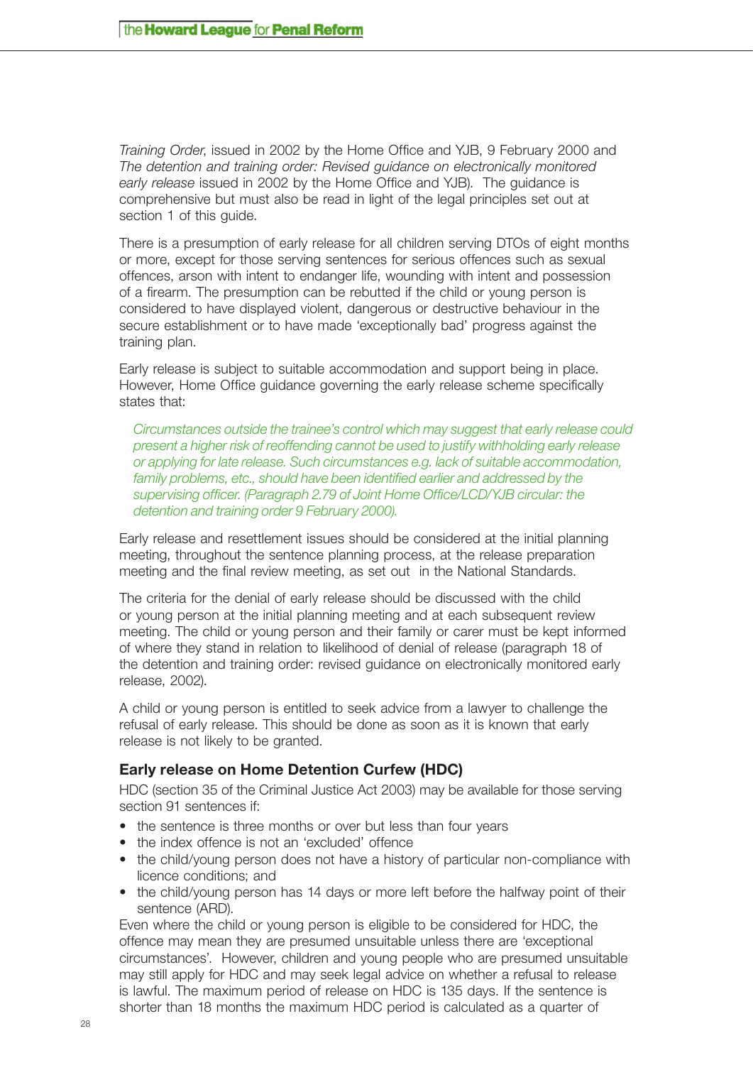*Training Order*, issued in 2002 by the Home Office and YJB, 9 February 2000 and *The detention and training order: Revised guidance on electronically monitored early release* issued in 2002 by the Home Office and YJB). The guidance is comprehensive but must also be read in light of the legal principles set out at section 1 of this guide.

There is a presumption of early release for all children serving DTOs of eight months or more, except for those serving sentences for serious offences such as sexual offences, arson with intent to endanger life, wounding with intent and possession of a firearm. The presumption can be rebutted if the child or young person is considered to have displayed violent, dangerous or destructive behaviour in the secure establishment or to have made 'exceptionally bad' progress against the training plan.

Early release is subject to suitable accommodation and support being in place. However, Home Office guidance governing the early release scheme specifically states that:

> *Circumstances outside the trainee's control which may suggest that early release could present a higher risk of reoffending cannot be used to justify withholding early release or applying for late release. Such circumstances e.g. lack of suitable accommodation, family problems, etc., should have been identified earlier and addressed by the supervising officer. (Paragraph 2.79 of Joint Home Office/LCD/YJB circular: the detention and training order 9 February 2000).*

Early release and resettlement issues should be considered at the initial planning meeting, throughout the sentence planning process, at the release preparation meeting and the final review meeting, as set out in the National Standards.

The criteria for the denial of early release should be discussed with the child or young person at the initial planning meeting and at each subsequent review meeting. The child or young person and their family or carer must be kept informed of where they stand in relation to likelihood of denial of release (paragraph 18 of the detention and training order: revised guidance on electronically monitored early release, 2002).

A child or young person is entitled to seek advice from a lawyer to challenge the refusal of early release. This should be done as soon as it is known that early release is not likely to be granted.

### Early release on Home Detention Curfew (HDC)

HDC (section 35 of the Criminal Justice Act 2003) may be available for those serving section 91 sentences if:

- the sentence is three months or over but less than four years
- the index offence is not an 'excluded' offence
- the child/young person does not have a history of particular non-compliance with licence conditions; and
- the child/young person has 14 days or more left before the halfway point of their sentence (ARD).

Even where the child or young person is eligible to be considered for HDC, the offence may mean they are presumed unsuitable unless there are 'exceptional circumstances'. However, children and young people who are presumed unsuitable may still apply for HDC and may seek legal advice on whether a refusal to release is lawful. The maximum period of release on HDC is 135 days. If the sentence is shorter than 18 months the maximum HDC period is calculated as a quarter of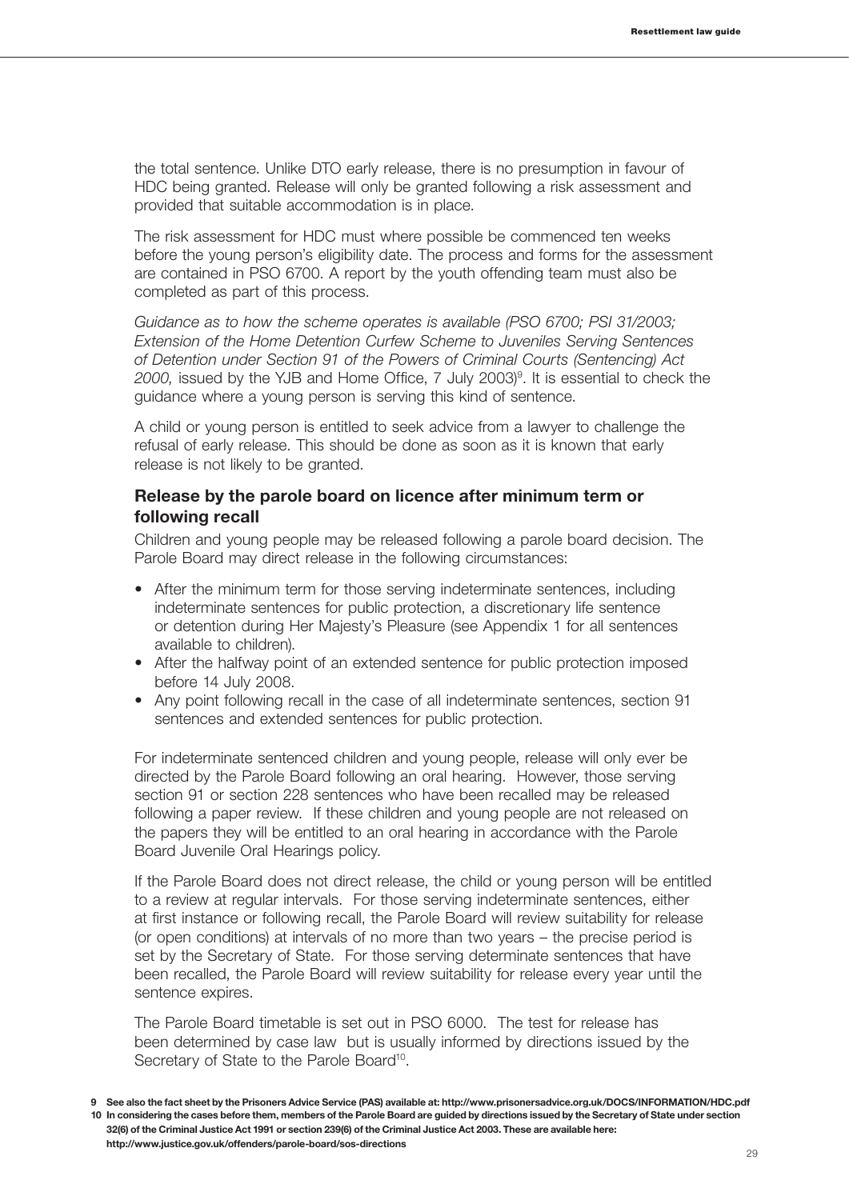the total sentence. Unlike DTO early release, there is no presumption in favour of HDC being granted. Release will only be granted following a risk assessment and provided that suitable accommodation is in place.

The risk assessment for HDC must where possible be commenced ten weeks before the young person's eligibility date. The process and forms for the assessment are contained in PSO 6700. A report by the youth offending team must also be completed as part of this process.

*Guidance as to how the scheme operates is available (PSO 6700; PSI 31/2003; Extension of the Home Detention Curfew Scheme to Juveniles Serving Sentences of Detention under Section 91 of the Powers of Criminal Courts (Sentencing) Act 2000,* issued by the YJB and Home Office, 7 July 2003)[9]. It is essential to check the guidance where a young person is serving this kind of sentence.

A child or young person is entitled to seek advice from a lawyer to challenge the refusal of early release. This should be done as soon as it is known that early release is not likely to be granted.

### Release by the parole board on licence after minimum term or following recall

Children and young people may be released following a parole board decision. The Parole Board may direct release in the following circumstances:

- After the minimum term for those serving indeterminate sentences, including indeterminate sentences for public protection, a discretionary life sentence or detention during Her Majesty's Pleasure (see Appendix 1 for all sentences available to children).
- After the halfway point of an extended sentence for public protection imposed before 14 July 2008.
- Any point following recall in the case of all indeterminate sentences, section 91 sentences and extended sentences for public protection.

For indeterminate sentenced children and young people, release will only ever be directed by the Parole Board following an oral hearing. However, those serving section 91 or section 228 sentences who have been recalled may be released following a paper review. If these children and young people are not released on the papers they will be entitled to an oral hearing in accordance with the Parole Board Juvenile Oral Hearings policy.

If the Parole Board does not direct release, the child or young person will be entitled to a review at regular intervals. For those serving indeterminate sentences, either at first instance or following recall, the Parole Board will review suitability for release (or open conditions) at intervals of no more than two years – the precise period is set by the Secretary of State. For those serving determinate sentences that have been recalled, the Parole Board will review suitability for release every year until the sentence expires.

The Parole Board timetable is set out in PSO 6000. The test for release has been determined by case law but is usually informed by directions issued by the Secretary of State to the Parole Board[10].

---

**9** See also the fact sheet by the Prisoners Advice Service (PAS) available at: http://www.prisonersadvice.org.uk/DOCS/INFORMATION/HDC.pdf

**10** In considering the cases before them, members of the Parole Board are guided by directions issued by the Secretary of State under section 32(6) of the Criminal Justice Act 1991 or section 239(6) of the Criminal Justice Act 2003. These are available here: http://www.justice.gov.uk/offenders/parole-board/sos-directions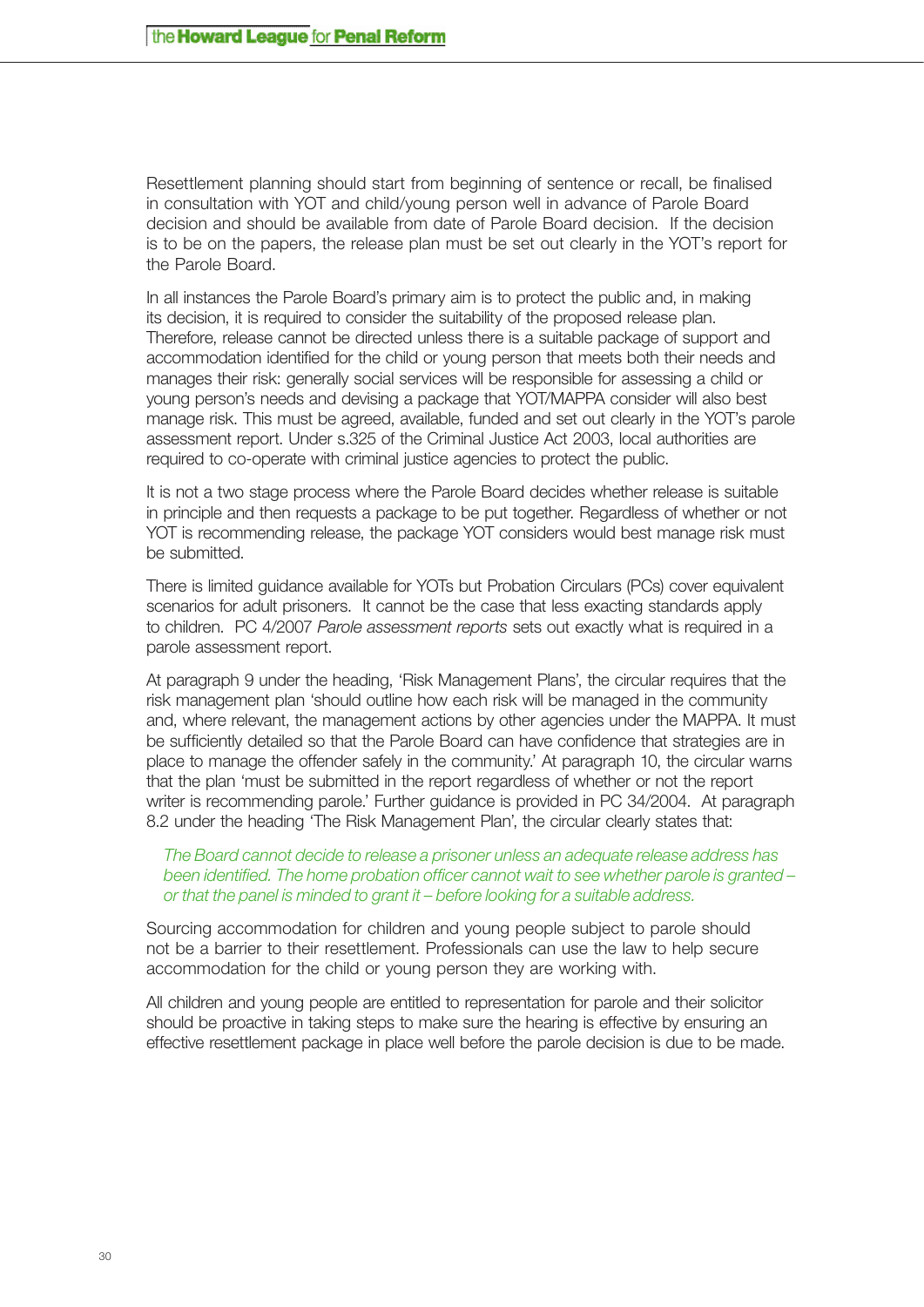Resettlement planning should start from beginning of sentence or recall, be finalised in consultation with YOT and child/young person well in advance of Parole Board decision and should be available from date of Parole Board decision. If the decision is to be on the papers, the release plan must be set out clearly in the YOT's report for the Parole Board.

In all instances the Parole Board's primary aim is to protect the public and, in making its decision, it is required to consider the suitability of the proposed release plan. Therefore, release cannot be directed unless there is a suitable package of support and accommodation identified for the child or young person that meets both their needs and manages their risk: generally social services will be responsible for assessing a child or young person's needs and devising a package that YOT/MAPPA consider will also best manage risk. This must be agreed, available, funded and set out clearly in the YOT's parole assessment report. Under s.325 of the Criminal Justice Act 2003, local authorities are required to co-operate with criminal justice agencies to protect the public.

It is not a two stage process where the Parole Board decides whether release is suitable in principle and then requests a package to be put together. Regardless of whether or not YOT is recommending release, the package YOT considers would best manage risk must be submitted.

There is limited guidance available for YOTs but Probation Circulars (PCs) cover equivalent scenarios for adult prisoners. It cannot be the case that less exacting standards apply to children. PC 4/2007 *Parole assessment reports* sets out exactly what is required in a parole assessment report.

At paragraph 9 under the heading, 'Risk Management Plans', the circular requires that the risk management plan 'should outline how each risk will be managed in the community and, where relevant, the management actions by other agencies under the MAPPA. It must be sufficiently detailed so that the Parole Board can have confidence that strategies are in place to manage the offender safely in the community.' At paragraph 10, the circular warns that the plan 'must be submitted in the report regardless of whether or not the report writer is recommending parole.' Further guidance is provided in PC 34/2004. At paragraph 8.2 under the heading 'The Risk Management Plan', the circular clearly states that:

> *The Board cannot decide to release a prisoner unless an adequate release address has been identified. The home probation officer cannot wait to see whether parole is granted – or that the panel is minded to grant it – before looking for a suitable address.*

Sourcing accommodation for children and young people subject to parole should not be a barrier to their resettlement. Professionals can use the law to help secure accommodation for the child or young person they are working with.

All children and young people are entitled to representation for parole and their solicitor should be proactive in taking steps to make sure the hearing is effective by ensuring an effective resettlement package in place well before the parole decision is due to be made.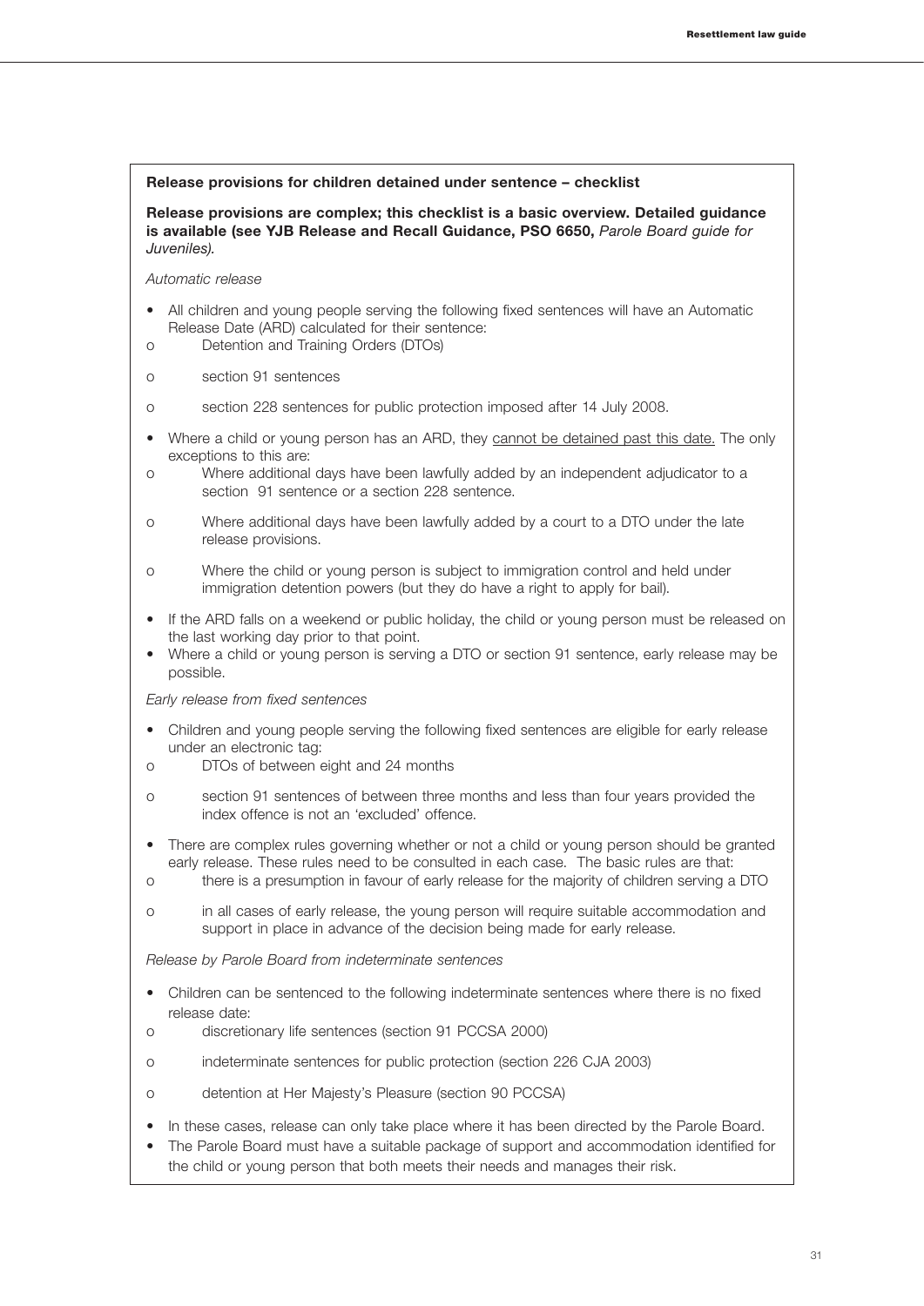**Release provisions for children detained under sentence – checklist**

**Release provisions are complex; this checklist is a basic overview. Detailed guidance is available (see YJB Release and Recall Guidance, PSO 6650,** ***Parole Board guide for Juveniles).***

*Automatic release*

- All children and young people serving the following fixed sentences will have an Automatic Release Date (ARD) calculated for their sentence:
  - Detention and Training Orders (DTOs)
  - section 91 sentences
  - section 228 sentences for public protection imposed after 14 July 2008.
- Where a child or young person has an ARD, they <u>cannot be detained past this date.</u> The only exceptions to this are:
  - Where additional days have been lawfully added by an independent adjudicator to a section 91 sentence or a section 228 sentence.
  - Where additional days have been lawfully added by a court to a DTO under the late release provisions.
  - Where the child or young person is subject to immigration control and held under immigration detention powers (but they do have a right to apply for bail).
- If the ARD falls on a weekend or public holiday, the child or young person must be released on the last working day prior to that point.
- Where a child or young person is serving a DTO or section 91 sentence, early release may be possible.

*Early release from fixed sentences*

- Children and young people serving the following fixed sentences are eligible for early release under an electronic tag:
  - DTOs of between eight and 24 months
  - section 91 sentences of between three months and less than four years provided the index offence is not an 'excluded' offence.
- There are complex rules governing whether or not a child or young person should be granted early release. These rules need to be consulted in each case. The basic rules are that:
  - there is a presumption in favour of early release for the majority of children serving a DTO
  - in all cases of early release, the young person will require suitable accommodation and support in place in advance of the decision being made for early release.

*Release by Parole Board from indeterminate sentences*

- Children can be sentenced to the following indeterminate sentences where there is no fixed release date:
  - discretionary life sentences (section 91 PCCSA 2000)
  - indeterminate sentences for public protection (section 226 CJA 2003)
  - detention at Her Majesty's Pleasure (section 90 PCCSA)
- In these cases, release can only take place where it has been directed by the Parole Board.
- The Parole Board must have a suitable package of support and accommodation identified for the child or young person that both meets their needs and manages their risk.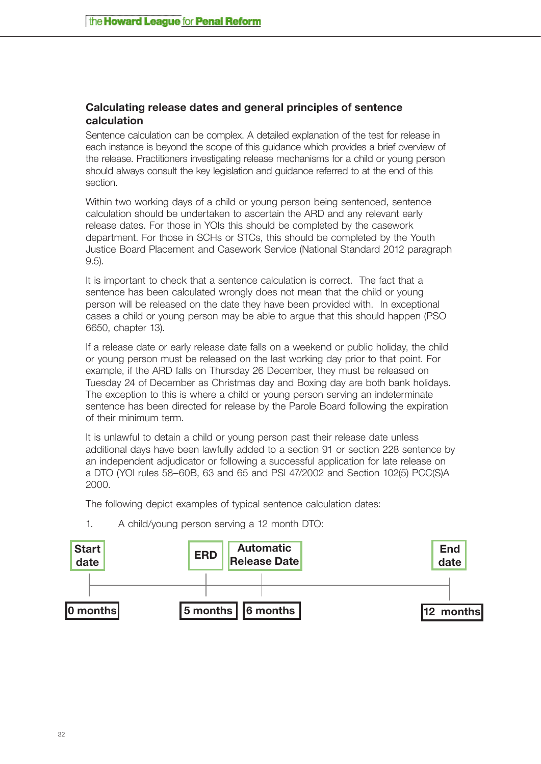### Calculating release dates and general principles of sentence calculation

Sentence calculation can be complex. A detailed explanation of the test for release in each instance is beyond the scope of this guidance which provides a brief overview of the release. Practitioners investigating release mechanisms for a child or young person should always consult the key legislation and guidance referred to at the end of this section.

Within two working days of a child or young person being sentenced, sentence calculation should be undertaken to ascertain the ARD and any relevant early release dates. For those in YOIs this should be completed by the casework department. For those in SCHs or STCs, this should be completed by the Youth Justice Board Placement and Casework Service (National Standard 2012 paragraph 9.5).

It is important to check that a sentence calculation is correct. The fact that a sentence has been calculated wrongly does not mean that the child or young person will be released on the date they have been provided with. In exceptional cases a child or young person may be able to argue that this should happen (PSO 6650, chapter 13).

If a release date or early release date falls on a weekend or public holiday, the child or young person must be released on the last working day prior to that point. For example, if the ARD falls on Thursday 26 December, they must be released on Tuesday 24 of December as Christmas day and Boxing day are both bank holidays. The exception to this is where a child or young person serving an indeterminate sentence has been directed for release by the Parole Board following the expiration of their minimum term.

It is unlawful to detain a child or young person past their release date unless additional days have been lawfully added to a section 91 or section 228 sentence by an independent adjudicator or following a successful application for late release on a DTO (YOI rules 58–60B, 63 and 65 and PSI 47/2002 and Section 102(5) PCC(S)A 2000.

The following depict examples of typical sentence calculation dates:

1. A child/young person serving a 12 month DTO:

| Start date | ERD | Automatic Release Date | End date |
|---|---|---|---|
| 0 months | 5 months | 6 months | 12 months |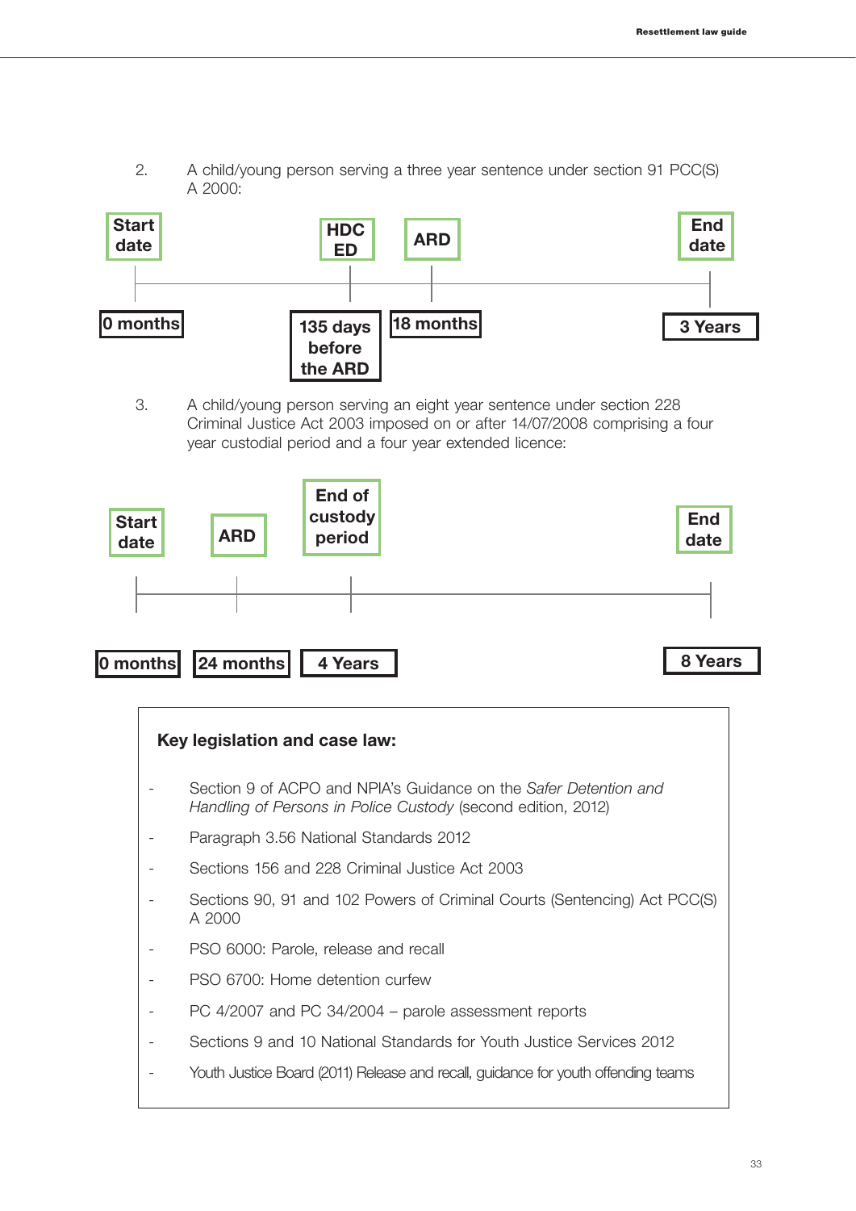2. A child/young person serving a three year sentence under section 91 PCC(S) A 2000:

| Start date | HDC ED | ARD | End date |
|---|---|---|---|
| 0 months | 135 days before the ARD | 18 months | 3 Years |

3. A child/young person serving an eight year sentence under section 228 Criminal Justice Act 2003 imposed on or after 14/07/2008 comprising a four year custodial period and a four year extended licence:

| Start date | ARD | End of custody period | End date |
|---|---|---|---|
| 0 months | 24 months | 4 Years | 8 Years |

**Key legislation and case law:**

- Section 9 of ACPO and NPIA's Guidance on the *Safer Detention and Handling of Persons in Police Custody* (second edition, 2012)
- Paragraph 3.56 National Standards 2012
- Sections 156 and 228 Criminal Justice Act 2003
- Sections 90, 91 and 102 Powers of Criminal Courts (Sentencing) Act PCC(S) A 2000
- PSO 6000: Parole, release and recall
- PSO 6700: Home detention curfew
- PC 4/2007 and PC 34/2004 – parole assessment reports
- Sections 9 and 10 National Standards for Youth Justice Services 2012
- Youth Justice Board (2011) Release and recall, guidance for youth offending teams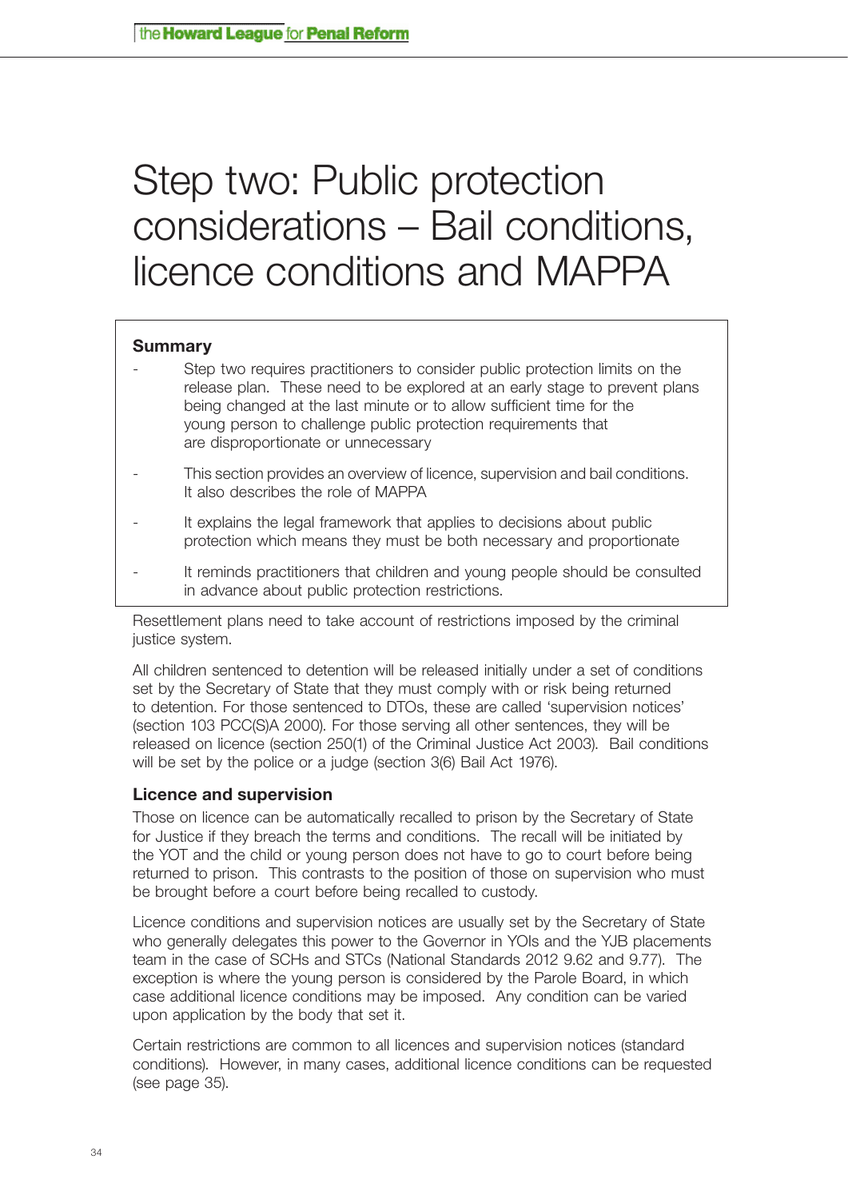# Step two: Public protection considerations – Bail conditions, licence conditions and MAPPA

**Summary**

- Step two requires practitioners to consider public protection limits on the release plan. These need to be explored at an early stage to prevent plans being changed at the last minute or to allow sufficient time for the young person to challenge public protection requirements that are disproportionate or unnecessary
- This section provides an overview of licence, supervision and bail conditions. It also describes the role of MAPPA
- It explains the legal framework that applies to decisions about public protection which means they must be both necessary and proportionate
- It reminds practitioners that children and young people should be consulted in advance about public protection restrictions.

Resettlement plans need to take account of restrictions imposed by the criminal justice system.

All children sentenced to detention will be released initially under a set of conditions set by the Secretary of State that they must comply with or risk being returned to detention. For those sentenced to DTOs, these are called 'supervision notices' (section 103 PCC(S)A 2000). For those serving all other sentences, they will be released on licence (section 250(1) of the Criminal Justice Act 2003). Bail conditions will be set by the police or a judge (section 3(6) Bail Act 1976).

## Licence and supervision

Those on licence can be automatically recalled to prison by the Secretary of State for Justice if they breach the terms and conditions. The recall will be initiated by the YOT and the child or young person does not have to go to court before being returned to prison. This contrasts to the position of those on supervision who must be brought before a court before being recalled to custody.

Licence conditions and supervision notices are usually set by the Secretary of State who generally delegates this power to the Governor in YOIs and the YJB placements team in the case of SCHs and STCs (National Standards 2012 9.62 and 9.77). The exception is where the young person is considered by the Parole Board, in which case additional licence conditions may be imposed. Any condition can be varied upon application by the body that set it.

Certain restrictions are common to all licences and supervision notices (standard conditions). However, in many cases, additional licence conditions can be requested (see page 35).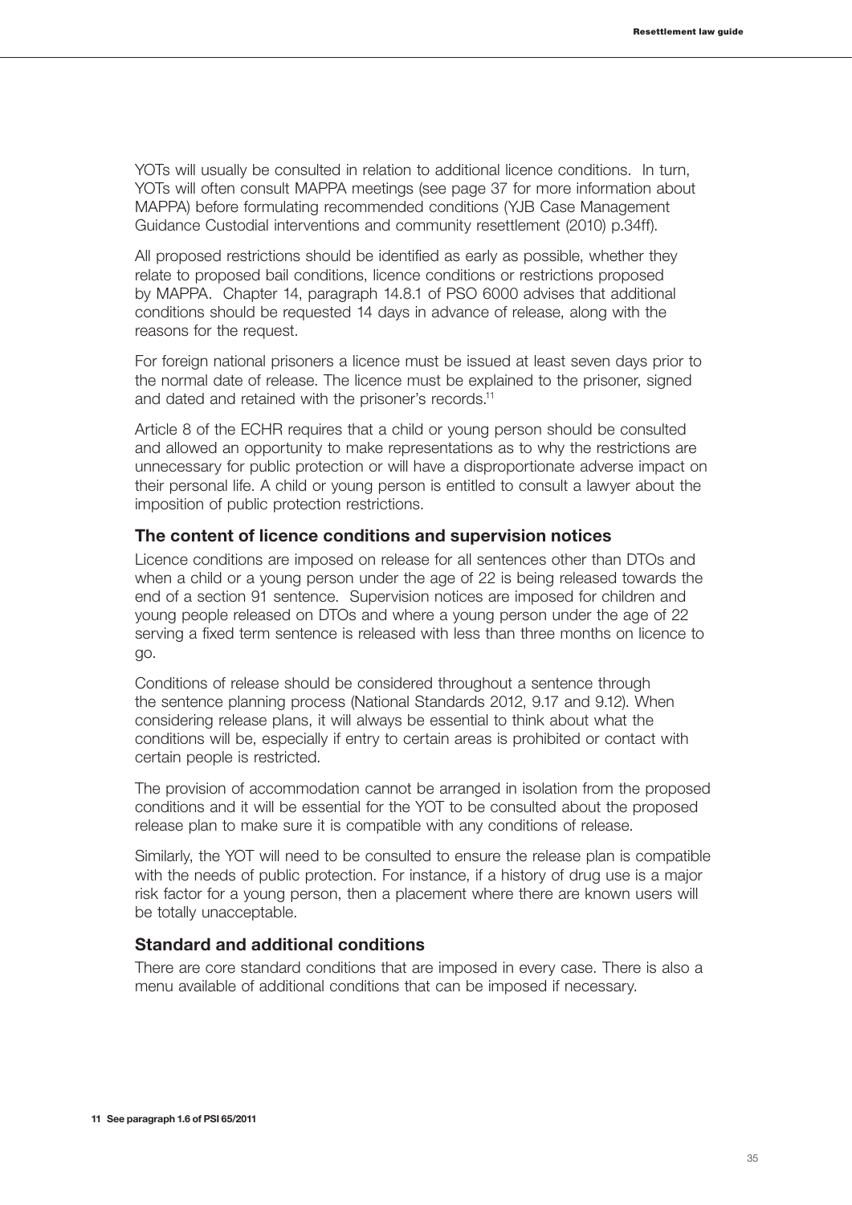YOTs will usually be consulted in relation to additional licence conditions. In turn, YOTs will often consult MAPPA meetings (see page 37 for more information about MAPPA) before formulating recommended conditions (YJB Case Management Guidance Custodial interventions and community resettlement (2010) p.34ff).

All proposed restrictions should be identified as early as possible, whether they relate to proposed bail conditions, licence conditions or restrictions proposed by MAPPA. Chapter 14, paragraph 14.8.1 of PSO 6000 advises that additional conditions should be requested 14 days in advance of release, along with the reasons for the request.

For foreign national prisoners a licence must be issued at least seven days prior to the normal date of release. The licence must be explained to the prisoner, signed and dated and retained with the prisoner's records.[11]

Article 8 of the ECHR requires that a child or young person should be consulted and allowed an opportunity to make representations as to why the restrictions are unnecessary for public protection or will have a disproportionate adverse impact on their personal life. A child or young person is entitled to consult a lawyer about the imposition of public protection restrictions.

### The content of licence conditions and supervision notices

Licence conditions are imposed on release for all sentences other than DTOs and when a child or a young person under the age of 22 is being released towards the end of a section 91 sentence. Supervision notices are imposed for children and young people released on DTOs and where a young person under the age of 22 serving a fixed term sentence is released with less than three months on licence to go.

Conditions of release should be considered throughout a sentence through the sentence planning process (National Standards 2012, 9.17 and 9.12). When considering release plans, it will always be essential to think about what the conditions will be, especially if entry to certain areas is prohibited or contact with certain people is restricted.

The provision of accommodation cannot be arranged in isolation from the proposed conditions and it will be essential for the YOT to be consulted about the proposed release plan to make sure it is compatible with any conditions of release.

Similarly, the YOT will need to be consulted to ensure the release plan is compatible with the needs of public protection. For instance, if a history of drug use is a major risk factor for a young person, then a placement where there are known users will be totally unacceptable.

### Standard and additional conditions

There are core standard conditions that are imposed in every case. There is also a menu available of additional conditions that can be imposed if necessary.

**11 See paragraph 1.6 of PSI 65/2011**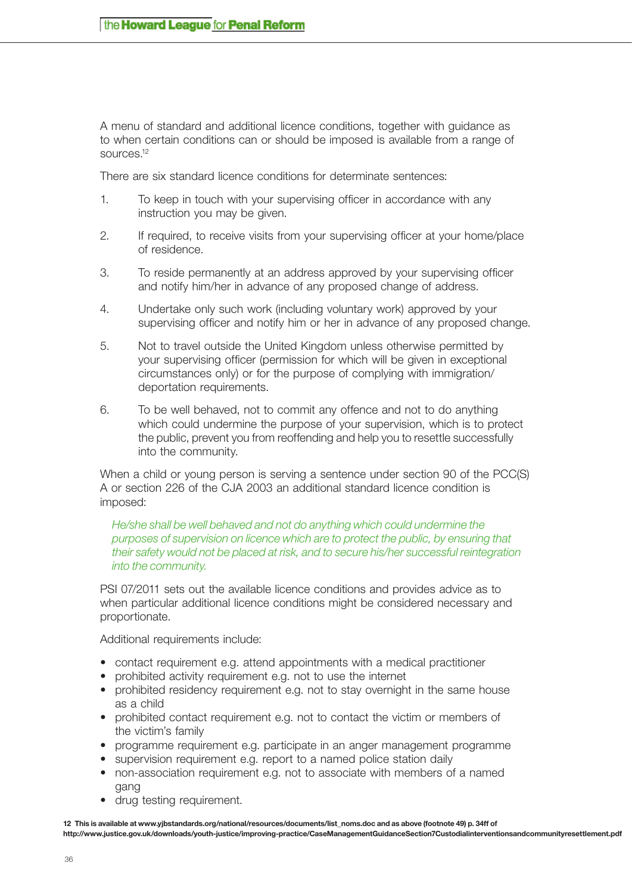A menu of standard and additional licence conditions, together with guidance as to when certain conditions can or should be imposed is available from a range of sources.[12]

There are six standard licence conditions for determinate sentences:

1. To keep in touch with your supervising officer in accordance with any instruction you may be given.
2. If required, to receive visits from your supervising officer at your home/place of residence.
3. To reside permanently at an address approved by your supervising officer and notify him/her in advance of any proposed change of address.
4. Undertake only such work (including voluntary work) approved by your supervising officer and notify him or her in advance of any proposed change.
5. Not to travel outside the United Kingdom unless otherwise permitted by your supervising officer (permission for which will be given in exceptional circumstances only) or for the purpose of complying with immigration/ deportation requirements.
6. To be well behaved, not to commit any offence and not to do anything which could undermine the purpose of your supervision, which is to protect the public, prevent you from reoffending and help you to resettle successfully into the community.

When a child or young person is serving a sentence under section 90 of the PCC(S) A or section 226 of the CJA 2003 an additional standard licence condition is imposed:

> *He/she shall be well behaved and not do anything which could undermine the purposes of supervision on licence which are to protect the public, by ensuring that their safety would not be placed at risk, and to secure his/her successful reintegration into the community.*

PSI 07/2011 sets out the available licence conditions and provides advice as to when particular additional licence conditions might be considered necessary and proportionate.

Additional requirements include:

- contact requirement e.g. attend appointments with a medical practitioner
- prohibited activity requirement e.g. not to use the internet
- prohibited residency requirement e.g. not to stay overnight in the same house as a child
- prohibited contact requirement e.g. not to contact the victim or members of the victim's family
- programme requirement e.g. participate in an anger management programme
- supervision requirement e.g. report to a named police station daily
- non-association requirement e.g. not to associate with members of a named gang
- drug testing requirement.

**12 This is available at www.yjbstandards.org/national/resources/documents/list_noms.doc and as above (footnote 49) p. 34ff of http://www.justice.gov.uk/downloads/youth-justice/improving-practice/CaseManagementGuidanceSection7Custodialinterventionsandcommunityresettlement.pdf**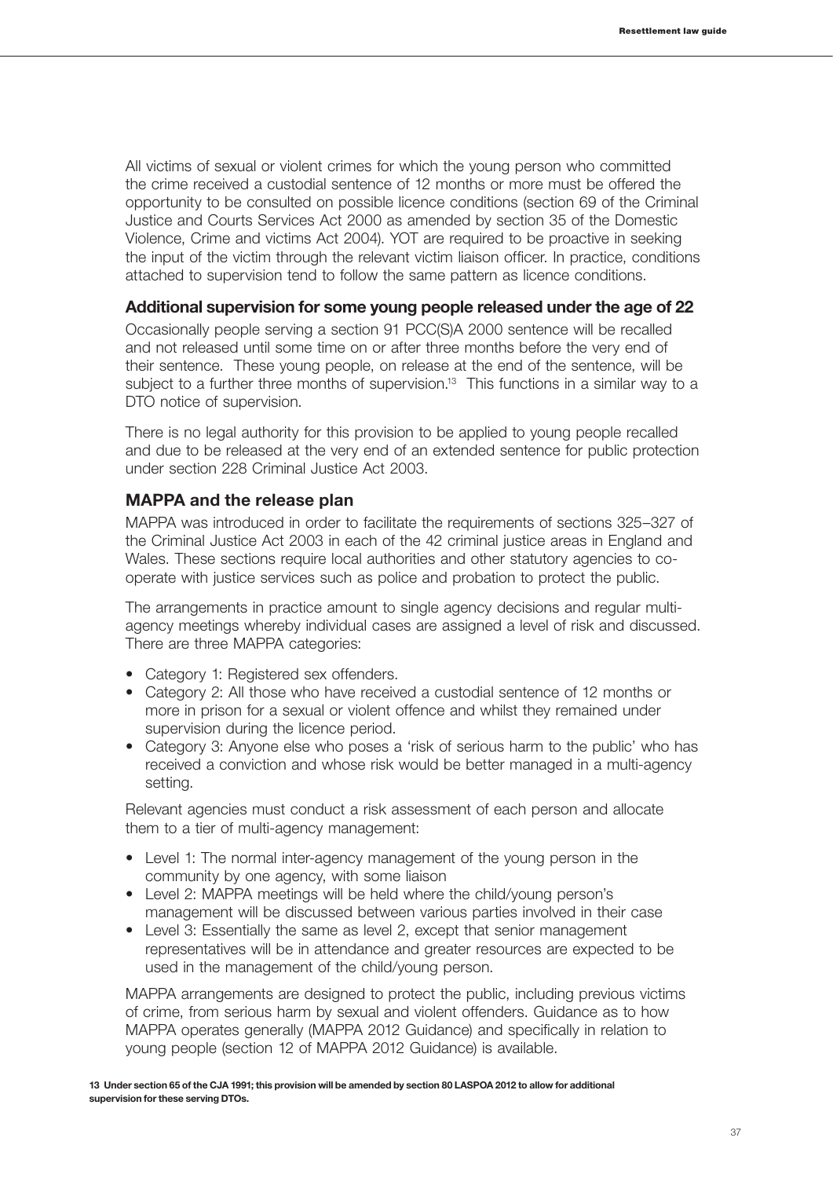All victims of sexual or violent crimes for which the young person who committed the crime received a custodial sentence of 12 months or more must be offered the opportunity to be consulted on possible licence conditions (section 69 of the Criminal Justice and Courts Services Act 2000 as amended by section 35 of the Domestic Violence, Crime and victims Act 2004). YOT are required to be proactive in seeking the input of the victim through the relevant victim liaison officer. In practice, conditions attached to supervision tend to follow the same pattern as licence conditions.

### Additional supervision for some young people released under the age of 22

Occasionally people serving a section 91 PCC(S)A 2000 sentence will be recalled and not released until some time on or after three months before the very end of their sentence. These young people, on release at the end of the sentence, will be subject to a further three months of supervision.[13] This functions in a similar way to a DTO notice of supervision.

There is no legal authority for this provision to be applied to young people recalled and due to be released at the very end of an extended sentence for public protection under section 228 Criminal Justice Act 2003.

### MAPPA and the release plan

MAPPA was introduced in order to facilitate the requirements of sections 325–327 of the Criminal Justice Act 2003 in each of the 42 criminal justice areas in England and Wales. These sections require local authorities and other statutory agencies to co-operate with justice services such as police and probation to protect the public.

The arrangements in practice amount to single agency decisions and regular multi-agency meetings whereby individual cases are assigned a level of risk and discussed. There are three MAPPA categories:

- Category 1: Registered sex offenders.
- Category 2: All those who have received a custodial sentence of 12 months or more in prison for a sexual or violent offence and whilst they remained under supervision during the licence period.
- Category 3: Anyone else who poses a 'risk of serious harm to the public' who has received a conviction and whose risk would be better managed in a multi-agency setting.

Relevant agencies must conduct a risk assessment of each person and allocate them to a tier of multi-agency management:

- Level 1: The normal inter-agency management of the young person in the community by one agency, with some liaison
- Level 2: MAPPA meetings will be held where the child/young person's management will be discussed between various parties involved in their case
- Level 3: Essentially the same as level 2, except that senior management representatives will be in attendance and greater resources are expected to be used in the management of the child/young person.

MAPPA arrangements are designed to protect the public, including previous victims of crime, from serious harm by sexual and violent offenders. Guidance as to how MAPPA operates generally (MAPPA 2012 Guidance) and specifically in relation to young people (section 12 of MAPPA 2012 Guidance) is available.

**13 Under section 65 of the CJA 1991; this provision will be amended by section 80 LASPOA 2012 to allow for additional supervision for these serving DTOs.**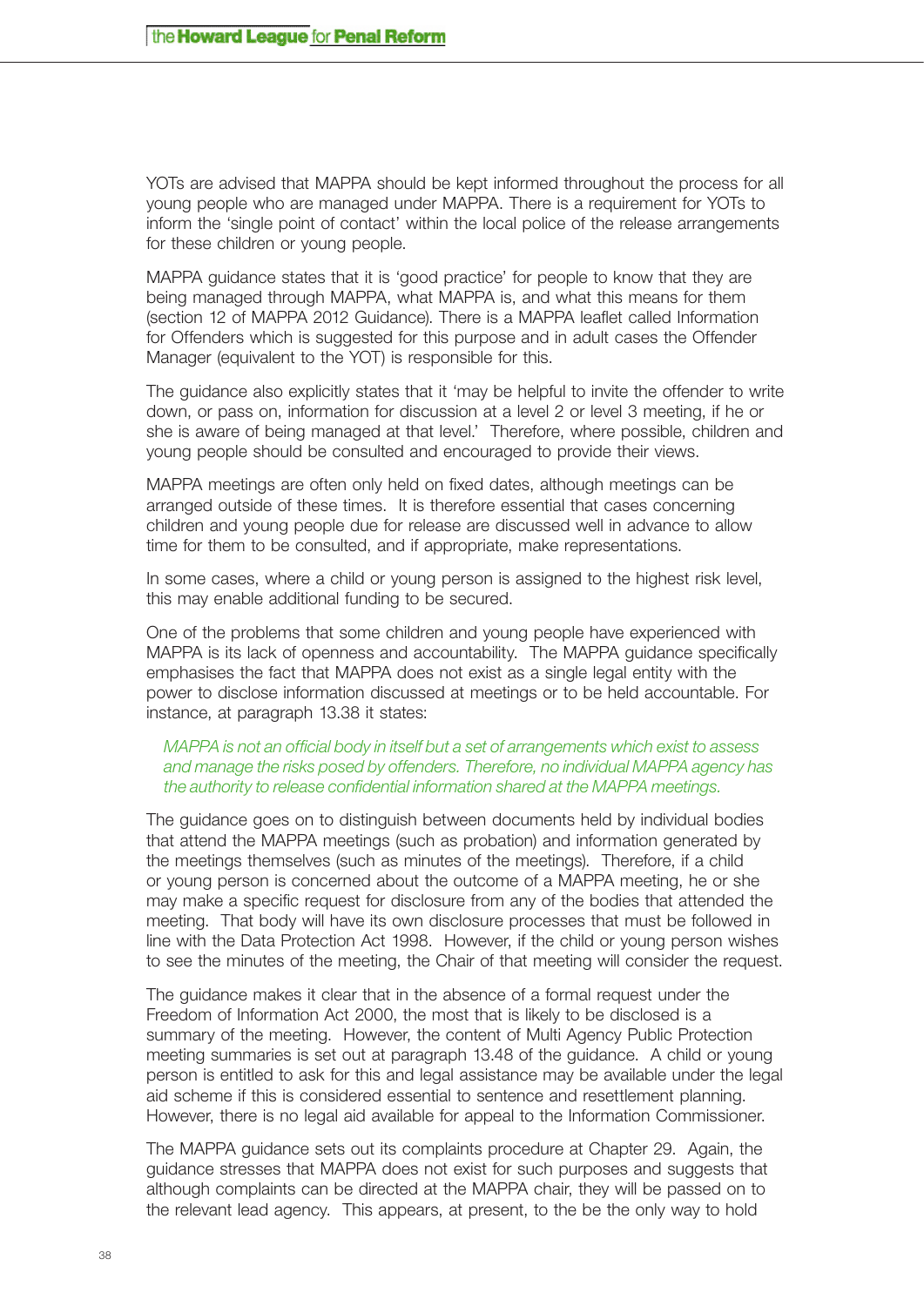YOTs are advised that MAPPA should be kept informed throughout the process for all young people who are managed under MAPPA. There is a requirement for YOTs to inform the 'single point of contact' within the local police of the release arrangements for these children or young people.

MAPPA guidance states that it is 'good practice' for people to know that they are being managed through MAPPA, what MAPPA is, and what this means for them (section 12 of MAPPA 2012 Guidance). There is a MAPPA leaflet called Information for Offenders which is suggested for this purpose and in adult cases the Offender Manager (equivalent to the YOT) is responsible for this.

The guidance also explicitly states that it 'may be helpful to invite the offender to write down, or pass on, information for discussion at a level 2 or level 3 meeting, if he or she is aware of being managed at that level.' Therefore, where possible, children and young people should be consulted and encouraged to provide their views.

MAPPA meetings are often only held on fixed dates, although meetings can be arranged outside of these times. It is therefore essential that cases concerning children and young people due for release are discussed well in advance to allow time for them to be consulted, and if appropriate, make representations.

In some cases, where a child or young person is assigned to the highest risk level, this may enable additional funding to be secured.

One of the problems that some children and young people have experienced with MAPPA is its lack of openness and accountability. The MAPPA guidance specifically emphasises the fact that MAPPA does not exist as a single legal entity with the power to disclose information discussed at meetings or to be held accountable. For instance, at paragraph 13.38 it states:

> *MAPPA is not an official body in itself but a set of arrangements which exist to assess and manage the risks posed by offenders. Therefore, no individual MAPPA agency has the authority to release confidential information shared at the MAPPA meetings.*

The guidance goes on to distinguish between documents held by individual bodies that attend the MAPPA meetings (such as probation) and information generated by the meetings themselves (such as minutes of the meetings). Therefore, if a child or young person is concerned about the outcome of a MAPPA meeting, he or she may make a specific request for disclosure from any of the bodies that attended the meeting. That body will have its own disclosure processes that must be followed in line with the Data Protection Act 1998. However, if the child or young person wishes to see the minutes of the meeting, the Chair of that meeting will consider the request.

The guidance makes it clear that in the absence of a formal request under the Freedom of Information Act 2000, the most that is likely to be disclosed is a summary of the meeting. However, the content of Multi Agency Public Protection meeting summaries is set out at paragraph 13.48 of the guidance. A child or young person is entitled to ask for this and legal assistance may be available under the legal aid scheme if this is considered essential to sentence and resettlement planning. However, there is no legal aid available for appeal to the Information Commissioner.

The MAPPA guidance sets out its complaints procedure at Chapter 29. Again, the guidance stresses that MAPPA does not exist for such purposes and suggests that although complaints can be directed at the MAPPA chair, they will be passed on to the relevant lead agency. This appears, at present, to the be the only way to hold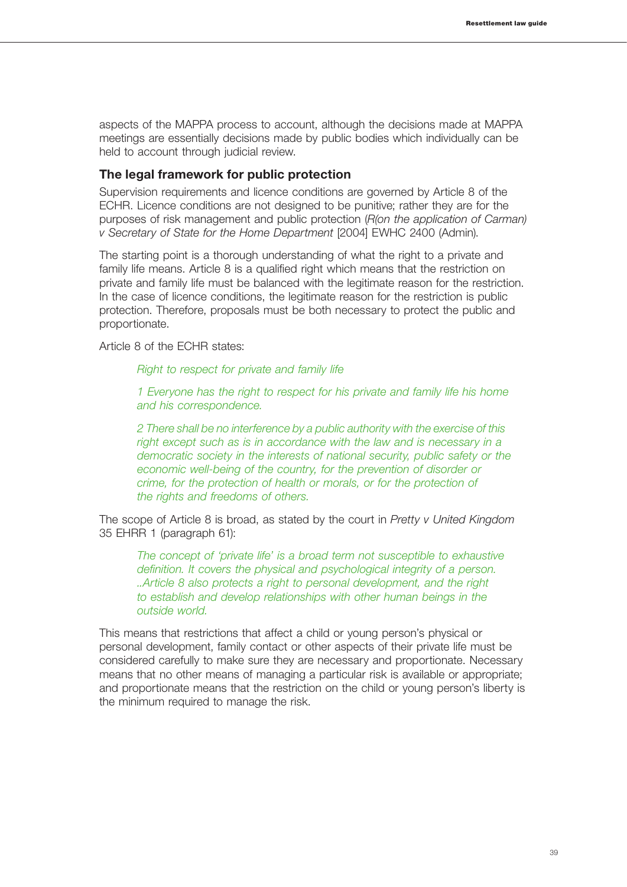aspects of the MAPPA process to account, although the decisions made at MAPPA meetings are essentially decisions made by public bodies which individually can be held to account through judicial review.

### The legal framework for public protection

Supervision requirements and licence conditions are governed by Article 8 of the ECHR. Licence conditions are not designed to be punitive; rather they are for the purposes of risk management and public protection (*R(on the application of Carman) v Secretary of State for the Home Department* [2004] EWHC 2400 (Admin).

The starting point is a thorough understanding of what the right to a private and family life means. Article 8 is a qualified right which means that the restriction on private and family life must be balanced with the legitimate reason for the restriction. In the case of licence conditions, the legitimate reason for the restriction is public protection. Therefore, proposals must be both necessary to protect the public and proportionate.

Article 8 of the ECHR states:

> *Right to respect for private and family life*
>
> *1 Everyone has the right to respect for his private and family life his home and his correspondence.*
>
> *2 There shall be no interference by a public authority with the exercise of this right except such as is in accordance with the law and is necessary in a democratic society in the interests of national security, public safety or the economic well-being of the country, for the prevention of disorder or crime, for the protection of health or morals, or for the protection of the rights and freedoms of others.*

The scope of Article 8 is broad, as stated by the court in *Pretty v United Kingdom* 35 EHRR 1 (paragraph 61):

> *The concept of 'private life' is a broad term not susceptible to exhaustive definition. It covers the physical and psychological integrity of a person. ..Article 8 also protects a right to personal development, and the right to establish and develop relationships with other human beings in the outside world.*

This means that restrictions that affect a child or young person's physical or personal development, family contact or other aspects of their private life must be considered carefully to make sure they are necessary and proportionate. Necessary means that no other means of managing a particular risk is available or appropriate; and proportionate means that the restriction on the child or young person's liberty is the minimum required to manage the risk.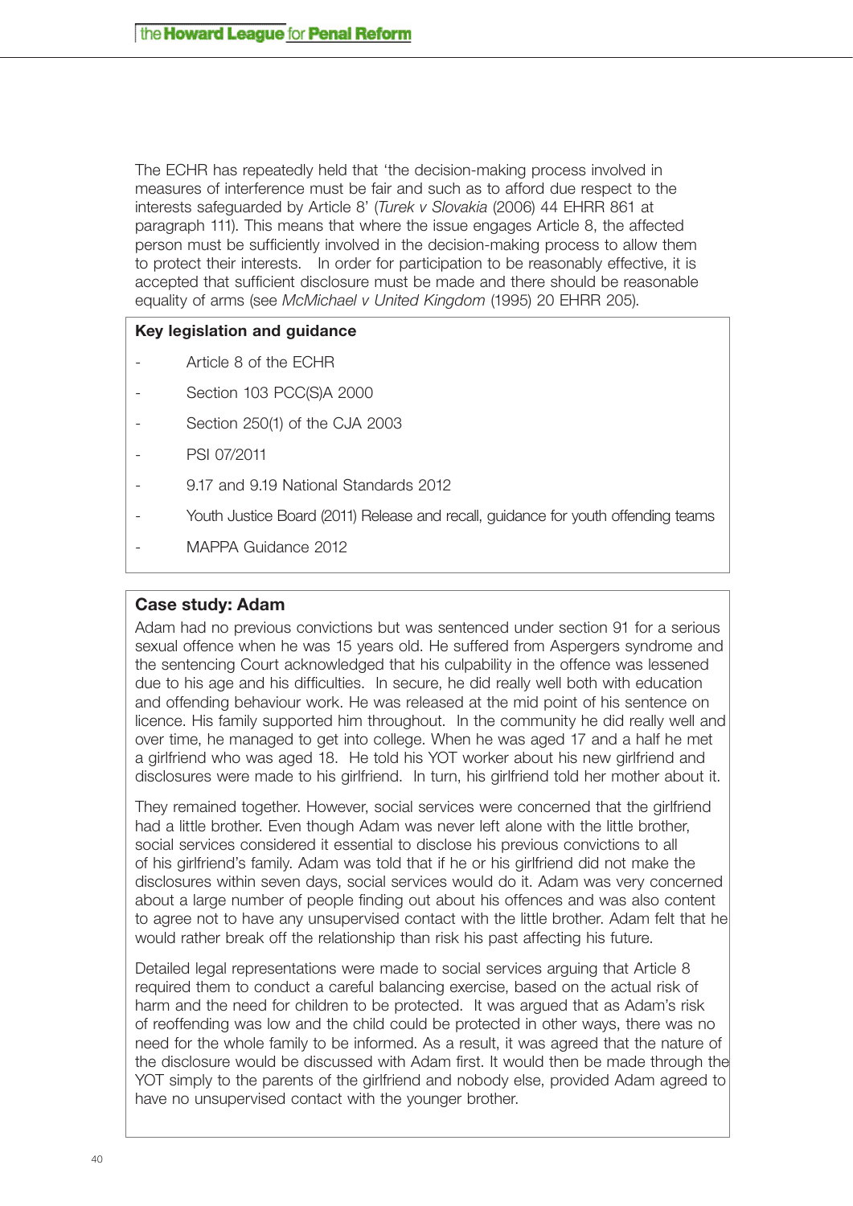The ECHR has repeatedly held that 'the decision-making process involved in measures of interference must be fair and such as to afford due respect to the interests safeguarded by Article 8' (*Turek v Slovakia* (2006) 44 EHRR 861 at paragraph 111). This means that where the issue engages Article 8, the affected person must be sufficiently involved in the decision-making process to allow them to protect their interests. In order for participation to be reasonably effective, it is accepted that sufficient disclosure must be made and there should be reasonable equality of arms (see *McMichael v United Kingdom* (1995) 20 EHRR 205).

**Key legislation and guidance**

- Article 8 of the ECHR
- Section 103 PCC(S)A 2000
- Section 250(1) of the CJA 2003
- PSI 07/2011
- 9.17 and 9.19 National Standards 2012
- Youth Justice Board (2011) Release and recall, guidance for youth offending teams
- MAPPA Guidance 2012

### Case study: Adam

Adam had no previous convictions but was sentenced under section 91 for a serious sexual offence when he was 15 years old. He suffered from Aspergers syndrome and the sentencing Court acknowledged that his culpability in the offence was lessened due to his age and his difficulties. In secure, he did really well both with education and offending behaviour work. He was released at the mid point of his sentence on licence. His family supported him throughout. In the community he did really well and over time, he managed to get into college. When he was aged 17 and a half he met a girlfriend who was aged 18. He told his YOT worker about his new girlfriend and disclosures were made to his girlfriend. In turn, his girlfriend told her mother about it.

They remained together. However, social services were concerned that the girlfriend had a little brother. Even though Adam was never left alone with the little brother, social services considered it essential to disclose his previous convictions to all of his girlfriend's family. Adam was told that if he or his girlfriend did not make the disclosures within seven days, social services would do it. Adam was very concerned about a large number of people finding out about his offences and was also content to agree not to have any unsupervised contact with the little brother. Adam felt that he would rather break off the relationship than risk his past affecting his future.

Detailed legal representations were made to social services arguing that Article 8 required them to conduct a careful balancing exercise, based on the actual risk of harm and the need for children to be protected. It was argued that as Adam's risk of reoffending was low and the child could be protected in other ways, there was no need for the whole family to be informed. As a result, it was agreed that the nature of the disclosure would be discussed with Adam first. It would then be made through the YOT simply to the parents of the girlfriend and nobody else, provided Adam agreed to have no unsupervised contact with the younger brother.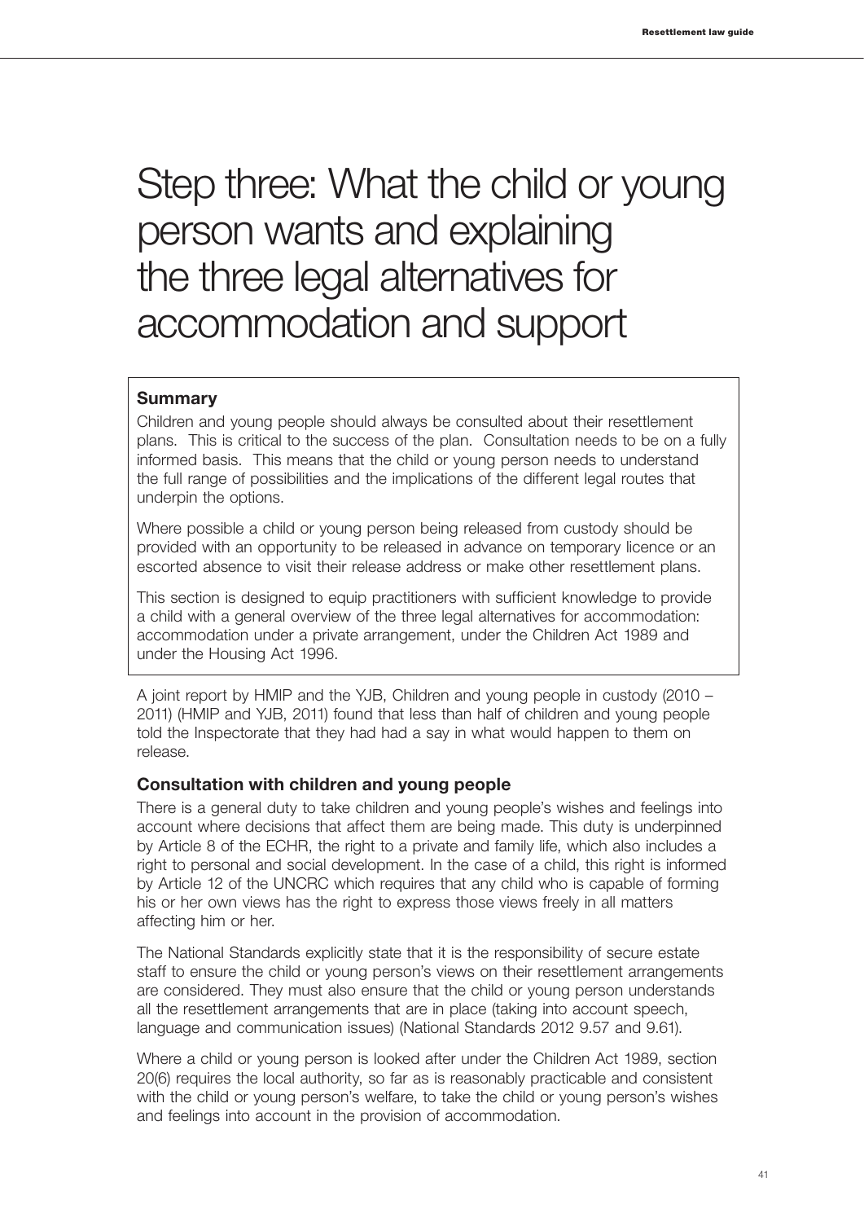# Step three: What the child or young person wants and explaining the three legal alternatives for accommodation and support

**Summary**

Children and young people should always be consulted about their resettlement plans. This is critical to the success of the plan. Consultation needs to be on a fully informed basis. This means that the child or young person needs to understand the full range of possibilities and the implications of the different legal routes that underpin the options.

Where possible a child or young person being released from custody should be provided with an opportunity to be released in advance on temporary licence or an escorted absence to visit their release address or make other resettlement plans.

This section is designed to equip practitioners with sufficient knowledge to provide a child with a general overview of the three legal alternatives for accommodation: accommodation under a private arrangement, under the Children Act 1989 and under the Housing Act 1996.

A joint report by HMIP and the YJB, Children and young people in custody (2010 – 2011) (HMIP and YJB, 2011) found that less than half of children and young people told the Inspectorate that they had had a say in what would happen to them on release.

### Consultation with children and young people

There is a general duty to take children and young people's wishes and feelings into account where decisions that affect them are being made. This duty is underpinned by Article 8 of the ECHR, the right to a private and family life, which also includes a right to personal and social development. In the case of a child, this right is informed by Article 12 of the UNCRC which requires that any child who is capable of forming his or her own views has the right to express those views freely in all matters affecting him or her.

The National Standards explicitly state that it is the responsibility of secure estate staff to ensure the child or young person's views on their resettlement arrangements are considered. They must also ensure that the child or young person understands all the resettlement arrangements that are in place (taking into account speech, language and communication issues) (National Standards 2012 9.57 and 9.61).

Where a child or young person is looked after under the Children Act 1989, section 20(6) requires the local authority, so far as is reasonably practicable and consistent with the child or young person's welfare, to take the child or young person's wishes and feelings into account in the provision of accommodation.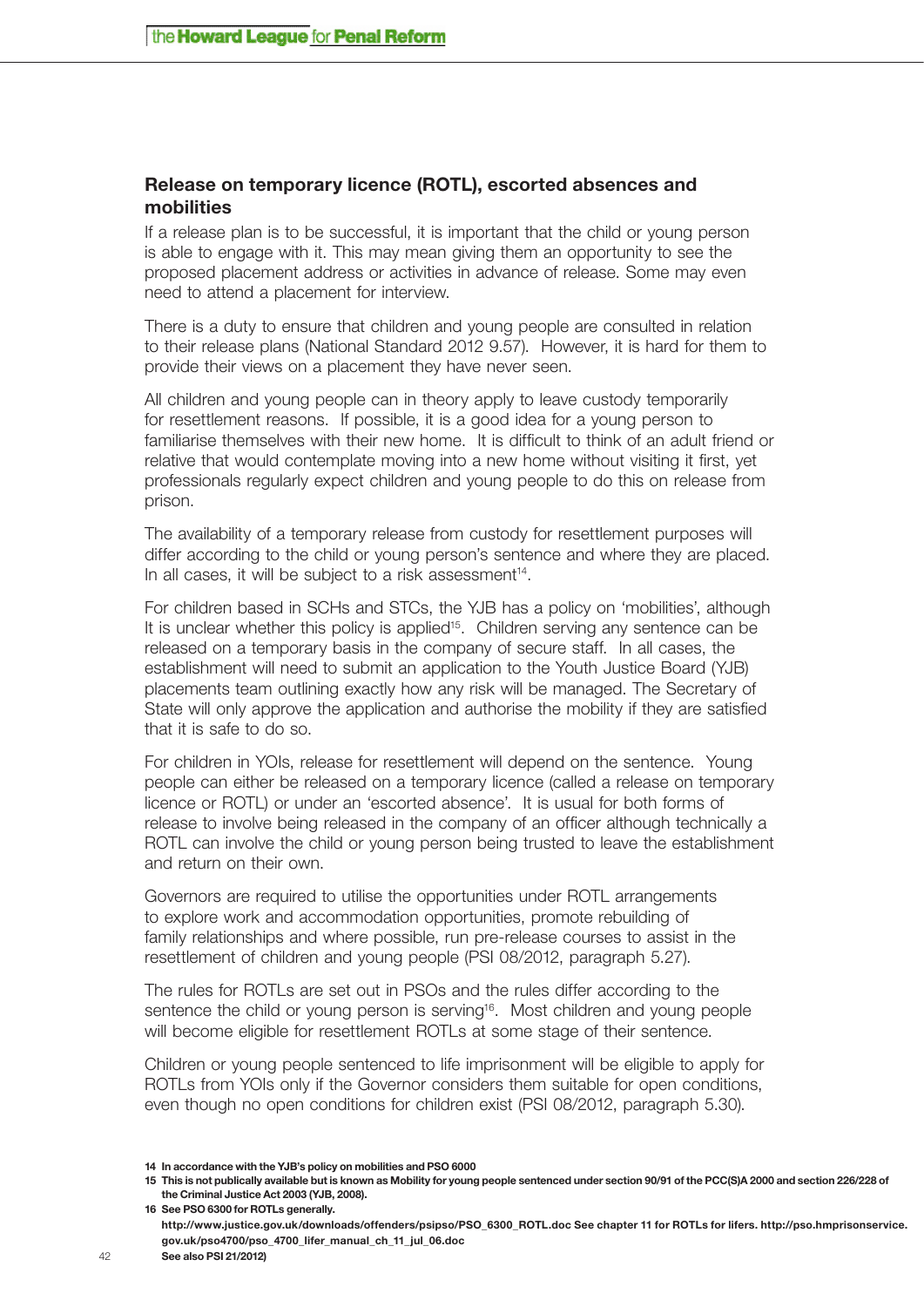## Release on temporary licence (ROTL), escorted absences and mobilities

If a release plan is to be successful, it is important that the child or young person is able to engage with it. This may mean giving them an opportunity to see the proposed placement address or activities in advance of release. Some may even need to attend a placement for interview.

There is a duty to ensure that children and young people are consulted in relation to their release plans (National Standard 2012 9.57). However, it is hard for them to provide their views on a placement they have never seen.

All children and young people can in theory apply to leave custody temporarily for resettlement reasons. If possible, it is a good idea for a young person to familiarise themselves with their new home. It is difficult to think of an adult friend or relative that would contemplate moving into a new home without visiting it first, yet professionals regularly expect children and young people to do this on release from prison.

The availability of a temporary release from custody for resettlement purposes will differ according to the child or young person's sentence and where they are placed. In all cases, it will be subject to a risk assessment[14].

For children based in SCHs and STCs, the YJB has a policy on 'mobilities', although It is unclear whether this policy is applied[15]. Children serving any sentence can be released on a temporary basis in the company of secure staff. In all cases, the establishment will need to submit an application to the Youth Justice Board (YJB) placements team outlining exactly how any risk will be managed. The Secretary of State will only approve the application and authorise the mobility if they are satisfied that it is safe to do so.

For children in YOIs, release for resettlement will depend on the sentence. Young people can either be released on a temporary licence (called a release on temporary licence or ROTL) or under an 'escorted absence'. It is usual for both forms of release to involve being released in the company of an officer although technically a ROTL can involve the child or young person being trusted to leave the establishment and return on their own.

Governors are required to utilise the opportunities under ROTL arrangements to explore work and accommodation opportunities, promote rebuilding of family relationships and where possible, run pre-release courses to assist in the resettlement of children and young people (PSI 08/2012, paragraph 5.27).

The rules for ROTLs are set out in PSOs and the rules differ according to the sentence the child or young person is serving[16]. Most children and young people will become eligible for resettlement ROTLs at some stage of their sentence.

Children or young people sentenced to life imprisonment will be eligible to apply for ROTLs from YOIs only if the Governor considers them suitable for open conditions, even though no open conditions for children exist (PSI 08/2012, paragraph 5.30).

---

**14** In accordance with the YJB's policy on mobilities and PSO 6000

**15** This is not publically available but is known as Mobility for young people sentenced under section 90/91 of the PCC(S)A 2000 and section 226/228 of the Criminal Justice Act 2003 (YJB, 2008).

**16** See PSO 6300 for ROTLs generally. http://www.justice.gov.uk/downloads/offenders/psipso/PSO_6300_ROTL.doc See chapter 11 for ROTLs for lifers. http://pso.hmprisonservice.gov.uk/pso4700/pso_4700_lifer_manual_ch_11_jul_06.doc See also PSI 21/2012)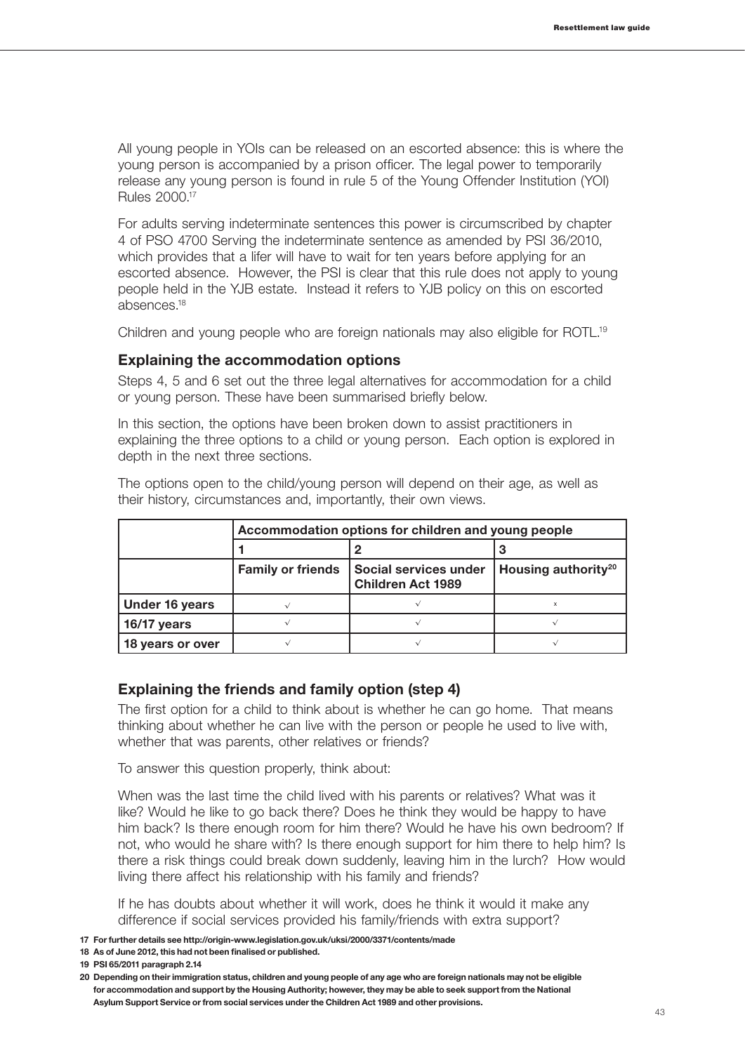All young people in YOIs can be released on an escorted absence: this is where the young person is accompanied by a prison officer. The legal power to temporarily release any young person is found in rule 5 of the Young Offender Institution (YOI) Rules 2000.[17]

For adults serving indeterminate sentences this power is circumscribed by chapter 4 of PSO 4700 Serving the indeterminate sentence as amended by PSI 36/2010, which provides that a lifer will have to wait for ten years before applying for an escorted absence. However, the PSI is clear that this rule does not apply to young people held in the YJB estate. Instead it refers to YJB policy on this on escorted absences.[18]

Children and young people who are foreign nationals may also eligible for ROTL.[19]

### Explaining the accommodation options

Steps 4, 5 and 6 set out the three legal alternatives for accommodation for a child or young person. These have been summarised briefly below.

In this section, the options have been broken down to assist practitioners in explaining the three options to a child or young person. Each option is explored in depth in the next three sections.

The options open to the child/young person will depend on their age, as well as their history, circumstances and, importantly, their own views.

| | Accommodation options for children and young people | | |
|---|---|---|---|
| | 1 | 2 | 3 |
| | **Family or friends** | **Social services under Children Act 1989** | **Housing authority[20]** |
| **Under 16 years** | √ | √ | x |
| **16/17 years** | √ | √ | √ |
| **18 years or over** | √ | √ | √ |

### Explaining the friends and family option (step 4)

The first option for a child to think about is whether he can go home. That means thinking about whether he can live with the person or people he used to live with, whether that was parents, other relatives or friends?

To answer this question properly, think about:

When was the last time the child lived with his parents or relatives? What was it like? Would he like to go back there? Does he think they would be happy to have him back? Is there enough room for him there? Would he have his own bedroom? If not, who would he share with? Is there enough support for him there to help him? Is there a risk things could break down suddenly, leaving him in the lurch? How would living there affect his relationship with his family and friends?

If he has doubts about whether it will work, does he think it would it make any difference if social services provided his family/friends with extra support?

**17 For further details see http://origin-www.legislation.gov.uk/uksi/2000/3371/contents/made**

**18 As of June 2012, this had not been finalised or published.**

**19 PSI 65/2011 paragraph 2.14**

**20 Depending on their immigration status, children and young people of any age who are foreign nationals may not be eligible for accommodation and support by the Housing Authority; however, they may be able to seek support from the National Asylum Support Service or from social services under the Children Act 1989 and other provisions.**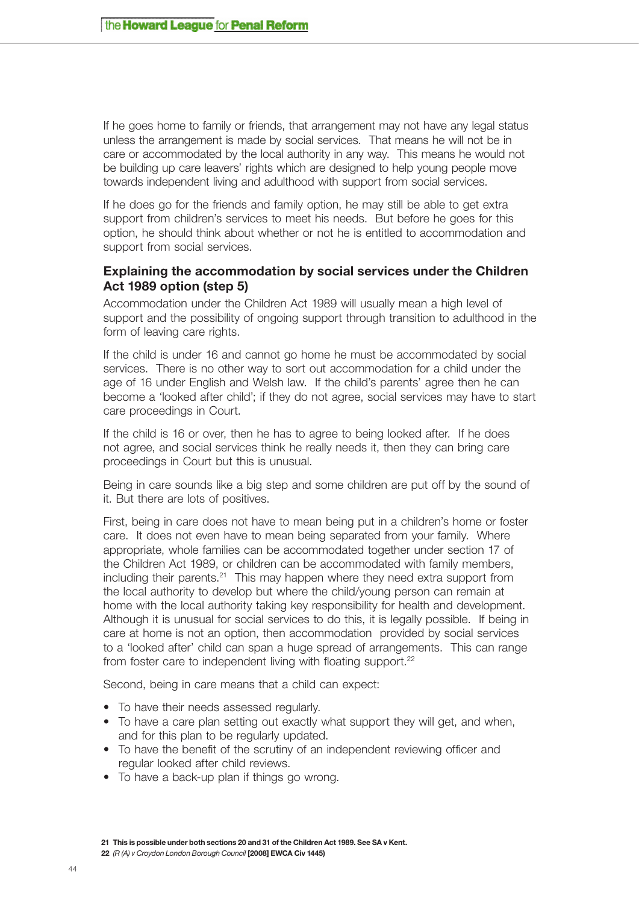If he goes home to family or friends, that arrangement may not have any legal status unless the arrangement is made by social services. That means he will not be in care or accommodated by the local authority in any way. This means he would not be building up care leavers' rights which are designed to help young people move towards independent living and adulthood with support from social services.

If he does go for the friends and family option, he may still be able to get extra support from children's services to meet his needs. But before he goes for this option, he should think about whether or not he is entitled to accommodation and support from social services.

### Explaining the accommodation by social services under the Children Act 1989 option (step 5)

Accommodation under the Children Act 1989 will usually mean a high level of support and the possibility of ongoing support through transition to adulthood in the form of leaving care rights.

If the child is under 16 and cannot go home he must be accommodated by social services. There is no other way to sort out accommodation for a child under the age of 16 under English and Welsh law. If the child's parents' agree then he can become a 'looked after child'; if they do not agree, social services may have to start care proceedings in Court.

If the child is 16 or over, then he has to agree to being looked after. If he does not agree, and social services think he really needs it, then they can bring care proceedings in Court but this is unusual.

Being in care sounds like a big step and some children are put off by the sound of it. But there are lots of positives.

First, being in care does not have to mean being put in a children's home or foster care. It does not even have to mean being separated from your family. Where appropriate, whole families can be accommodated together under section 17 of the Children Act 1989, or children can be accommodated with family members, including their parents.[21] This may happen where they need extra support from the local authority to develop but where the child/young person can remain at home with the local authority taking key responsibility for health and development. Although it is unusual for social services to do this, it is legally possible. If being in care at home is not an option, then accommodation provided by social services to a 'looked after' child can span a huge spread of arrangements. This can range from foster care to independent living with floating support.[22]

Second, being in care means that a child can expect:

- To have their needs assessed regularly.
- To have a care plan setting out exactly what support they will get, and when, and for this plan to be regularly updated.
- To have the benefit of the scrutiny of an independent reviewing officer and regular looked after child reviews.
- To have a back-up plan if things go wrong.

**21 This is possible under both sections 20 and 31 of the Children Act 1989. See SA v Kent.**

**22** *(R (A) v Croydon London Borough Council* **[2008] EWCA Civ 1445)**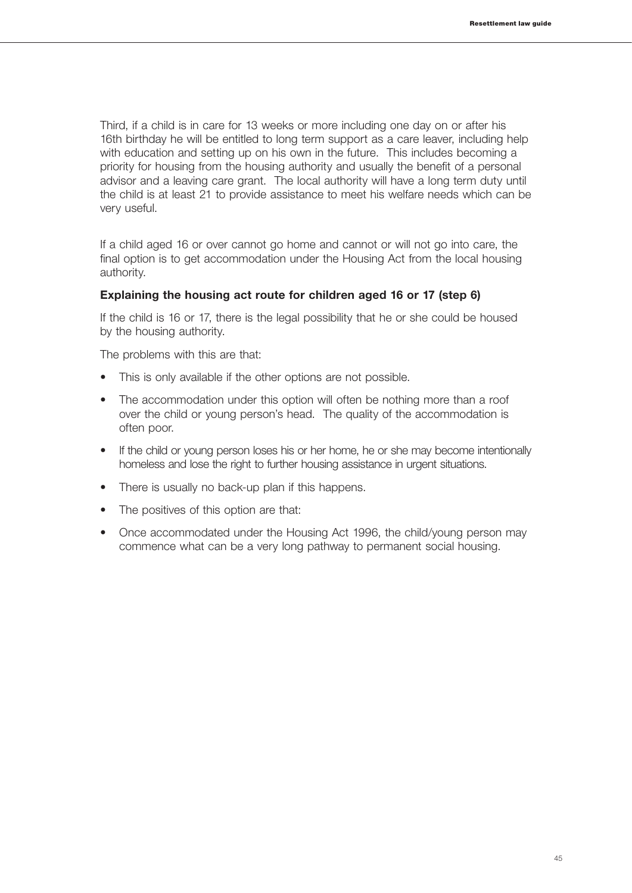Third, if a child is in care for 13 weeks or more including one day on or after his 16th birthday he will be entitled to long term support as a care leaver, including help with education and setting up on his own in the future. This includes becoming a priority for housing from the housing authority and usually the benefit of a personal advisor and a leaving care grant. The local authority will have a long term duty until the child is at least 21 to provide assistance to meet his welfare needs which can be very useful.

If a child aged 16 or over cannot go home and cannot or will not go into care, the final option is to get accommodation under the Housing Act from the local housing authority.

### Explaining the housing act route for children aged 16 or 17 (step 6)

If the child is 16 or 17, there is the legal possibility that he or she could be housed by the housing authority.

The problems with this are that:

- This is only available if the other options are not possible.
- The accommodation under this option will often be nothing more than a roof over the child or young person's head. The quality of the accommodation is often poor.
- If the child or young person loses his or her home, he or she may become intentionally homeless and lose the right to further housing assistance in urgent situations.
- There is usually no back-up plan if this happens.
- The positives of this option are that:
- Once accommodated under the Housing Act 1996, the child/young person may commence what can be a very long pathway to permanent social housing.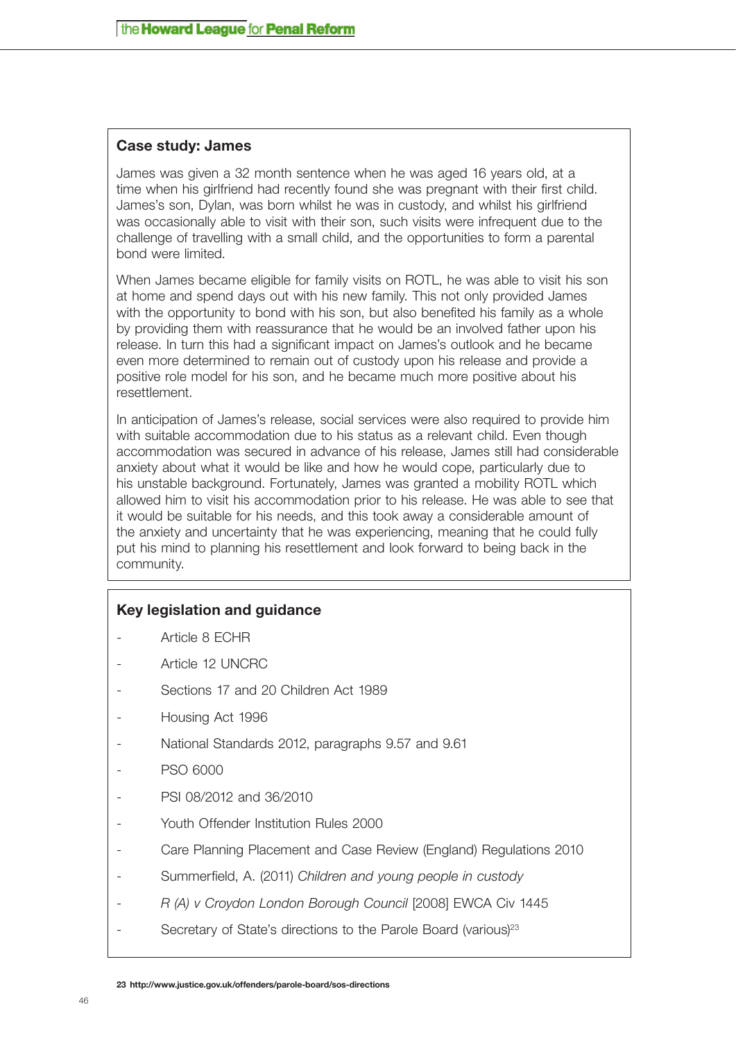## Case study: James

James was given a 32 month sentence when he was aged 16 years old, at a time when his girlfriend had recently found she was pregnant with their first child. James's son, Dylan, was born whilst he was in custody, and whilst his girlfriend was occasionally able to visit with their son, such visits were infrequent due to the challenge of travelling with a small child, and the opportunities to form a parental bond were limited.

When James became eligible for family visits on ROTL, he was able to visit his son at home and spend days out with his new family. This not only provided James with the opportunity to bond with his son, but also benefited his family as a whole by providing them with reassurance that he would be an involved father upon his release. In turn this had a significant impact on James's outlook and he became even more determined to remain out of custody upon his release and provide a positive role model for his son, and he became much more positive about his resettlement.

In anticipation of James's release, social services were also required to provide him with suitable accommodation due to his status as a relevant child. Even though accommodation was secured in advance of his release, James still had considerable anxiety about what it would be like and how he would cope, particularly due to his unstable background. Fortunately, James was granted a mobility ROTL which allowed him to visit his accommodation prior to his release. He was able to see that it would be suitable for his needs, and this took away a considerable amount of the anxiety and uncertainty that he was experiencing, meaning that he could fully put his mind to planning his resettlement and look forward to being back in the community.

## Key legislation and guidance

- Article 8 ECHR
- Article 12 UNCRC
- Sections 17 and 20 Children Act 1989
- Housing Act 1996
- National Standards 2012, paragraphs 9.57 and 9.61
- PSO 6000
- PSI 08/2012 and 36/2010
- Youth Offender Institution Rules 2000
- Care Planning Placement and Case Review (England) Regulations 2010
- Summerfield, A. (2011) *Children and young people in custody*
- *R (A) v Croydon London Borough Council* [2008] EWCA Civ 1445
- Secretary of State's directions to the Parole Board (various)[23]

**23 http://www.justice.gov.uk/offenders/parole-board/sos-directions**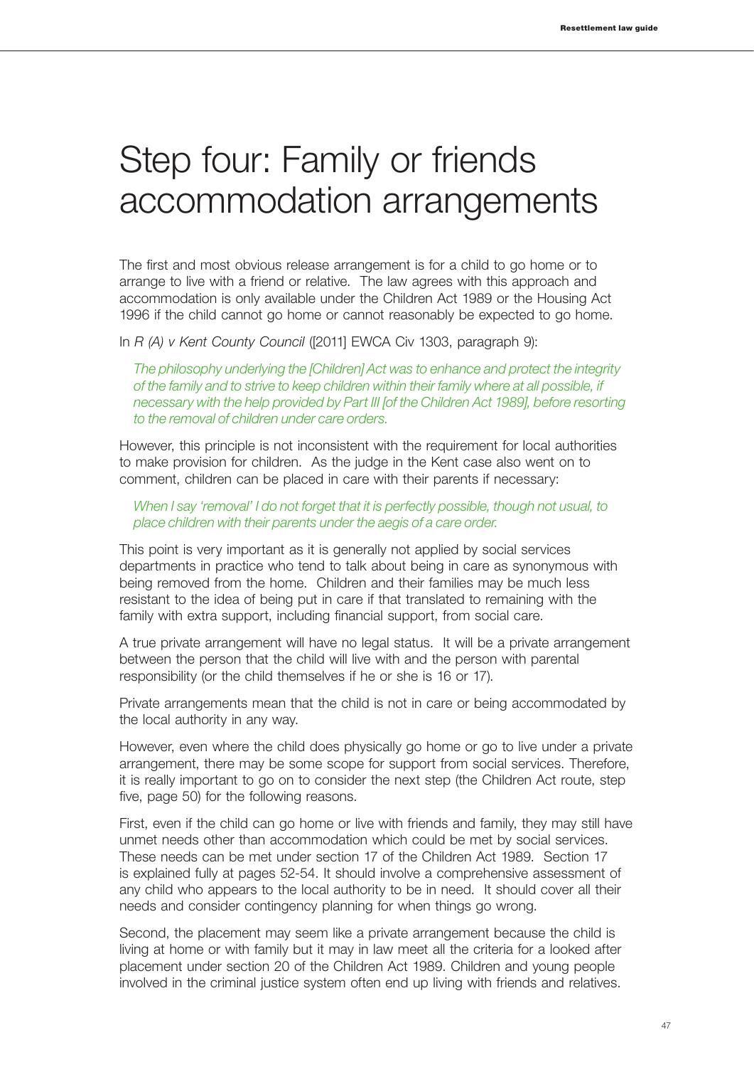# Step four: Family or friends accommodation arrangements

The first and most obvious release arrangement is for a child to go home or to arrange to live with a friend or relative. The law agrees with this approach and accommodation is only available under the Children Act 1989 or the Housing Act 1996 if the child cannot go home or cannot reasonably be expected to go home.

In *R (A) v Kent County Council* ([2011] EWCA Civ 1303, paragraph 9):

> *The philosophy underlying the [Children] Act was to enhance and protect the integrity of the family and to strive to keep children within their family where at all possible, if necessary with the help provided by Part III [of the Children Act 1989], before resorting to the removal of children under care orders.*

However, this principle is not inconsistent with the requirement for local authorities to make provision for children. As the judge in the Kent case also went on to comment, children can be placed in care with their parents if necessary:

> *When I say 'removal' I do not forget that it is perfectly possible, though not usual, to place children with their parents under the aegis of a care order.*

This point is very important as it is generally not applied by social services departments in practice who tend to talk about being in care as synonymous with being removed from the home. Children and their families may be much less resistant to the idea of being put in care if that translated to remaining with the family with extra support, including financial support, from social care.

A true private arrangement will have no legal status. It will be a private arrangement between the person that the child will live with and the person with parental responsibility (or the child themselves if he or she is 16 or 17).

Private arrangements mean that the child is not in care or being accommodated by the local authority in any way.

However, even where the child does physically go home or go to live under a private arrangement, there may be some scope for support from social services. Therefore, it is really important to go on to consider the next step (the Children Act route, step five, page 50) for the following reasons.

First, even if the child can go home or live with friends and family, they may still have unmet needs other than accommodation which could be met by social services. These needs can be met under section 17 of the Children Act 1989. Section 17 is explained fully at pages 52-54. It should involve a comprehensive assessment of any child who appears to the local authority to be in need. It should cover all their needs and consider contingency planning for when things go wrong.

Second, the placement may seem like a private arrangement because the child is living at home or with family but it may in law meet all the criteria for a looked after placement under section 20 of the Children Act 1989. Children and young people involved in the criminal justice system often end up living with friends and relatives.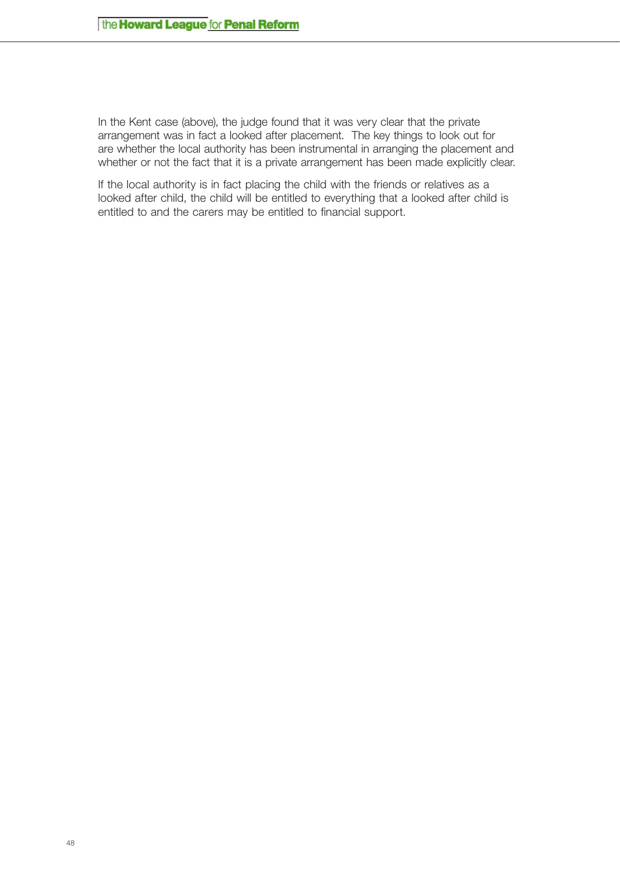In the Kent case (above), the judge found that it was very clear that the private arrangement was in fact a looked after placement. The key things to look out for are whether the local authority has been instrumental in arranging the placement and whether or not the fact that it is a private arrangement has been made explicitly clear.

If the local authority is in fact placing the child with the friends or relatives as a looked after child, the child will be entitled to everything that a looked after child is entitled to and the carers may be entitled to financial support.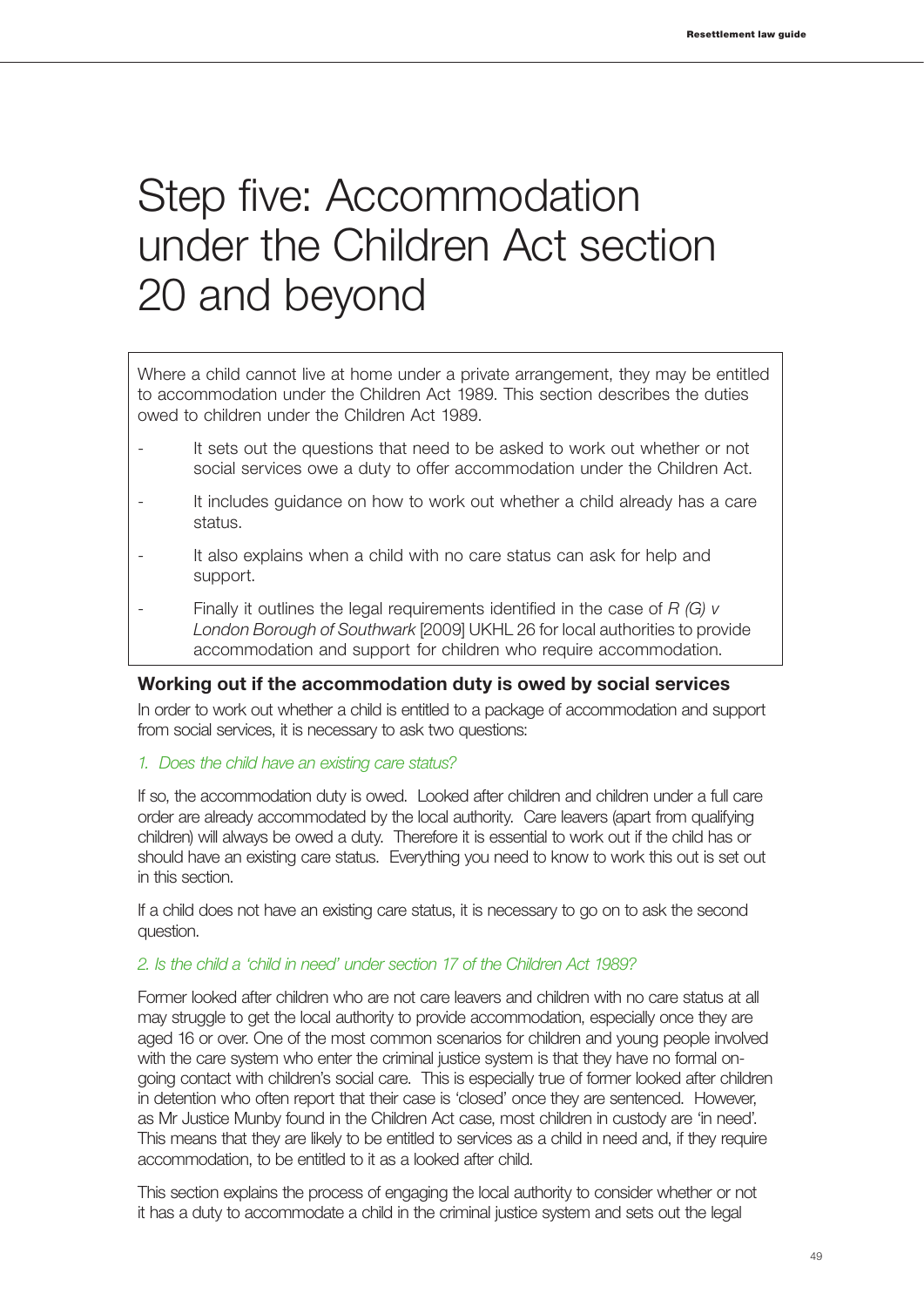# Step five: Accommodation under the Children Act section 20 and beyond

Where a child cannot live at home under a private arrangement, they may be entitled to accommodation under the Children Act 1989. This section describes the duties owed to children under the Children Act 1989.

- It sets out the questions that need to be asked to work out whether or not social services owe a duty to offer accommodation under the Children Act.
- It includes guidance on how to work out whether a child already has a care status.
- It also explains when a child with no care status can ask for help and support.
- Finally it outlines the legal requirements identified in the case of *R (G) v London Borough of Southwark* [2009] UKHL 26 for local authorities to provide accommodation and support for children who require accommodation.

### Working out if the accommodation duty is owed by social services

In order to work out whether a child is entitled to a package of accommodation and support from social services, it is necessary to ask two questions:

*1. Does the child have an existing care status?*

If so, the accommodation duty is owed. Looked after children and children under a full care order are already accommodated by the local authority. Care leavers (apart from qualifying children) will always be owed a duty. Therefore it is essential to work out if the child has or should have an existing care status. Everything you need to know to work this out is set out in this section.

If a child does not have an existing care status, it is necessary to go on to ask the second question.

*2. Is the child a 'child in need' under section 17 of the Children Act 1989?*

Former looked after children who are not care leavers and children with no care status at all may struggle to get the local authority to provide accommodation, especially once they are aged 16 or over. One of the most common scenarios for children and young people involved with the care system who enter the criminal justice system is that they have no formal on-going contact with children's social care. This is especially true of former looked after children in detention who often report that their case is 'closed' once they are sentenced. However, as Mr Justice Munby found in the Children Act case, most children in custody are 'in need'. This means that they are likely to be entitled to services as a child in need and, if they require accommodation, to be entitled to it as a looked after child.

This section explains the process of engaging the local authority to consider whether or not it has a duty to accommodate a child in the criminal justice system and sets out the legal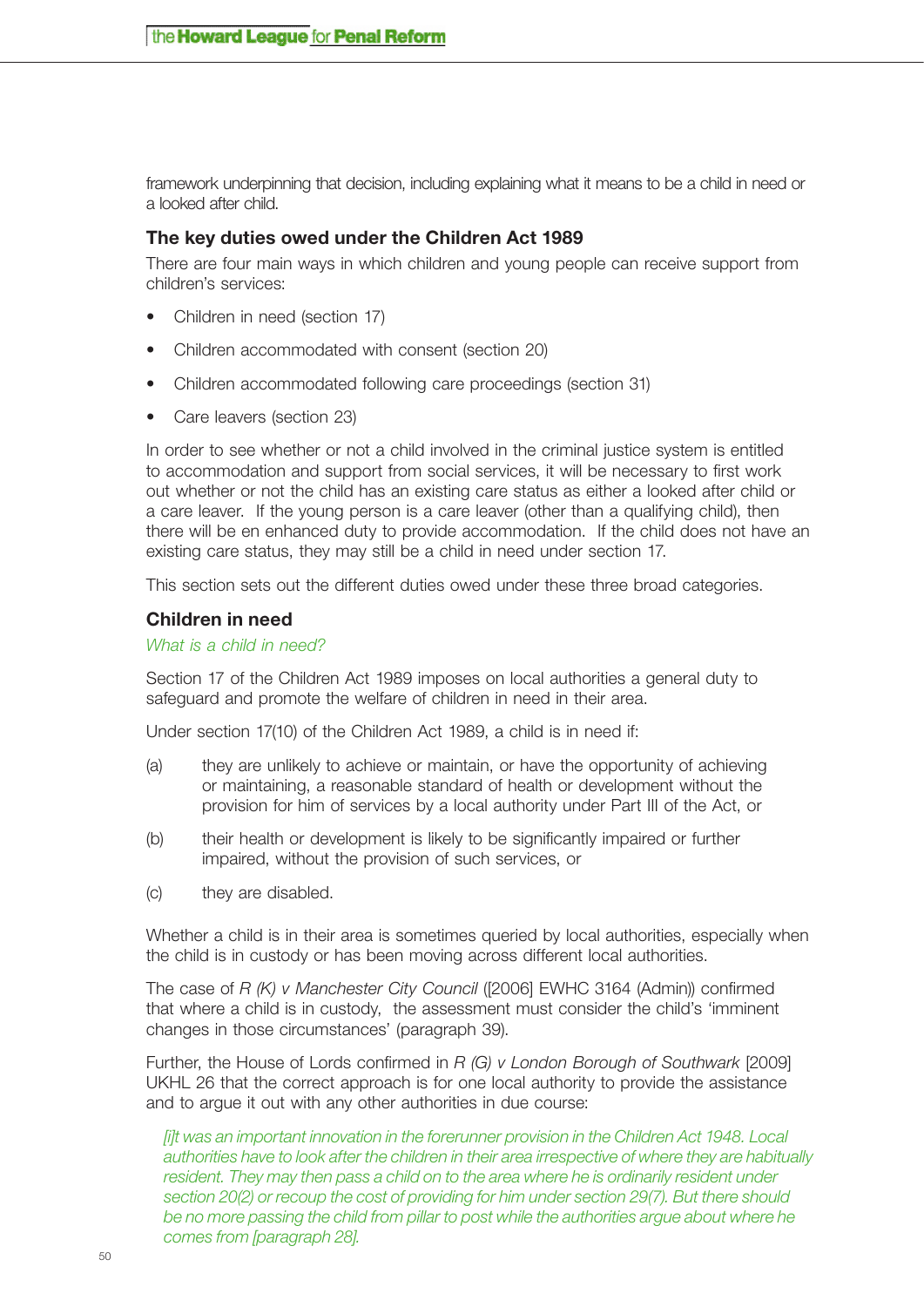framework underpinning that decision, including explaining what it means to be a child in need or a looked after child.

## The key duties owed under the Children Act 1989

There are four main ways in which children and young people can receive support from children's services:

- Children in need (section 17)
- Children accommodated with consent (section 20)
- Children accommodated following care proceedings (section 31)
- Care leavers (section 23)

In order to see whether or not a child involved in the criminal justice system is entitled to accommodation and support from social services, it will be necessary to first work out whether or not the child has an existing care status as either a looked after child or a care leaver. If the young person is a care leaver (other than a qualifying child), then there will be en enhanced duty to provide accommodation. If the child does not have an existing care status, they may still be a child in need under section 17.

This section sets out the different duties owed under these three broad categories.

## Children in need

*What is a child in need?*

Section 17 of the Children Act 1989 imposes on local authorities a general duty to safeguard and promote the welfare of children in need in their area.

Under section 17(10) of the Children Act 1989, a child is in need if:

(a) they are unlikely to achieve or maintain, or have the opportunity of achieving or maintaining, a reasonable standard of health or development without the provision for him of services by a local authority under Part III of the Act, or

(b) their health or development is likely to be significantly impaired or further impaired, without the provision of such services, or

(c) they are disabled.

Whether a child is in their area is sometimes queried by local authorities, especially when the child is in custody or has been moving across different local authorities.

The case of *R (K) v Manchester City Council* ([2006] EWHC 3164 (Admin)) confirmed that where a child is in custody, the assessment must consider the child's 'imminent changes in those circumstances' (paragraph 39).

Further, the House of Lords confirmed in *R (G) v London Borough of Southwark* [2009] UKHL 26 that the correct approach is for one local authority to provide the assistance and to argue it out with any other authorities in due course:

> *[i]t was an important innovation in the forerunner provision in the Children Act 1948. Local authorities have to look after the children in their area irrespective of where they are habitually resident. They may then pass a child on to the area where he is ordinarily resident under section 20(2) or recoup the cost of providing for him under section 29(7). But there should be no more passing the child from pillar to post while the authorities argue about where he comes from [paragraph 28].*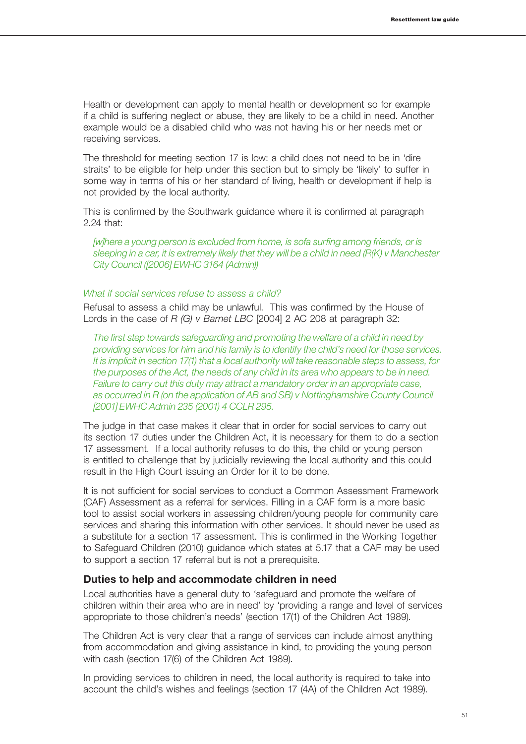Health or development can apply to mental health or development so for example if a child is suffering neglect or abuse, they are likely to be a child in need. Another example would be a disabled child who was not having his or her needs met or receiving services.

The threshold for meeting section 17 is low: a child does not need to be in 'dire straits' to be eligible for help under this section but to simply be 'likely' to suffer in some way in terms of his or her standard of living, health or development if help is not provided by the local authority.

This is confirmed by the Southwark guidance where it is confirmed at paragraph 2.24 that:

> *[w]here a young person is excluded from home, is sofa surfing among friends, or is sleeping in a car, it is extremely likely that they will be a child in need (R(K) v Manchester City Council ([2006] EWHC 3164 (Admin))*

*What if social services refuse to assess a child?*

Refusal to assess a child may be unlawful. This was confirmed by the House of Lords in the case of *R (G) v Barnet LBC* [2004] 2 AC 208 at paragraph 32:

> *The first step towards safeguarding and promoting the welfare of a child in need by providing services for him and his family is to identify the child's need for those services. It is implicit in section 17(1) that a local authority will take reasonable steps to assess, for the purposes of the Act, the needs of any child in its area who appears to be in need. Failure to carry out this duty may attract a mandatory order in an appropriate case, as occurred in R (on the application of AB and SB) v Nottinghamshire County Council [2001] EWHC Admin 235 (2001) 4 CCLR 295.*

The judge in that case makes it clear that in order for social services to carry out its section 17 duties under the Children Act, it is necessary for them to do a section 17 assessment. If a local authority refuses to do this, the child or young person is entitled to challenge that by judicially reviewing the local authority and this could result in the High Court issuing an Order for it to be done.

It is not sufficient for social services to conduct a Common Assessment Framework (CAF) Assessment as a referral for services. Filling in a CAF form is a more basic tool to assist social workers in assessing children/young people for community care services and sharing this information with other services. It should never be used as a substitute for a section 17 assessment. This is confirmed in the Working Together to Safeguard Children (2010) guidance which states at 5.17 that a CAF may be used to support a section 17 referral but is not a prerequisite.

### Duties to help and accommodate children in need

Local authorities have a general duty to 'safeguard and promote the welfare of children within their area who are in need' by 'providing a range and level of services appropriate to those children's needs' (section 17(1) of the Children Act 1989).

The Children Act is very clear that a range of services can include almost anything from accommodation and giving assistance in kind, to providing the young person with cash (section 17(6) of the Children Act 1989).

In providing services to children in need, the local authority is required to take into account the child's wishes and feelings (section 17 (4A) of the Children Act 1989).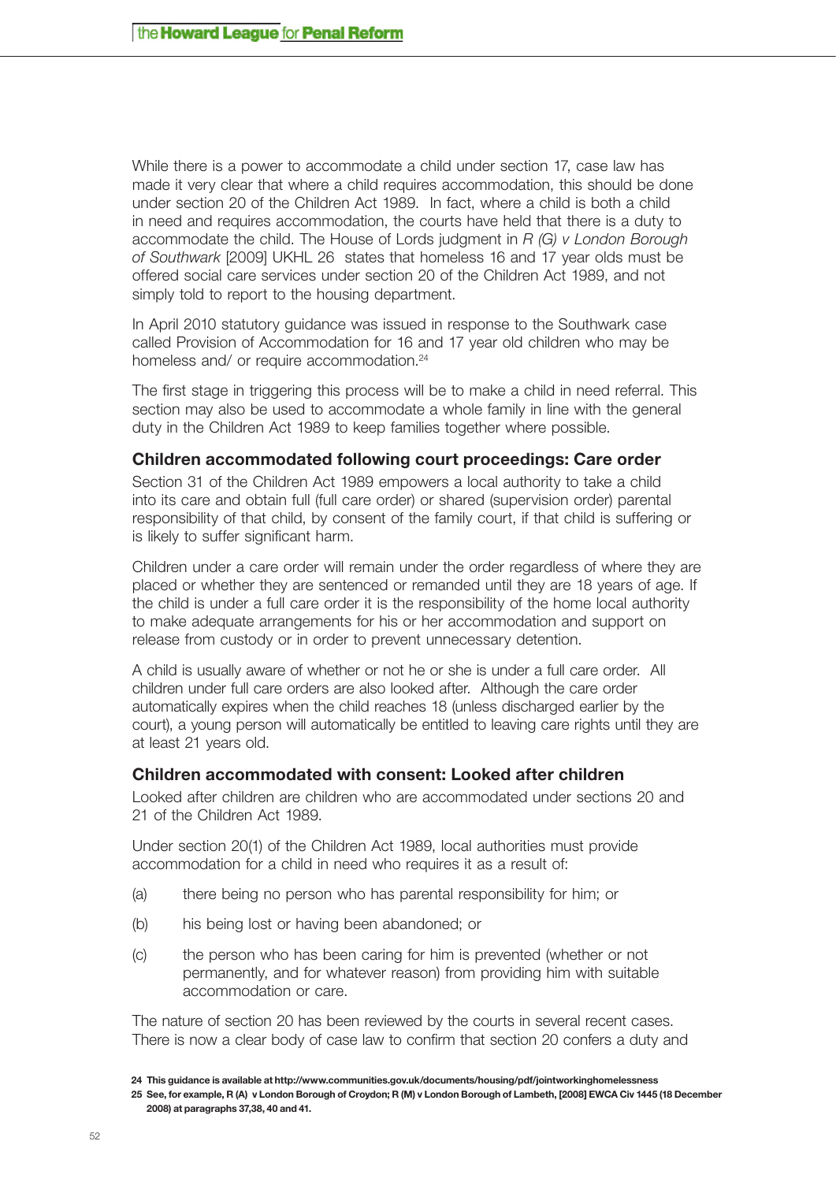While there is a power to accommodate a child under section 17, case law has made it very clear that where a child requires accommodation, this should be done under section 20 of the Children Act 1989. In fact, where a child is both a child in need and requires accommodation, the courts have held that there is a duty to accommodate the child. The House of Lords judgment in *R (G) v London Borough of Southwark* [2009] UKHL 26 states that homeless 16 and 17 year olds must be offered social care services under section 20 of the Children Act 1989, and not simply told to report to the housing department.

In April 2010 statutory guidance was issued in response to the Southwark case called Provision of Accommodation for 16 and 17 year old children who may be homeless and/ or require accommodation.[24]

The first stage in triggering this process will be to make a child in need referral. This section may also be used to accommodate a whole family in line with the general duty in the Children Act 1989 to keep families together where possible.

### Children accommodated following court proceedings: Care order

Section 31 of the Children Act 1989 empowers a local authority to take a child into its care and obtain full (full care order) or shared (supervision order) parental responsibility of that child, by consent of the family court, if that child is suffering or is likely to suffer significant harm.

Children under a care order will remain under the order regardless of where they are placed or whether they are sentenced or remanded until they are 18 years of age. If the child is under a full care order it is the responsibility of the home local authority to make adequate arrangements for his or her accommodation and support on release from custody or in order to prevent unnecessary detention.

A child is usually aware of whether or not he or she is under a full care order. All children under full care orders are also looked after. Although the care order automatically expires when the child reaches 18 (unless discharged earlier by the court), a young person will automatically be entitled to leaving care rights until they are at least 21 years old.

### Children accommodated with consent: Looked after children

Looked after children are children who are accommodated under sections 20 and 21 of the Children Act 1989.

Under section 20(1) of the Children Act 1989, local authorities must provide accommodation for a child in need who requires it as a result of:

(a) there being no person who has parental responsibility for him; or

(b) his being lost or having been abandoned; or

(c) the person who has been caring for him is prevented (whether or not permanently, and for whatever reason) from providing him with suitable accommodation or care.

The nature of section 20 has been reviewed by the courts in several recent cases. There is now a clear body of case law to confirm that section 20 confers a duty and

**24 This guidance is available at http://www.communities.gov.uk/documents/housing/pdf/jointworkinghomelessness**

**25 See, for example, R (A) v London Borough of Croydon; R (M) v London Borough of Lambeth, [2008] EWCA Civ 1445 (18 December 2008) at paragraphs 37,38, 40 and 41.**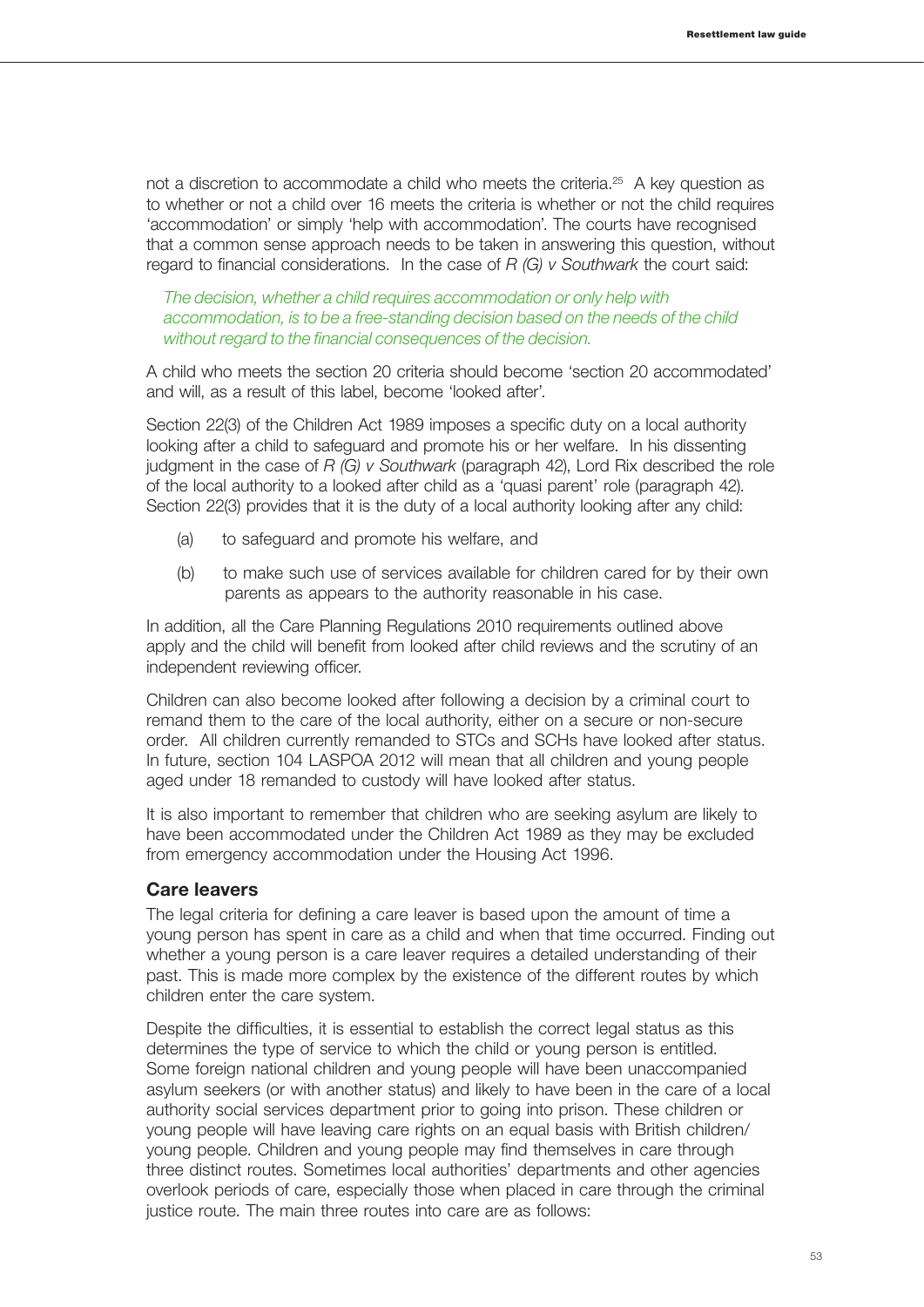not a discretion to accommodate a child who meets the criteria.[25] A key question as to whether or not a child over 16 meets the criteria is whether or not the child requires 'accommodation' or simply 'help with accommodation'. The courts have recognised that a common sense approach needs to be taken in answering this question, without regard to financial considerations. In the case of *R (G) v Southwark* the court said:

> *The decision, whether a child requires accommodation or only help with accommodation, is to be a free-standing decision based on the needs of the child without regard to the financial consequences of the decision.*

A child who meets the section 20 criteria should become 'section 20 accommodated' and will, as a result of this label, become 'looked after'.

Section 22(3) of the Children Act 1989 imposes a specific duty on a local authority looking after a child to safeguard and promote his or her welfare. In his dissenting judgment in the case of *R (G) v Southwark* (paragraph 42), Lord Rix described the role of the local authority to a looked after child as a 'quasi parent' role (paragraph 42). Section 22(3) provides that it is the duty of a local authority looking after any child:

(a) to safeguard and promote his welfare, and

(b) to make such use of services available for children cared for by their own parents as appears to the authority reasonable in his case.

In addition, all the Care Planning Regulations 2010 requirements outlined above apply and the child will benefit from looked after child reviews and the scrutiny of an independent reviewing officer.

Children can also become looked after following a decision by a criminal court to remand them to the care of the local authority, either on a secure or non-secure order. All children currently remanded to STCs and SCHs have looked after status. In future, section 104 LASPOA 2012 will mean that all children and young people aged under 18 remanded to custody will have looked after status.

It is also important to remember that children who are seeking asylum are likely to have been accommodated under the Children Act 1989 as they may be excluded from emergency accommodation under the Housing Act 1996.

### Care leavers

The legal criteria for defining a care leaver is based upon the amount of time a young person has spent in care as a child and when that time occurred. Finding out whether a young person is a care leaver requires a detailed understanding of their past. This is made more complex by the existence of the different routes by which children enter the care system.

Despite the difficulties, it is essential to establish the correct legal status as this determines the type of service to which the child or young person is entitled. Some foreign national children and young people will have been unaccompanied asylum seekers (or with another status) and likely to have been in the care of a local authority social services department prior to going into prison. These children or young people will have leaving care rights on an equal basis with British children/young people. Children and young people may find themselves in care through three distinct routes. Sometimes local authorities' departments and other agencies overlook periods of care, especially those when placed in care through the criminal justice route. The main three routes into care are as follows: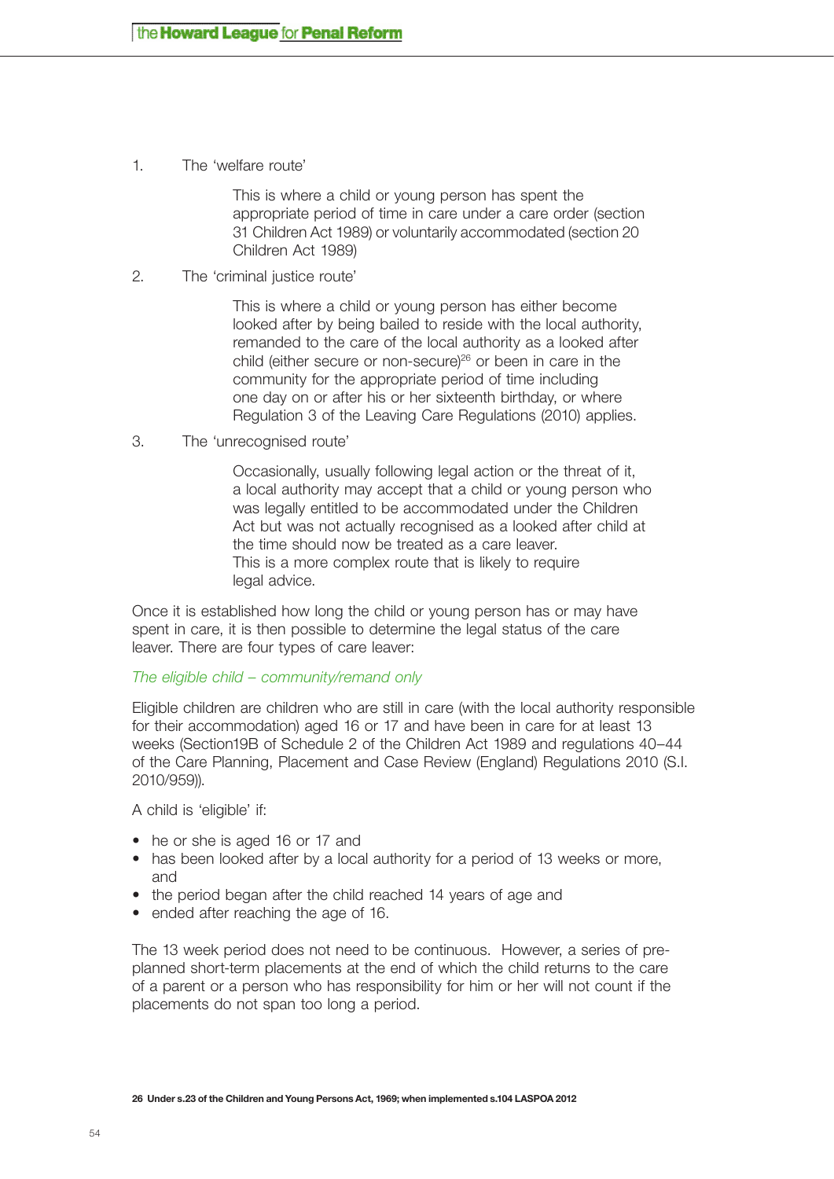1. The 'welfare route'

   This is where a child or young person has spent the appropriate period of time in care under a care order (section 31 Children Act 1989) or voluntarily accommodated (section 20 Children Act 1989)

2. The 'criminal justice route'

   This is where a child or young person has either become looked after by being bailed to reside with the local authority, remanded to the care of the local authority as a looked after child (either secure or non-secure)[26] or been in care in the community for the appropriate period of time including one day on or after his or her sixteenth birthday, or where Regulation 3 of the Leaving Care Regulations (2010) applies.

3. The 'unrecognised route'

   Occasionally, usually following legal action or the threat of it, a local authority may accept that a child or young person who was legally entitled to be accommodated under the Children Act but was not actually recognised as a looked after child at the time should now be treated as a care leaver. This is a more complex route that is likely to require legal advice.

Once it is established how long the child or young person has or may have spent in care, it is then possible to determine the legal status of the care leaver. There are four types of care leaver:

*The eligible child – community/remand only*

Eligible children are children who are still in care (with the local authority responsible for their accommodation) aged 16 or 17 and have been in care for at least 13 weeks (Section19B of Schedule 2 of the Children Act 1989 and regulations 40–44 of the Care Planning, Placement and Case Review (England) Regulations 2010 (S.I. 2010/959)).

A child is 'eligible' if:

- he or she is aged 16 or 17 and
- has been looked after by a local authority for a period of 13 weeks or more, and
- the period began after the child reached 14 years of age and
- ended after reaching the age of 16.

The 13 week period does not need to be continuous. However, a series of pre-planned short-term placements at the end of which the child returns to the care of a parent or a person who has responsibility for him or her will not count if the placements do not span too long a period.

**26 Under s.23 of the Children and Young Persons Act, 1969; when implemented s.104 LASPOA 2012**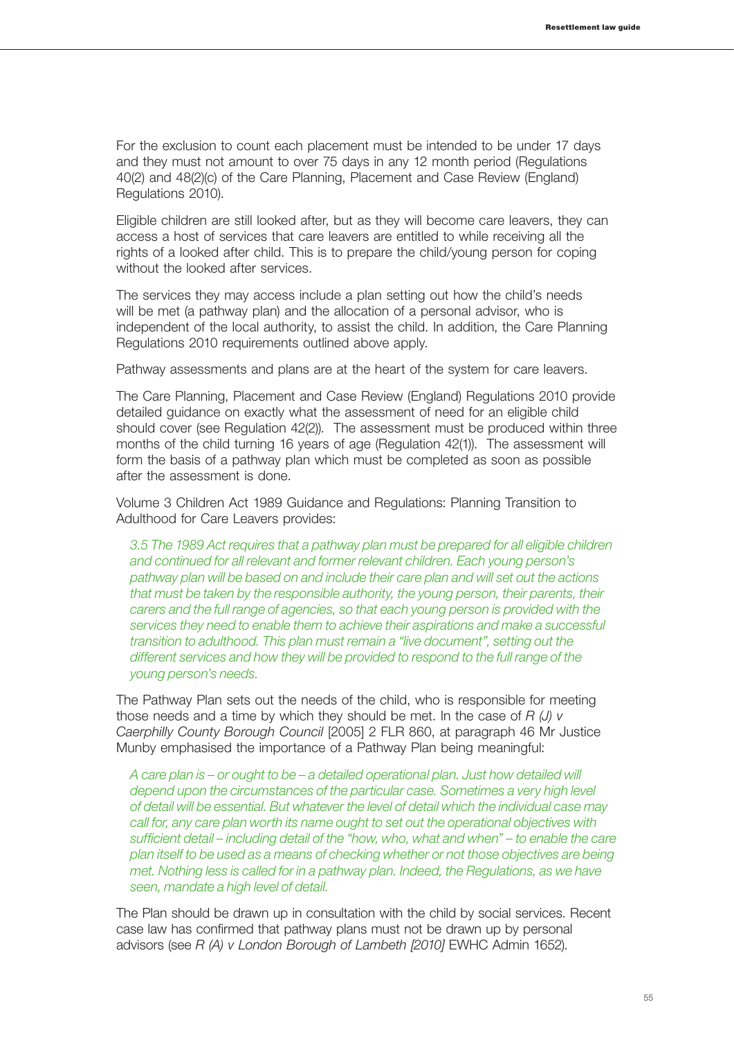For the exclusion to count each placement must be intended to be under 17 days and they must not amount to over 75 days in any 12 month period (Regulations 40(2) and 48(2)(c) of the Care Planning, Placement and Case Review (England) Regulations 2010).

Eligible children are still looked after, but as they will become care leavers, they can access a host of services that care leavers are entitled to while receiving all the rights of a looked after child. This is to prepare the child/young person for coping without the looked after services.

The services they may access include a plan setting out how the child's needs will be met (a pathway plan) and the allocation of a personal advisor, who is independent of the local authority, to assist the child. In addition, the Care Planning Regulations 2010 requirements outlined above apply.

Pathway assessments and plans are at the heart of the system for care leavers.

The Care Planning, Placement and Case Review (England) Regulations 2010 provide detailed guidance on exactly what the assessment of need for an eligible child should cover (see Regulation 42(2)). The assessment must be produced within three months of the child turning 16 years of age (Regulation 42(1)). The assessment will form the basis of a pathway plan which must be completed as soon as possible after the assessment is done.

Volume 3 Children Act 1989 Guidance and Regulations: Planning Transition to Adulthood for Care Leavers provides:

> *3.5 The 1989 Act requires that a pathway plan must be prepared for all eligible children and continued for all relevant and former relevant children. Each young person's pathway plan will be based on and include their care plan and will set out the actions that must be taken by the responsible authority, the young person, their parents, their carers and the full range of agencies, so that each young person is provided with the services they need to enable them to achieve their aspirations and make a successful transition to adulthood. This plan must remain a "live document", setting out the different services and how they will be provided to respond to the full range of the young person's needs.*

The Pathway Plan sets out the needs of the child, who is responsible for meeting those needs and a time by which they should be met. In the case of *R (J) v Caerphilly County Borough Council* [2005] 2 FLR 860, at paragraph 46 Mr Justice Munby emphasised the importance of a Pathway Plan being meaningful:

> *A care plan is – or ought to be – a detailed operational plan. Just how detailed will depend upon the circumstances of the particular case. Sometimes a very high level of detail will be essential. But whatever the level of detail which the individual case may call for, any care plan worth its name ought to set out the operational objectives with sufficient detail – including detail of the "how, who, what and when" – to enable the care plan itself to be used as a means of checking whether or not those objectives are being met. Nothing less is called for in a pathway plan. Indeed, the Regulations, as we have seen, mandate a high level of detail.*

The Plan should be drawn up in consultation with the child by social services. Recent case law has confirmed that pathway plans must not be drawn up by personal advisors (see *R (A) v London Borough of Lambeth [2010]* EWHC Admin 1652).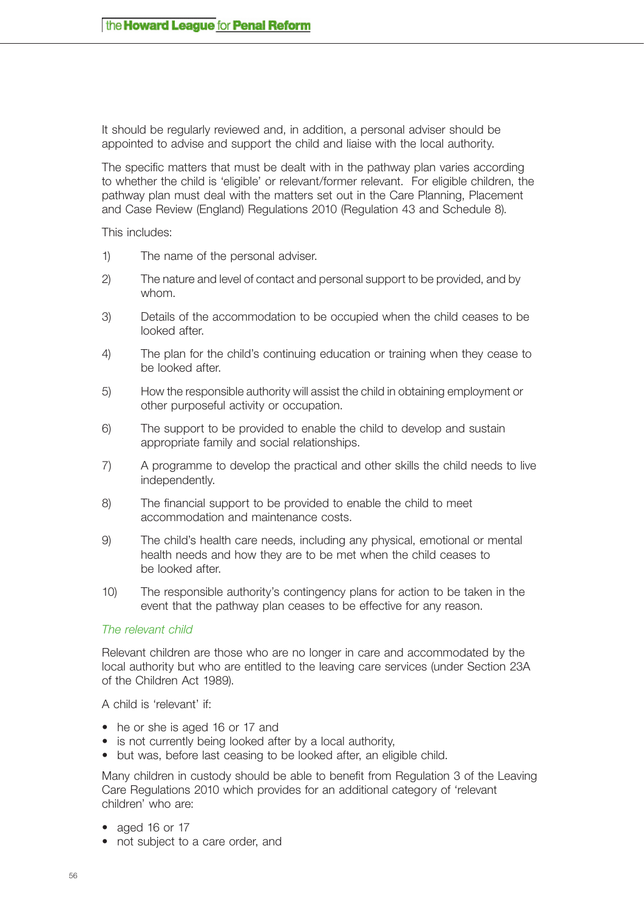It should be regularly reviewed and, in addition, a personal adviser should be appointed to advise and support the child and liaise with the local authority.

The specific matters that must be dealt with in the pathway plan varies according to whether the child is 'eligible' or relevant/former relevant. For eligible children, the pathway plan must deal with the matters set out in the Care Planning, Placement and Case Review (England) Regulations 2010 (Regulation 43 and Schedule 8).

This includes:

1) The name of the personal adviser.
2) The nature and level of contact and personal support to be provided, and by whom.
3) Details of the accommodation to be occupied when the child ceases to be looked after.
4) The plan for the child's continuing education or training when they cease to be looked after.
5) How the responsible authority will assist the child in obtaining employment or other purposeful activity or occupation.
6) The support to be provided to enable the child to develop and sustain appropriate family and social relationships.
7) A programme to develop the practical and other skills the child needs to live independently.
8) The financial support to be provided to enable the child to meet accommodation and maintenance costs.
9) The child's health care needs, including any physical, emotional or mental health needs and how they are to be met when the child ceases to be looked after.
10) The responsible authority's contingency plans for action to be taken in the event that the pathway plan ceases to be effective for any reason.

*The relevant child*

Relevant children are those who are no longer in care and accommodated by the local authority but who are entitled to the leaving care services (under Section 23A of the Children Act 1989).

A child is 'relevant' if:

- he or she is aged 16 or 17 and
- is not currently being looked after by a local authority,
- but was, before last ceasing to be looked after, an eligible child.

Many children in custody should be able to benefit from Regulation 3 of the Leaving Care Regulations 2010 which provides for an additional category of 'relevant children' who are:

- aged 16 or 17
- not subject to a care order, and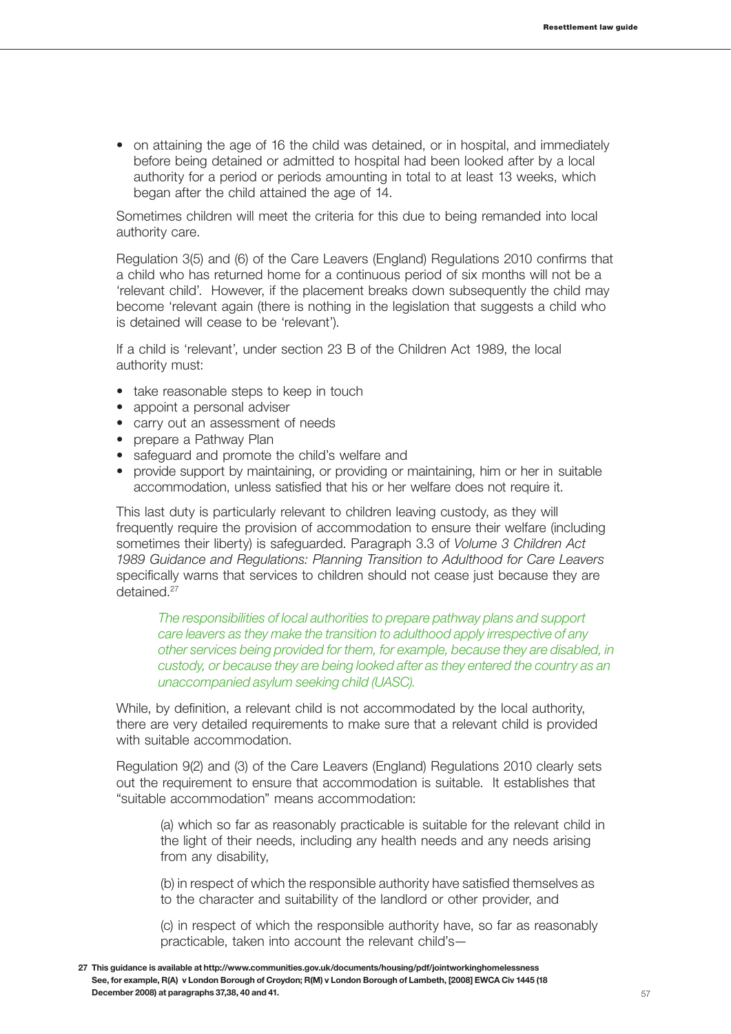- on attaining the age of 16 the child was detained, or in hospital, and immediately before being detained or admitted to hospital had been looked after by a local authority for a period or periods amounting in total to at least 13 weeks, which began after the child attained the age of 14.

Sometimes children will meet the criteria for this due to being remanded into local authority care.

Regulation 3(5) and (6) of the Care Leavers (England) Regulations 2010 confirms that a child who has returned home for a continuous period of six months will not be a 'relevant child'. However, if the placement breaks down subsequently the child may become 'relevant again (there is nothing in the legislation that suggests a child who is detained will cease to be 'relevant').

If a child is 'relevant', under section 23 B of the Children Act 1989, the local authority must:

- take reasonable steps to keep in touch
- appoint a personal adviser
- carry out an assessment of needs
- prepare a Pathway Plan
- safeguard and promote the child's welfare and
- provide support by maintaining, or providing or maintaining, him or her in suitable accommodation, unless satisfied that his or her welfare does not require it.

This last duty is particularly relevant to children leaving custody, as they will frequently require the provision of accommodation to ensure their welfare (including sometimes their liberty) is safeguarded. Paragraph 3.3 of *Volume 3 Children Act 1989 Guidance and Regulations: Planning Transition to Adulthood for Care Leavers* specifically warns that services to children should not cease just because they are detained.[27]

> *The responsibilities of local authorities to prepare pathway plans and support care leavers as they make the transition to adulthood apply irrespective of any other services being provided for them, for example, because they are disabled, in custody, or because they are being looked after as they entered the country as an unaccompanied asylum seeking child (UASC).*

While, by definition, a relevant child is not accommodated by the local authority, there are very detailed requirements to make sure that a relevant child is provided with suitable accommodation.

Regulation 9(2) and (3) of the Care Leavers (England) Regulations 2010 clearly sets out the requirement to ensure that accommodation is suitable. It establishes that "suitable accommodation" means accommodation:

> (a) which so far as reasonably practicable is suitable for the relevant child in the light of their needs, including any health needs and any needs arising from any disability,
>
> (b) in respect of which the responsible authority have satisfied themselves as to the character and suitability of the landlord or other provider, and
>
> (c) in respect of which the responsible authority have, so far as reasonably practicable, taken into account the relevant child's—

**27 This guidance is available at http://www.communities.gov.uk/documents/housing/pdf/jointworkinghomelessness See, for example, R(A) v London Borough of Croydon; R(M) v London Borough of Lambeth, [2008] EWCA Civ 1445 (18 December 2008) at paragraphs 37,38, 40 and 41.**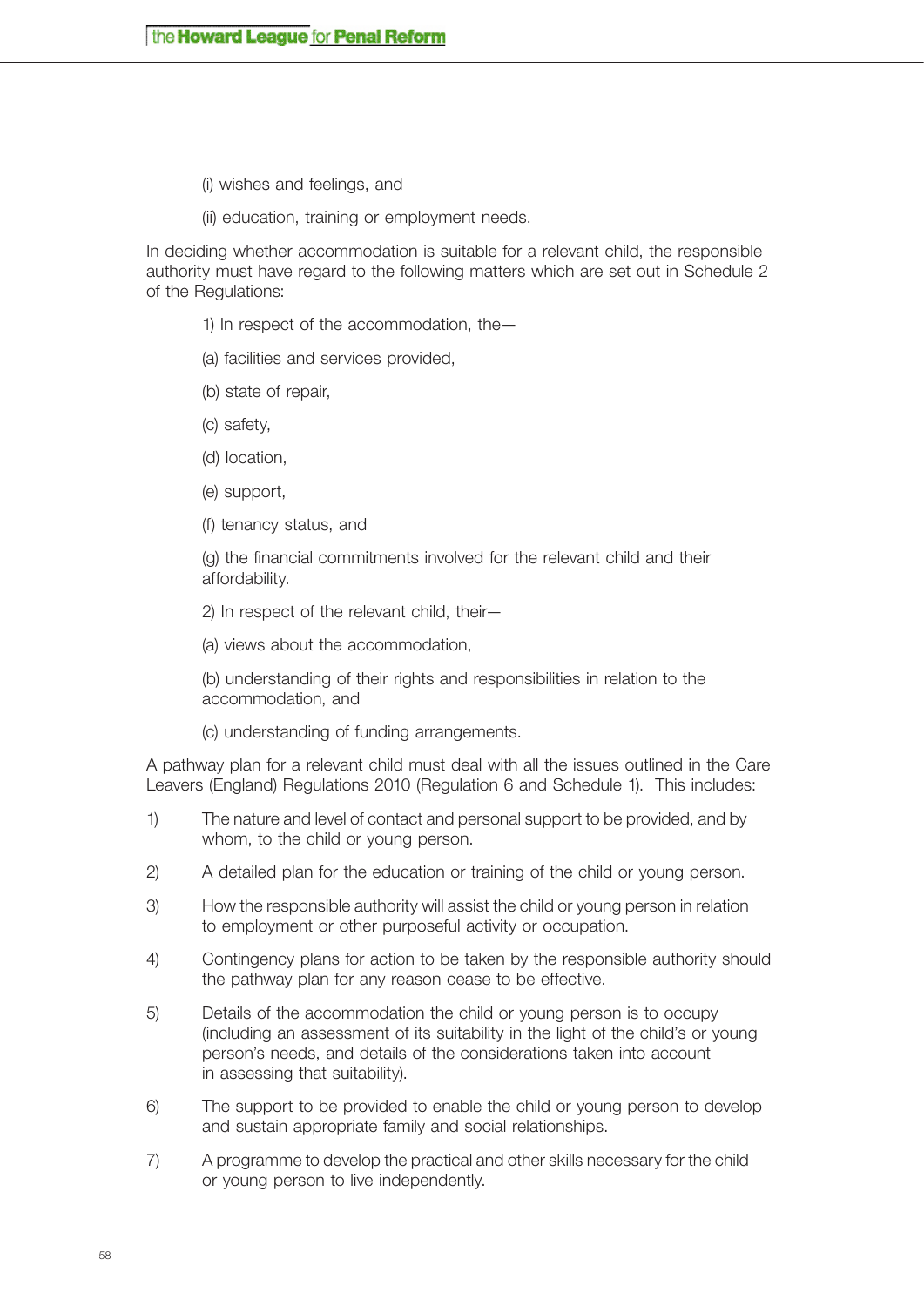(i) wishes and feelings, and

(ii) education, training or employment needs.

In deciding whether accommodation is suitable for a relevant child, the responsible authority must have regard to the following matters which are set out in Schedule 2 of the Regulations:

1) In respect of the accommodation, the—

(a) facilities and services provided,

(b) state of repair,

(c) safety,

(d) location,

(e) support,

(f) tenancy status, and

(g) the financial commitments involved for the relevant child and their affordability.

2) In respect of the relevant child, their—

(a) views about the accommodation,

(b) understanding of their rights and responsibilities in relation to the accommodation, and

(c) understanding of funding arrangements.

A pathway plan for a relevant child must deal with all the issues outlined in the Care Leavers (England) Regulations 2010 (Regulation 6 and Schedule 1). This includes:

1) The nature and level of contact and personal support to be provided, and by whom, to the child or young person.

2) A detailed plan for the education or training of the child or young person.

3) How the responsible authority will assist the child or young person in relation to employment or other purposeful activity or occupation.

4) Contingency plans for action to be taken by the responsible authority should the pathway plan for any reason cease to be effective.

5) Details of the accommodation the child or young person is to occupy (including an assessment of its suitability in the light of the child's or young person's needs, and details of the considerations taken into account in assessing that suitability).

6) The support to be provided to enable the child or young person to develop and sustain appropriate family and social relationships.

7) A programme to develop the practical and other skills necessary for the child or young person to live independently.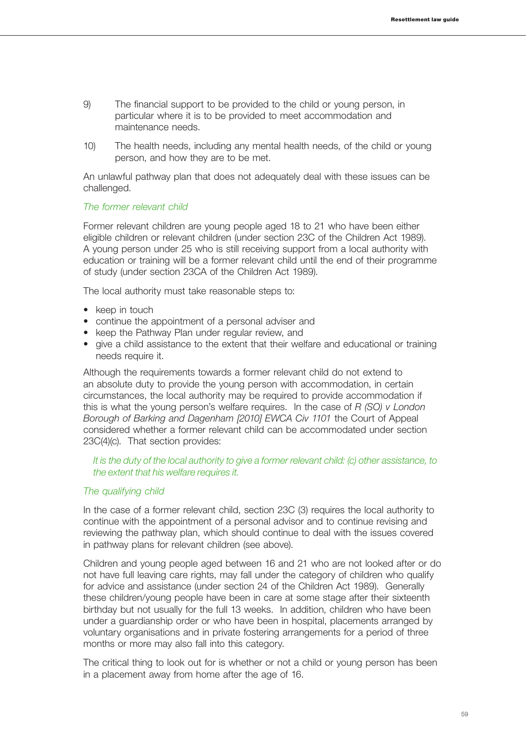9) The financial support to be provided to the child or young person, in particular where it is to be provided to meet accommodation and maintenance needs.

10) The health needs, including any mental health needs, of the child or young person, and how they are to be met.

An unlawful pathway plan that does not adequately deal with these issues can be challenged.

*The former relevant child*

Former relevant children are young people aged 18 to 21 who have been either eligible children or relevant children (under section 23C of the Children Act 1989). A young person under 25 who is still receiving support from a local authority with education or training will be a former relevant child until the end of their programme of study (under section 23CA of the Children Act 1989).

The local authority must take reasonable steps to:

- keep in touch
- continue the appointment of a personal adviser and
- keep the Pathway Plan under regular review, and
- give a child assistance to the extent that their welfare and educational or training needs require it.

Although the requirements towards a former relevant child do not extend to an absolute duty to provide the young person with accommodation, in certain circumstances, the local authority may be required to provide accommodation if this is what the young person's welfare requires. In the case of *R (SO) v London Borough of Barking and Dagenham [2010] EWCA Civ 1101* the Court of Appeal considered whether a former relevant child can be accommodated under section 23C(4)(c). That section provides:

> *It is the duty of the local authority to give a former relevant child: (c) other assistance, to the extent that his welfare requires it.*

*The qualifying child*

In the case of a former relevant child, section 23C (3) requires the local authority to continue with the appointment of a personal advisor and to continue revising and reviewing the pathway plan, which should continue to deal with the issues covered in pathway plans for relevant children (see above).

Children and young people aged between 16 and 21 who are not looked after or do not have full leaving care rights, may fall under the category of children who qualify for advice and assistance (under section 24 of the Children Act 1989). Generally these children/young people have been in care at some stage after their sixteenth birthday but not usually for the full 13 weeks. In addition, children who have been under a guardianship order or who have been in hospital, placements arranged by voluntary organisations and in private fostering arrangements for a period of three months or more may also fall into this category.

The critical thing to look out for is whether or not a child or young person has been in a placement away from home after the age of 16.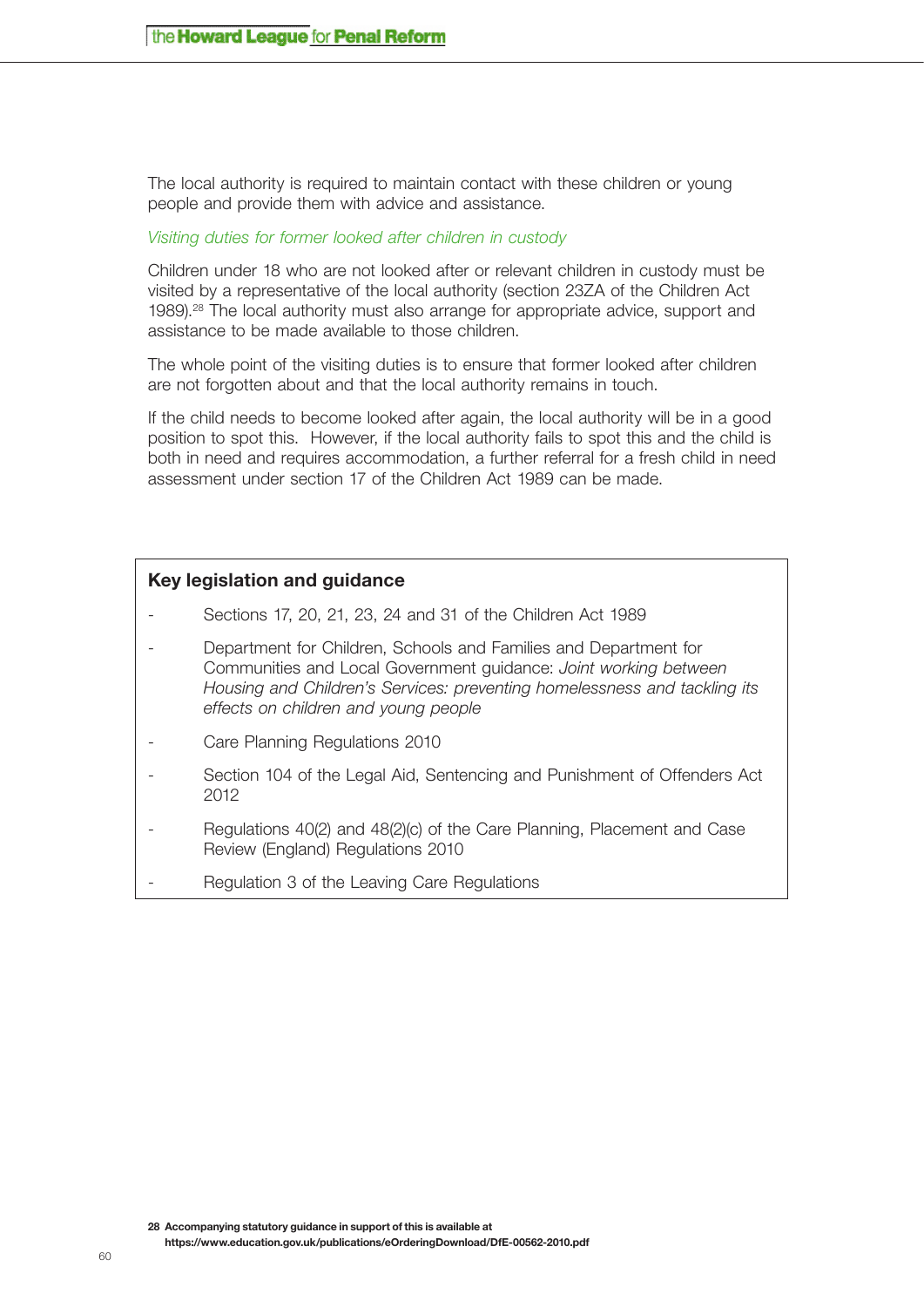The local authority is required to maintain contact with these children or young people and provide them with advice and assistance.

*Visiting duties for former looked after children in custody*

Children under 18 who are not looked after or relevant children in custody must be visited by a representative of the local authority (section 23ZA of the Children Act 1989).[28] The local authority must also arrange for appropriate advice, support and assistance to be made available to those children.

The whole point of the visiting duties is to ensure that former looked after children are not forgotten about and that the local authority remains in touch.

If the child needs to become looked after again, the local authority will be in a good position to spot this. However, if the local authority fails to spot this and the child is both in need and requires accommodation, a further referral for a fresh child in need assessment under section 17 of the Children Act 1989 can be made.

**Key legislation and guidance**

- Sections 17, 20, 21, 23, 24 and 31 of the Children Act 1989
- Department for Children, Schools and Families and Department for Communities and Local Government guidance: *Joint working between Housing and Children's Services: preventing homelessness and tackling its effects on children and young people*
- Care Planning Regulations 2010
- Section 104 of the Legal Aid, Sentencing and Punishment of Offenders Act 2012
- Regulations 40(2) and 48(2)(c) of the Care Planning, Placement and Case Review (England) Regulations 2010
- Regulation 3 of the Leaving Care Regulations

**28 Accompanying statutory guidance in support of this is available at https://www.education.gov.uk/publications/eOrderingDownload/DfE-00562-2010.pdf**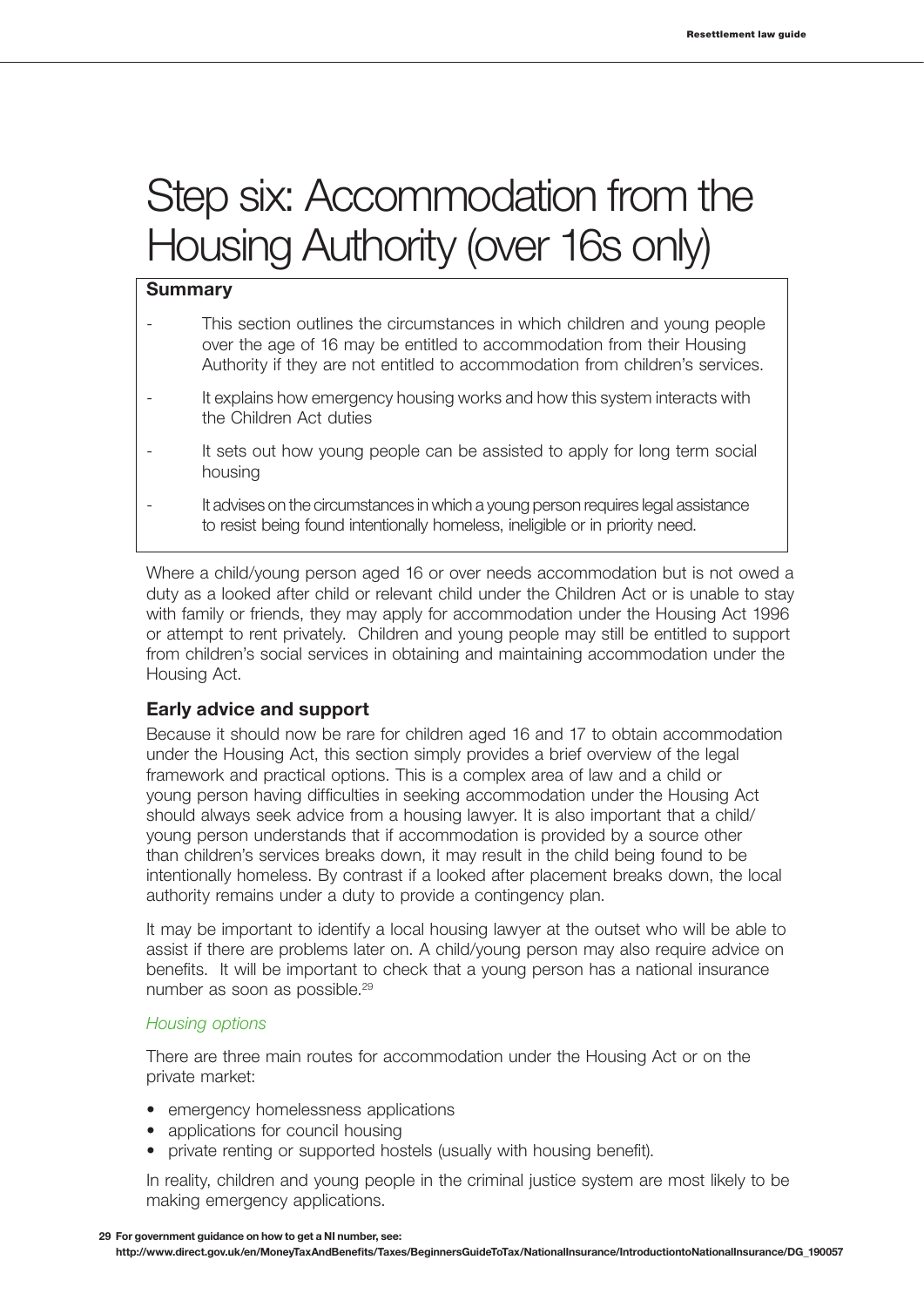# Step six: Accommodation from the Housing Authority (over 16s only)

**Summary**

- This section outlines the circumstances in which children and young people over the age of 16 may be entitled to accommodation from their Housing Authority if they are not entitled to accommodation from children's services.
- It explains how emergency housing works and how this system interacts with the Children Act duties
- It sets out how young people can be assisted to apply for long term social housing
- It advises on the circumstances in which a young person requires legal assistance to resist being found intentionally homeless, ineligible or in priority need.

Where a child/young person aged 16 or over needs accommodation but is not owed a duty as a looked after child or relevant child under the Children Act or is unable to stay with family or friends, they may apply for accommodation under the Housing Act 1996 or attempt to rent privately. Children and young people may still be entitled to support from children's social services in obtaining and maintaining accommodation under the Housing Act.

### Early advice and support

Because it should now be rare for children aged 16 and 17 to obtain accommodation under the Housing Act, this section simply provides a brief overview of the legal framework and practical options. This is a complex area of law and a child or young person having difficulties in seeking accommodation under the Housing Act should always seek advice from a housing lawyer. It is also important that a child/young person understands that if accommodation is provided by a source other than children's services breaks down, it may result in the child being found to be intentionally homeless. By contrast if a looked after placement breaks down, the local authority remains under a duty to provide a contingency plan.

It may be important to identify a local housing lawyer at the outset who will be able to assist if there are problems later on. A child/young person may also require advice on benefits. It will be important to check that a young person has a national insurance number as soon as possible.[29]

*Housing options*

There are three main routes for accommodation under the Housing Act or on the private market:

- emergency homelessness applications
- applications for council housing
- private renting or supported hostels (usually with housing benefit).

In reality, children and young people in the criminal justice system are most likely to be making emergency applications.

29 For government guidance on how to get a NI number, see: http://www.direct.gov.uk/en/MoneyTaxAndBenefits/Taxes/BeginnersGuideToTax/NationalInsurance/IntroductiontoNationalInsurance/DG_190057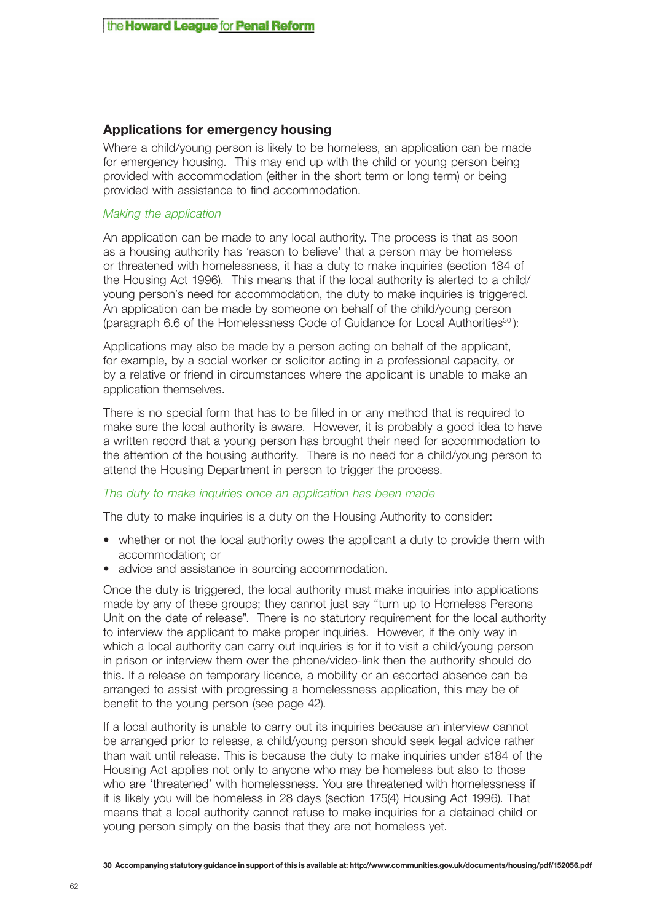## Applications for emergency housing

Where a child/young person is likely to be homeless, an application can be made for emergency housing. This may end up with the child or young person being provided with accommodation (either in the short term or long term) or being provided with assistance to find accommodation.

### *Making the application*

An application can be made to any local authority. The process is that as soon as a housing authority has 'reason to believe' that a person may be homeless or threatened with homelessness, it has a duty to make inquiries (section 184 of the Housing Act 1996). This means that if the local authority is alerted to a child/young person's need for accommodation, the duty to make inquiries is triggered. An application can be made by someone on behalf of the child/young person (paragraph 6.6 of the Homelessness Code of Guidance for Local Authorities[30]):

Applications may also be made by a person acting on behalf of the applicant, for example, by a social worker or solicitor acting in a professional capacity, or by a relative or friend in circumstances where the applicant is unable to make an application themselves.

There is no special form that has to be filled in or any method that is required to make sure the local authority is aware. However, it is probably a good idea to have a written record that a young person has brought their need for accommodation to the attention of the housing authority. There is no need for a child/young person to attend the Housing Department in person to trigger the process.

### *The duty to make inquiries once an application has been made*

The duty to make inquiries is a duty on the Housing Authority to consider:

- whether or not the local authority owes the applicant a duty to provide them with accommodation; or
- advice and assistance in sourcing accommodation.

Once the duty is triggered, the local authority must make inquiries into applications made by any of these groups; they cannot just say "turn up to Homeless Persons Unit on the date of release". There is no statutory requirement for the local authority to interview the applicant to make proper inquiries. However, if the only way in which a local authority can carry out inquiries is for it to visit a child/young person in prison or interview them over the phone/video-link then the authority should do this. If a release on temporary licence, a mobility or an escorted absence can be arranged to assist with progressing a homelessness application, this may be of benefit to the young person (see page 42).

If a local authority is unable to carry out its inquiries because an interview cannot be arranged prior to release, a child/young person should seek legal advice rather than wait until release. This is because the duty to make inquiries under s184 of the Housing Act applies not only to anyone who may be homeless but also to those who are 'threatened' with homelessness. You are threatened with homelessness if it is likely you will be homeless in 28 days (section 175(4) Housing Act 1996). That means that a local authority cannot refuse to make inquiries for a detained child or young person simply on the basis that they are not homeless yet.

**30 Accompanying statutory guidance in support of this is available at: http://www.communities.gov.uk/documents/housing/pdf/152056.pdf**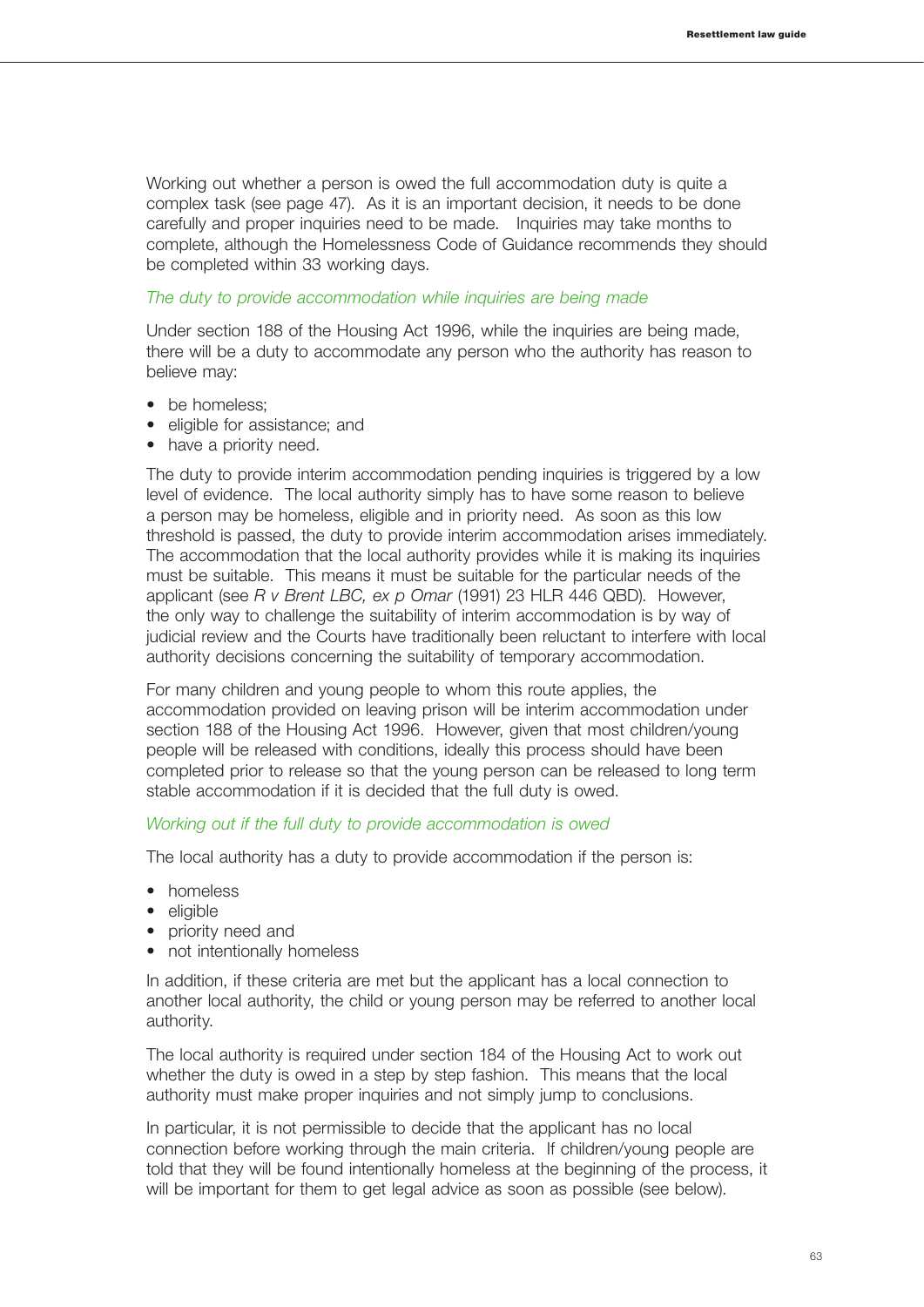Working out whether a person is owed the full accommodation duty is quite a complex task (see page 47). As it is an important decision, it needs to be done carefully and proper inquiries need to be made. Inquiries may take months to complete, although the Homelessness Code of Guidance recommends they should be completed within 33 working days.

### *The duty to provide accommodation while inquiries are being made*

Under section 188 of the Housing Act 1996, while the inquiries are being made, there will be a duty to accommodate any person who the authority has reason to believe may:

- be homeless;
- eligible for assistance; and
- have a priority need.

The duty to provide interim accommodation pending inquiries is triggered by a low level of evidence. The local authority simply has to have some reason to believe a person may be homeless, eligible and in priority need. As soon as this low threshold is passed, the duty to provide interim accommodation arises immediately. The accommodation that the local authority provides while it is making its inquiries must be suitable. This means it must be suitable for the particular needs of the applicant (see *R v Brent LBC, ex p Omar* (1991) 23 HLR 446 QBD). However, the only way to challenge the suitability of interim accommodation is by way of judicial review and the Courts have traditionally been reluctant to interfere with local authority decisions concerning the suitability of temporary accommodation.

For many children and young people to whom this route applies, the accommodation provided on leaving prison will be interim accommodation under section 188 of the Housing Act 1996. However, given that most children/young people will be released with conditions, ideally this process should have been completed prior to release so that the young person can be released to long term stable accommodation if it is decided that the full duty is owed.

### *Working out if the full duty to provide accommodation is owed*

The local authority has a duty to provide accommodation if the person is:

- homeless
- eligible
- priority need and
- not intentionally homeless

In addition, if these criteria are met but the applicant has a local connection to another local authority, the child or young person may be referred to another local authority.

The local authority is required under section 184 of the Housing Act to work out whether the duty is owed in a step by step fashion. This means that the local authority must make proper inquiries and not simply jump to conclusions.

In particular, it is not permissible to decide that the applicant has no local connection before working through the main criteria. If children/young people are told that they will be found intentionally homeless at the beginning of the process, it will be important for them to get legal advice as soon as possible (see below).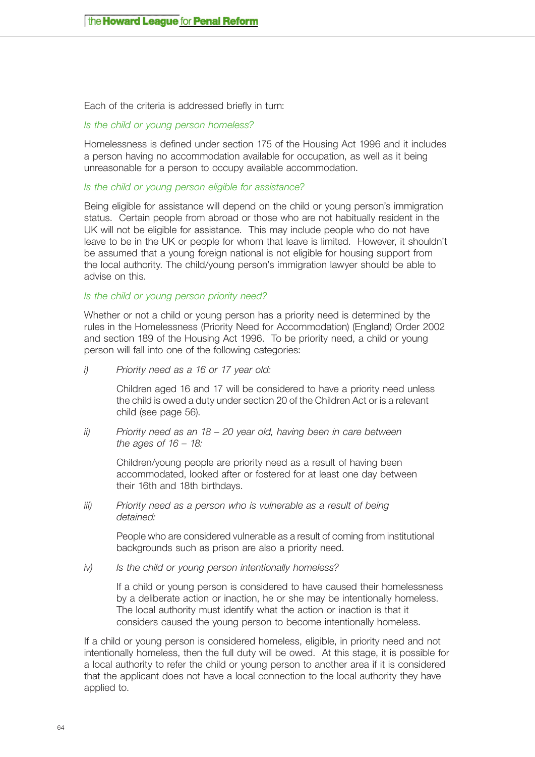Each of the criteria is addressed briefly in turn:

*Is the child or young person homeless?*

Homelessness is defined under section 175 of the Housing Act 1996 and it includes a person having no accommodation available for occupation, as well as it being unreasonable for a person to occupy available accommodation.

*Is the child or young person eligible for assistance?*

Being eligible for assistance will depend on the child or young person's immigration status. Certain people from abroad or those who are not habitually resident in the UK will not be eligible for assistance. This may include people who do not have leave to be in the UK or people for whom that leave is limited. However, it shouldn't be assumed that a young foreign national is not eligible for housing support from the local authority. The child/young person's immigration lawyer should be able to advise on this.

*Is the child or young person priority need?*

Whether or not a child or young person has a priority need is determined by the rules in the Homelessness (Priority Need for Accommodation) (England) Order 2002 and section 189 of the Housing Act 1996. To be priority need, a child or young person will fall into one of the following categories:

i) *Priority need as a 16 or 17 year old:*

   Children aged 16 and 17 will be considered to have a priority need unless the child is owed a duty under section 20 of the Children Act or is a relevant child (see page 56).

ii) *Priority need as an 18 – 20 year old, having been in care between the ages of 16 – 18:*

   Children/young people are priority need as a result of having been accommodated, looked after or fostered for at least one day between their 16th and 18th birthdays.

iii) *Priority need as a person who is vulnerable as a result of being detained:*

   People who are considered vulnerable as a result of coming from institutional backgrounds such as prison are also a priority need.

iv) *Is the child or young person intentionally homeless?*

   If a child or young person is considered to have caused their homelessness by a deliberate action or inaction, he or she may be intentionally homeless. The local authority must identify what the action or inaction is that it considers caused the young person to become intentionally homeless.

If a child or young person is considered homeless, eligible, in priority need and not intentionally homeless, then the full duty will be owed. At this stage, it is possible for a local authority to refer the child or young person to another area if it is considered that the applicant does not have a local connection to the local authority they have applied to.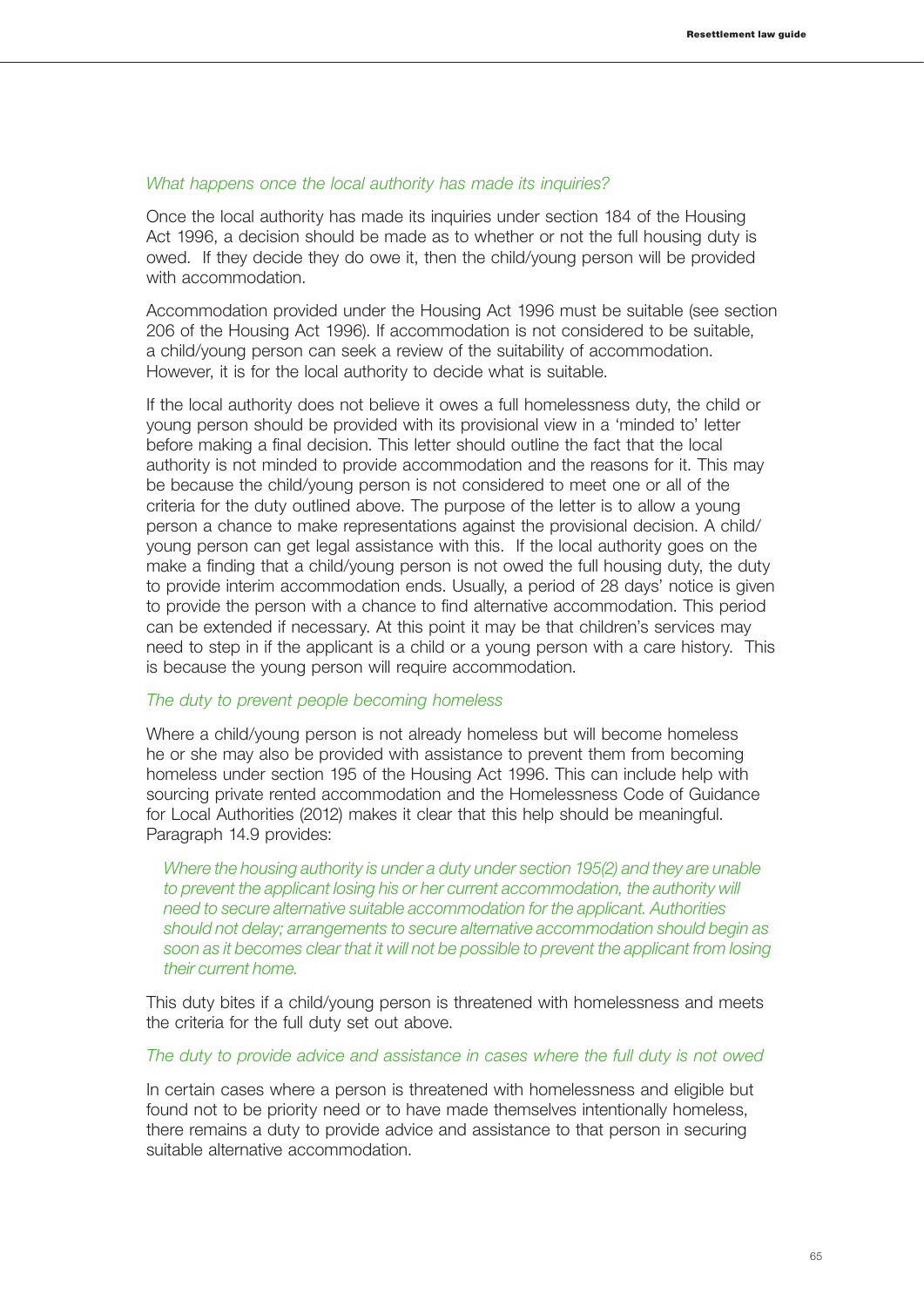*What happens once the local authority has made its inquiries?*

Once the local authority has made its inquiries under section 184 of the Housing Act 1996, a decision should be made as to whether or not the full housing duty is owed. If they decide they do owe it, then the child/young person will be provided with accommodation.

Accommodation provided under the Housing Act 1996 must be suitable (see section 206 of the Housing Act 1996). If accommodation is not considered to be suitable, a child/young person can seek a review of the suitability of accommodation. However, it is for the local authority to decide what is suitable.

If the local authority does not believe it owes a full homelessness duty, the child or young person should be provided with its provisional view in a 'minded to' letter before making a final decision. This letter should outline the fact that the local authority is not minded to provide accommodation and the reasons for it. This may be because the child/young person is not considered to meet one or all of the criteria for the duty outlined above. The purpose of the letter is to allow a young person a chance to make representations against the provisional decision. A child/young person can get legal assistance with this. If the local authority goes on the make a finding that a child/young person is not owed the full housing duty, the duty to provide interim accommodation ends. Usually, a period of 28 days' notice is given to provide the person with a chance to find alternative accommodation. This period can be extended if necessary. At this point it may be that children's services may need to step in if the applicant is a child or a young person with a care history. This is because the young person will require accommodation.

*The duty to prevent people becoming homeless*

Where a child/young person is not already homeless but will become homeless he or she may also be provided with assistance to prevent them from becoming homeless under section 195 of the Housing Act 1996. This can include help with sourcing private rented accommodation and the Homelessness Code of Guidance for Local Authorities (2012) makes it clear that this help should be meaningful. Paragraph 14.9 provides:

> *Where the housing authority is under a duty under section 195(2) and they are unable to prevent the applicant losing his or her current accommodation, the authority will need to secure alternative suitable accommodation for the applicant. Authorities should not delay; arrangements to secure alternative accommodation should begin as soon as it becomes clear that it will not be possible to prevent the applicant from losing their current home.*

This duty bites if a child/young person is threatened with homelessness and meets the criteria for the full duty set out above.

*The duty to provide advice and assistance in cases where the full duty is not owed*

In certain cases where a person is threatened with homelessness and eligible but found not to be priority need or to have made themselves intentionally homeless, there remains a duty to provide advice and assistance to that person in securing suitable alternative accommodation.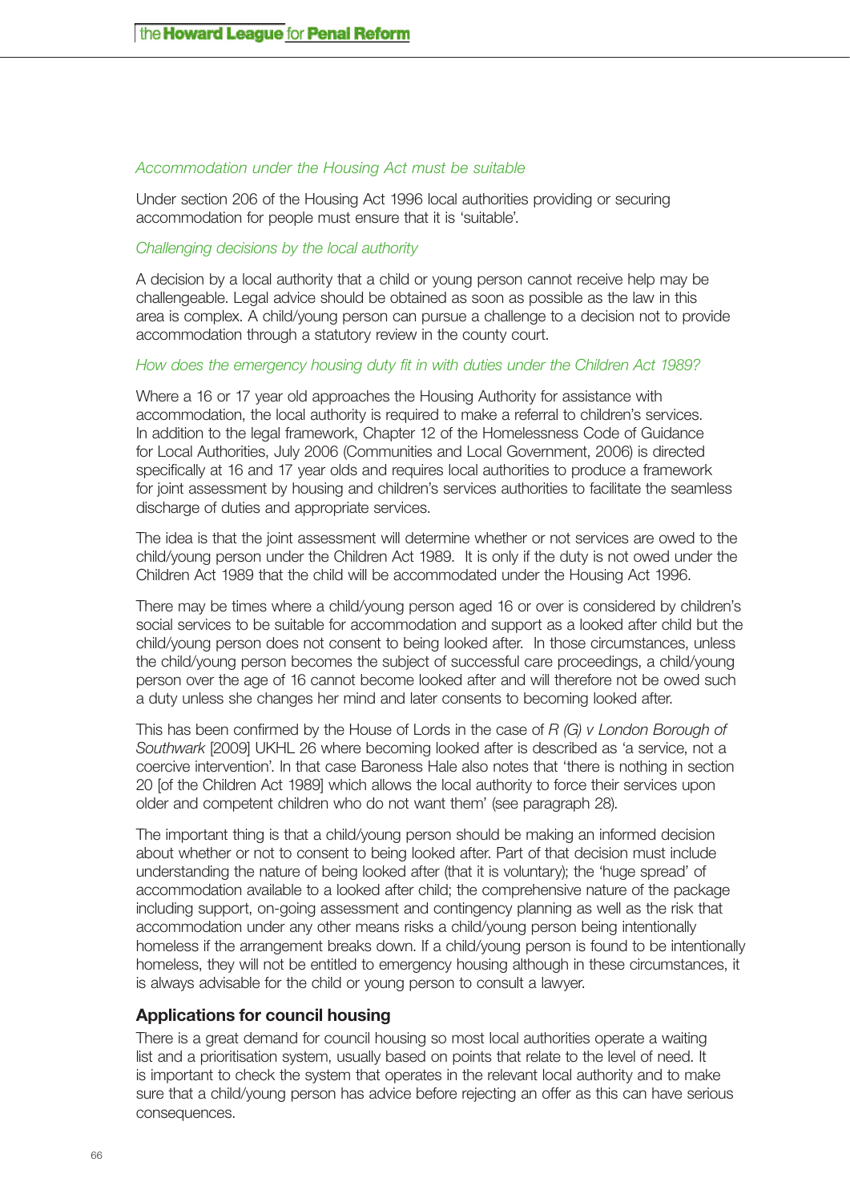*Accommodation under the Housing Act must be suitable*

Under section 206 of the Housing Act 1996 local authorities providing or securing accommodation for people must ensure that it is 'suitable'.

*Challenging decisions by the local authority*

A decision by a local authority that a child or young person cannot receive help may be challengeable. Legal advice should be obtained as soon as possible as the law in this area is complex. A child/young person can pursue a challenge to a decision not to provide accommodation through a statutory review in the county court.

*How does the emergency housing duty fit in with duties under the Children Act 1989?*

Where a 16 or 17 year old approaches the Housing Authority for assistance with accommodation, the local authority is required to make a referral to children's services. In addition to the legal framework, Chapter 12 of the Homelessness Code of Guidance for Local Authorities, July 2006 (Communities and Local Government, 2006) is directed specifically at 16 and 17 year olds and requires local authorities to produce a framework for joint assessment by housing and children's services authorities to facilitate the seamless discharge of duties and appropriate services.

The idea is that the joint assessment will determine whether or not services are owed to the child/young person under the Children Act 1989. It is only if the duty is not owed under the Children Act 1989 that the child will be accommodated under the Housing Act 1996.

There may be times where a child/young person aged 16 or over is considered by children's social services to be suitable for accommodation and support as a looked after child but the child/young person does not consent to being looked after. In those circumstances, unless the child/young person becomes the subject of successful care proceedings, a child/young person over the age of 16 cannot become looked after and will therefore not be owed such a duty unless she changes her mind and later consents to becoming looked after.

This has been confirmed by the House of Lords in the case of *R (G) v London Borough of Southwark* [2009] UKHL 26 where becoming looked after is described as 'a service, not a coercive intervention'. In that case Baroness Hale also notes that 'there is nothing in section 20 [of the Children Act 1989] which allows the local authority to force their services upon older and competent children who do not want them' (see paragraph 28).

The important thing is that a child/young person should be making an informed decision about whether or not to consent to being looked after. Part of that decision must include understanding the nature of being looked after (that it is voluntary); the 'huge spread' of accommodation available to a looked after child; the comprehensive nature of the package including support, on-going assessment and contingency planning as well as the risk that accommodation under any other means risks a child/young person being intentionally homeless if the arrangement breaks down. If a child/young person is found to be intentionally homeless, they will not be entitled to emergency housing although in these circumstances, it is always advisable for the child or young person to consult a lawyer.

### Applications for council housing

There is a great demand for council housing so most local authorities operate a waiting list and a prioritisation system, usually based on points that relate to the level of need. It is important to check the system that operates in the relevant local authority and to make sure that a child/young person has advice before rejecting an offer as this can have serious consequences.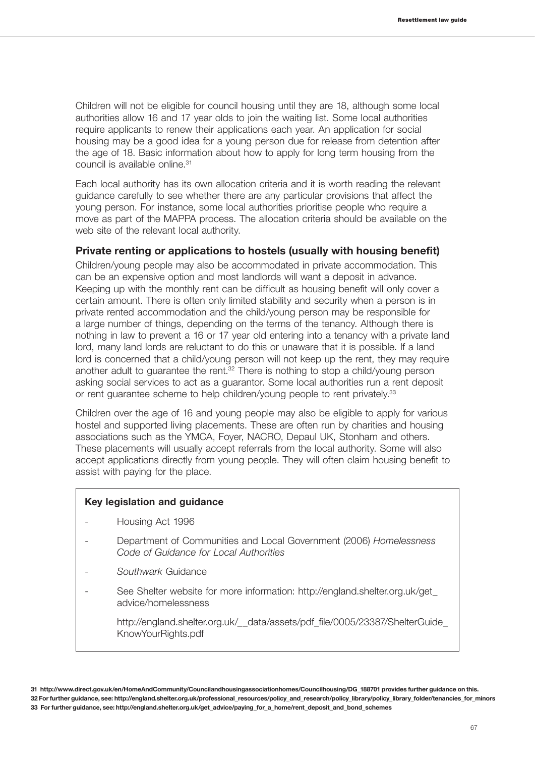Children will not be eligible for council housing until they are 18, although some local authorities allow 16 and 17 year olds to join the waiting list. Some local authorities require applicants to renew their applications each year. An application for social housing may be a good idea for a young person due for release from detention after the age of 18. Basic information about how to apply for long term housing from the council is available online.[31]

Each local authority has its own allocation criteria and it is worth reading the relevant guidance carefully to see whether there are any particular provisions that affect the young person. For instance, some local authorities prioritise people who require a move as part of the MAPPA process. The allocation criteria should be available on the web site of the relevant local authority.

### Private renting or applications to hostels (usually with housing benefit)

Children/young people may also be accommodated in private accommodation. This can be an expensive option and most landlords will want a deposit in advance. Keeping up with the monthly rent can be difficult as housing benefit will only cover a certain amount. There is often only limited stability and security when a person is in private rented accommodation and the child/young person may be responsible for a large number of things, depending on the terms of the tenancy. Although there is nothing in law to prevent a 16 or 17 year old entering into a tenancy with a private land lord, many land lords are reluctant to do this or unaware that it is possible. If a land lord is concerned that a child/young person will not keep up the rent, they may require another adult to guarantee the rent.[32] There is nothing to stop a child/young person asking social services to act as a guarantor. Some local authorities run a rent deposit or rent guarantee scheme to help children/young people to rent privately.[33]

Children over the age of 16 and young people may also be eligible to apply for various hostel and supported living placements. These are often run by charities and housing associations such as the YMCA, Foyer, NACRO, Depaul UK, Stonham and others. These placements will usually accept referrals from the local authority. Some will also accept applications directly from young people. They will often claim housing benefit to assist with paying for the place.

> **Key legislation and guidance**
>
> - Housing Act 1996
> - Department of Communities and Local Government (2006) *Homelessness Code of Guidance for Local Authorities*
> - *Southwark* Guidance
> - See Shelter website for more information: http://england.shelter.org.uk/get_advice/homelessness
>
>   http://england.shelter.org.uk/__data/assets/pdf_file/0005/23387/ShelterGuide_KnowYourRights.pdf

---

**31** http://www.direct.gov.uk/en/HomeAndCommunity/Councilandhousingassociationhomes/Councilhousing/DG_188701 provides further guidance on this.

**32** For further guidance, see: http://england.shelter.org.uk/professional_resources/policy_and_research/policy_library/policy_library_folder/tenancies_for_minors

**33** For further guidance, see: http://england.shelter.org.uk/get_advice/paying_for_a_home/rent_deposit_and_bond_schemes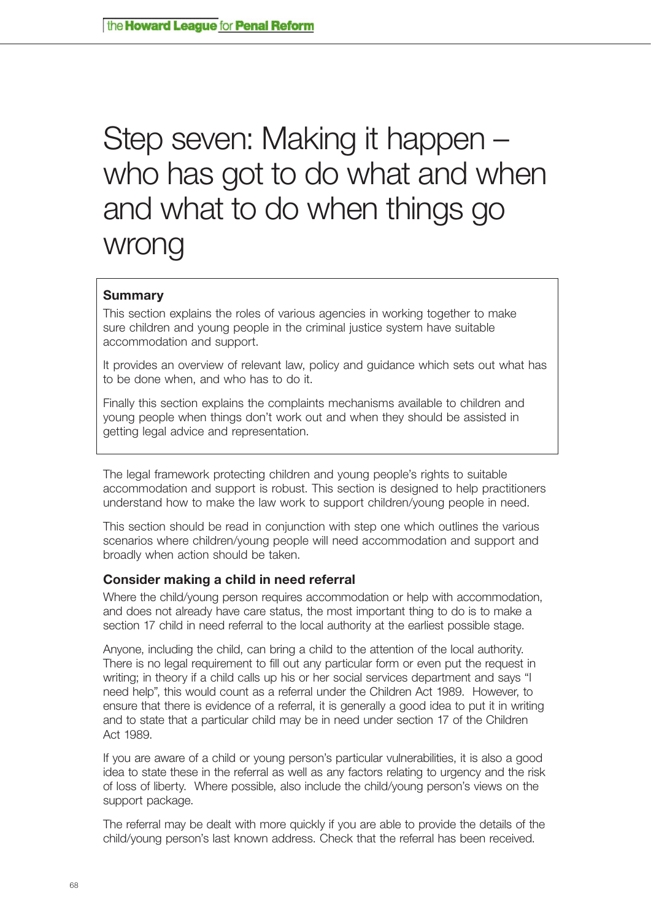# Step seven: Making it happen – who has got to do what and when and what to do when things go wrong

**Summary**

This section explains the roles of various agencies in working together to make sure children and young people in the criminal justice system have suitable accommodation and support.

It provides an overview of relevant law, policy and guidance which sets out what has to be done when, and who has to do it.

Finally this section explains the complaints mechanisms available to children and young people when things don't work out and when they should be assisted in getting legal advice and representation.

The legal framework protecting children and young people's rights to suitable accommodation and support is robust. This section is designed to help practitioners understand how to make the law work to support children/young people in need.

This section should be read in conjunction with step one which outlines the various scenarios where children/young people will need accommodation and support and broadly when action should be taken.

### Consider making a child in need referral

Where the child/young person requires accommodation or help with accommodation, and does not already have care status, the most important thing to do is to make a section 17 child in need referral to the local authority at the earliest possible stage.

Anyone, including the child, can bring a child to the attention of the local authority. There is no legal requirement to fill out any particular form or even put the request in writing; in theory if a child calls up his or her social services department and says "I need help", this would count as a referral under the Children Act 1989. However, to ensure that there is evidence of a referral, it is generally a good idea to put it in writing and to state that a particular child may be in need under section 17 of the Children Act 1989.

If you are aware of a child or young person's particular vulnerabilities, it is also a good idea to state these in the referral as well as any factors relating to urgency and the risk of loss of liberty. Where possible, also include the child/young person's views on the support package.

The referral may be dealt with more quickly if you are able to provide the details of the child/young person's last known address. Check that the referral has been received.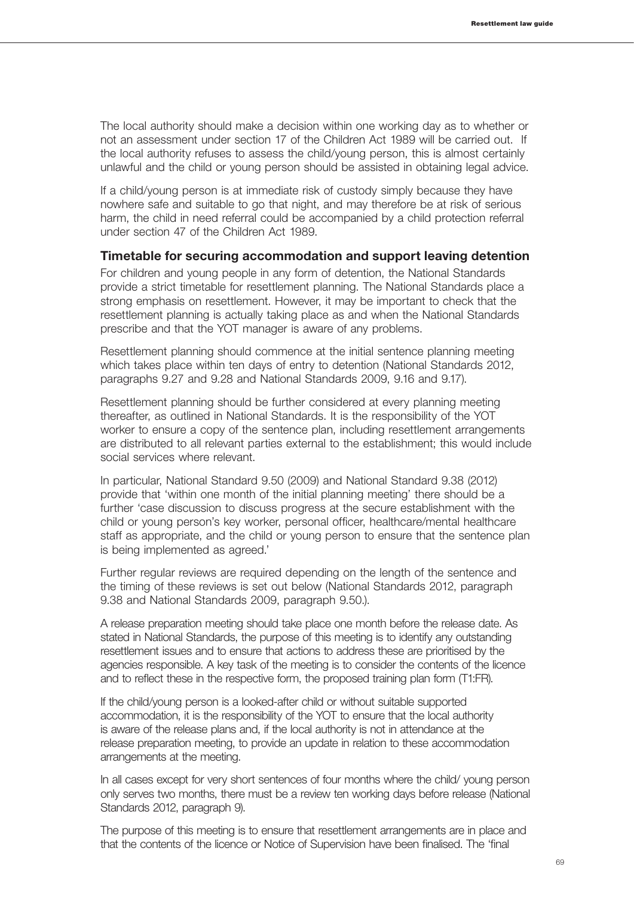The local authority should make a decision within one working day as to whether or not an assessment under section 17 of the Children Act 1989 will be carried out. If the local authority refuses to assess the child/young person, this is almost certainly unlawful and the child or young person should be assisted in obtaining legal advice.

If a child/young person is at immediate risk of custody simply because they have nowhere safe and suitable to go that night, and may therefore be at risk of serious harm, the child in need referral could be accompanied by a child protection referral under section 47 of the Children Act 1989.

### Timetable for securing accommodation and support leaving detention

For children and young people in any form of detention, the National Standards provide a strict timetable for resettlement planning. The National Standards place a strong emphasis on resettlement. However, it may be important to check that the resettlement planning is actually taking place as and when the National Standards prescribe and that the YOT manager is aware of any problems.

Resettlement planning should commence at the initial sentence planning meeting which takes place within ten days of entry to detention (National Standards 2012, paragraphs 9.27 and 9.28 and National Standards 2009, 9.16 and 9.17).

Resettlement planning should be further considered at every planning meeting thereafter, as outlined in National Standards. It is the responsibility of the YOT worker to ensure a copy of the sentence plan, including resettlement arrangements are distributed to all relevant parties external to the establishment; this would include social services where relevant.

In particular, National Standard 9.50 (2009) and National Standard 9.38 (2012) provide that 'within one month of the initial planning meeting' there should be a further 'case discussion to discuss progress at the secure establishment with the child or young person's key worker, personal officer, healthcare/mental healthcare staff as appropriate, and the child or young person to ensure that the sentence plan is being implemented as agreed.'

Further regular reviews are required depending on the length of the sentence and the timing of these reviews is set out below (National Standards 2012, paragraph 9.38 and National Standards 2009, paragraph 9.50.).

A release preparation meeting should take place one month before the release date. As stated in National Standards, the purpose of this meeting is to identify any outstanding resettlement issues and to ensure that actions to address these are prioritised by the agencies responsible. A key task of the meeting is to consider the contents of the licence and to reflect these in the respective form, the proposed training plan form (T1:FR).

If the child/young person is a looked-after child or without suitable supported accommodation, it is the responsibility of the YOT to ensure that the local authority is aware of the release plans and, if the local authority is not in attendance at the release preparation meeting, to provide an update in relation to these accommodation arrangements at the meeting.

In all cases except for very short sentences of four months where the child/ young person only serves two months, there must be a review ten working days before release (National Standards 2012, paragraph 9).

The purpose of this meeting is to ensure that resettlement arrangements are in place and that the contents of the licence or Notice of Supervision have been finalised. The 'final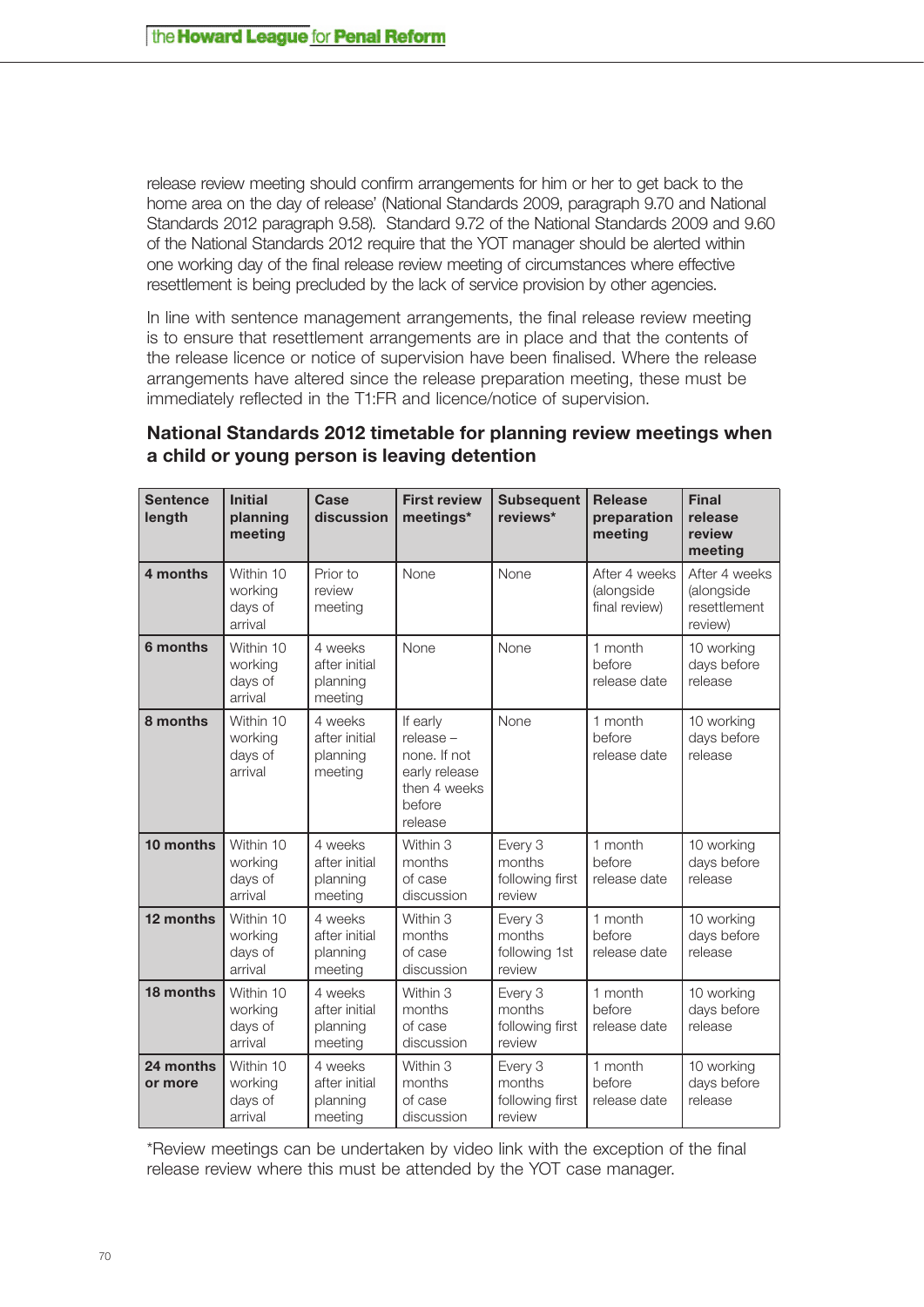release review meeting should confirm arrangements for him or her to get back to the home area on the day of release' (National Standards 2009, paragraph 9.70 and National Standards 2012 paragraph 9.58). Standard 9.72 of the National Standards 2009 and 9.60 of the National Standards 2012 require that the YOT manager should be alerted within one working day of the final release review meeting of circumstances where effective resettlement is being precluded by the lack of service provision by other agencies.

In line with sentence management arrangements, the final release review meeting is to ensure that resettlement arrangements are in place and that the contents of the release licence or notice of supervision have been finalised. Where the release arrangements have altered since the release preparation meeting, these must be immediately reflected in the T1:FR and licence/notice of supervision.

### National Standards 2012 timetable for planning review meetings when a child or young person is leaving detention

| Sentence length | Initial planning meeting | Case discussion | First review meetings* | Subsequent reviews* | Release preparation meeting | Final release review meeting |
|---|---|---|---|---|---|---|
| **4 months** | Within 10 working days of arrival | Prior to review meeting | None | None | After 4 weeks (alongside final review) | After 4 weeks (alongside resettlement review) |
| **6 months** | Within 10 working days of arrival | 4 weeks after initial planning meeting | None | None | 1 month before release date | 10 working days before release |
| **8 months** | Within 10 working days of arrival | 4 weeks after initial planning meeting | If early release – none. If not early release then 4 weeks before release | None | 1 month before release date | 10 working days before release |
| **10 months** | Within 10 working days of arrival | 4 weeks after initial planning meeting | Within 3 months of case discussion | Every 3 months following first review | 1 month before release date | 10 working days before release |
| **12 months** | Within 10 working days of arrival | 4 weeks after initial planning meeting | Within 3 months of case discussion | Every 3 months following 1st review | 1 month before release date | 10 working days before release |
| **18 months** | Within 10 working days of arrival | 4 weeks after initial planning meeting | Within 3 months of case discussion | Every 3 months following first review | 1 month before release date | 10 working days before release |
| **24 months or more** | Within 10 working days of arrival | 4 weeks after initial planning meeting | Within 3 months of case discussion | Every 3 months following first review | 1 month before release date | 10 working days before release |

*Review meetings can be undertaken by video link with the exception of the final release review where this must be attended by the YOT case manager.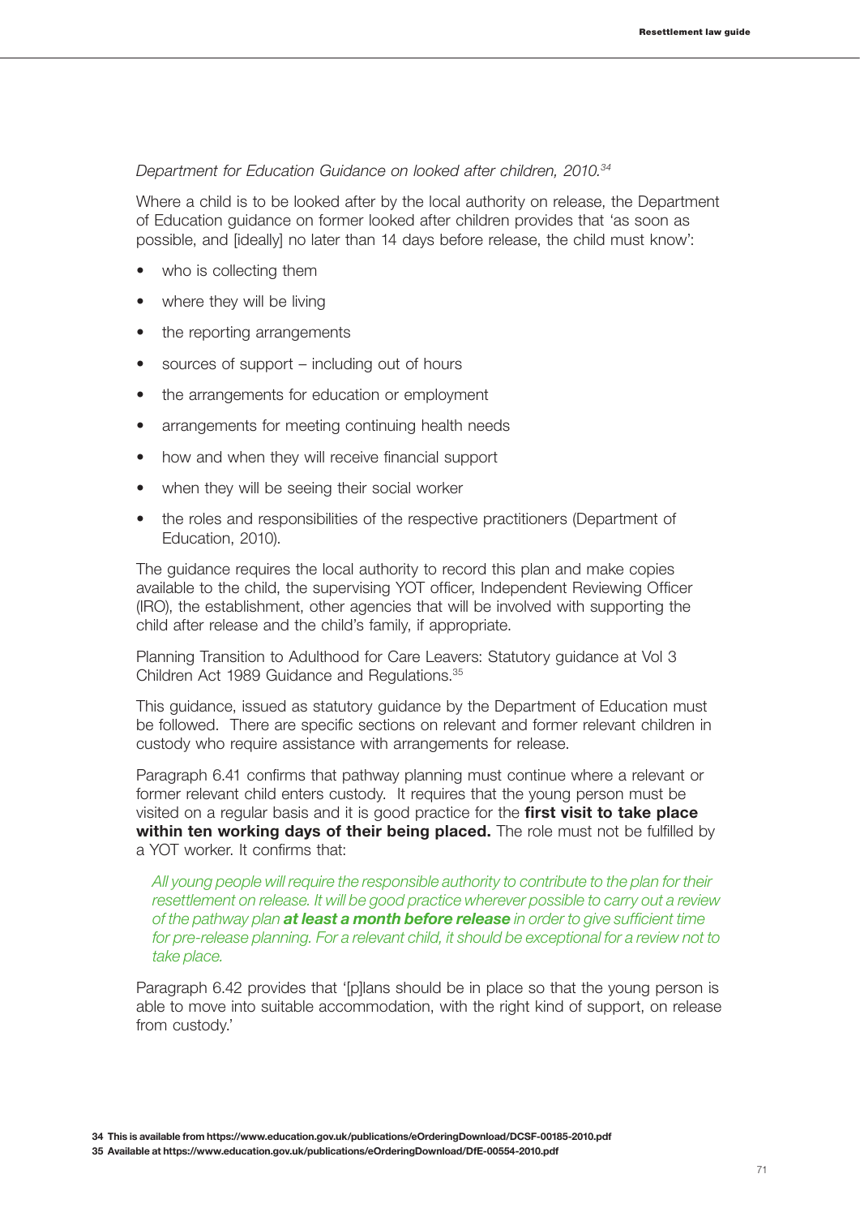*Department for Education Guidance on looked after children, 2010.*[34]

Where a child is to be looked after by the local authority on release, the Department of Education guidance on former looked after children provides that 'as soon as possible, and [ideally] no later than 14 days before release, the child must know':

- who is collecting them
- where they will be living
- the reporting arrangements
- sources of support – including out of hours
- the arrangements for education or employment
- arrangements for meeting continuing health needs
- how and when they will receive financial support
- when they will be seeing their social worker
- the roles and responsibilities of the respective practitioners (Department of Education, 2010).

The guidance requires the local authority to record this plan and make copies available to the child, the supervising YOT officer, Independent Reviewing Officer (IRO), the establishment, other agencies that will be involved with supporting the child after release and the child's family, if appropriate.

Planning Transition to Adulthood for Care Leavers: Statutory guidance at Vol 3 Children Act 1989 Guidance and Regulations.[35]

This guidance, issued as statutory guidance by the Department of Education must be followed. There are specific sections on relevant and former relevant children in custody who require assistance with arrangements for release.

Paragraph 6.41 confirms that pathway planning must continue where a relevant or former relevant child enters custody. It requires that the young person must be visited on a regular basis and it is good practice for the **first visit to take place within ten working days of their being placed.** The role must not be fulfilled by a YOT worker. It confirms that:

> *All young people will require the responsible authority to contribute to the plan for their resettlement on release. It will be good practice wherever possible to carry out a review of the pathway plan* ***at least a month before release*** *in order to give sufficient time for pre-release planning. For a relevant child, it should be exceptional for a review not to take place.*

Paragraph 6.42 provides that '[p]lans should be in place so that the young person is able to move into suitable accommodation, with the right kind of support, on release from custody.'

34 This is available from https://www.education.gov.uk/publications/eOrderingDownload/DCSF-00185-2010.pdf

35 Available at https://www.education.gov.uk/publications/eOrderingDownload/DfE-00554-2010.pdf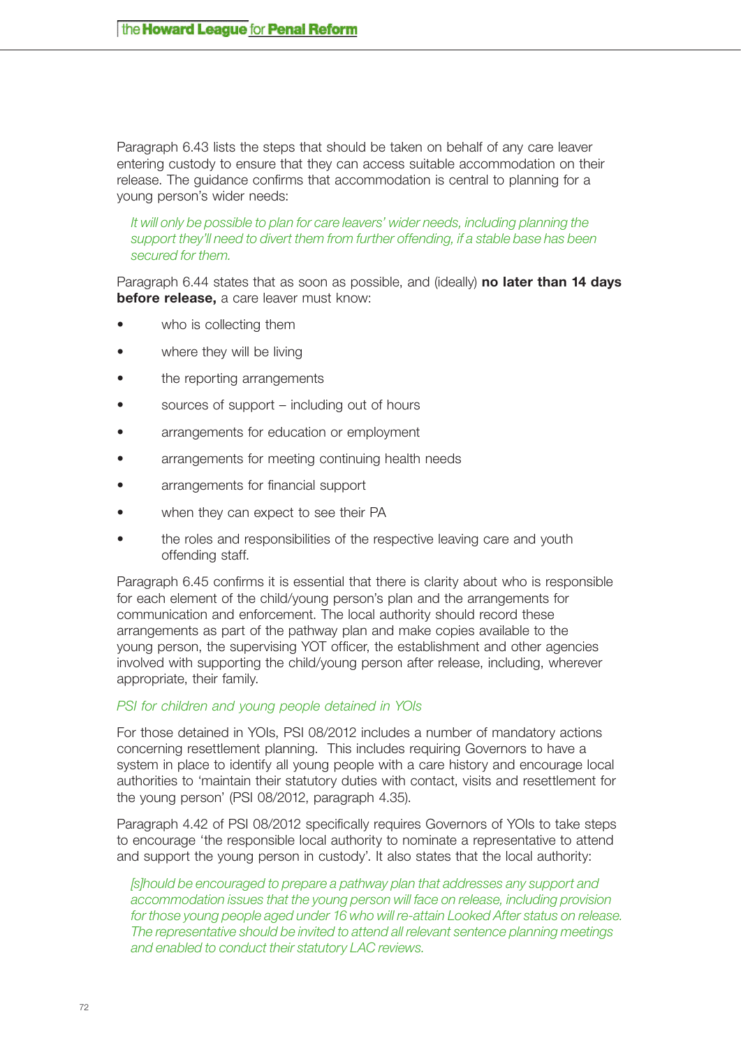Paragraph 6.43 lists the steps that should be taken on behalf of any care leaver entering custody to ensure that they can access suitable accommodation on their release. The guidance confirms that accommodation is central to planning for a young person's wider needs:

> *It will only be possible to plan for care leavers' wider needs, including planning the support they'll need to divert them from further offending, if a stable base has been secured for them.*

Paragraph 6.44 states that as soon as possible, and (ideally) **no later than 14 days before release,** a care leaver must know:

- who is collecting them
- where they will be living
- the reporting arrangements
- sources of support – including out of hours
- arrangements for education or employment
- arrangements for meeting continuing health needs
- arrangements for financial support
- when they can expect to see their PA
- the roles and responsibilities of the respective leaving care and youth offending staff.

Paragraph 6.45 confirms it is essential that there is clarity about who is responsible for each element of the child/young person's plan and the arrangements for communication and enforcement. The local authority should record these arrangements as part of the pathway plan and make copies available to the young person, the supervising YOT officer, the establishment and other agencies involved with supporting the child/young person after release, including, wherever appropriate, their family.

*PSI for children and young people detained in YOIs*

For those detained in YOIs, PSI 08/2012 includes a number of mandatory actions concerning resettlement planning. This includes requiring Governors to have a system in place to identify all young people with a care history and encourage local authorities to 'maintain their statutory duties with contact, visits and resettlement for the young person' (PSI 08/2012, paragraph 4.35).

Paragraph 4.42 of PSI 08/2012 specifically requires Governors of YOIs to take steps to encourage 'the responsible local authority to nominate a representative to attend and support the young person in custody'. It also states that the local authority:

> *[s]hould be encouraged to prepare a pathway plan that addresses any support and accommodation issues that the young person will face on release, including provision for those young people aged under 16 who will re-attain Looked After status on release. The representative should be invited to attend all relevant sentence planning meetings and enabled to conduct their statutory LAC reviews.*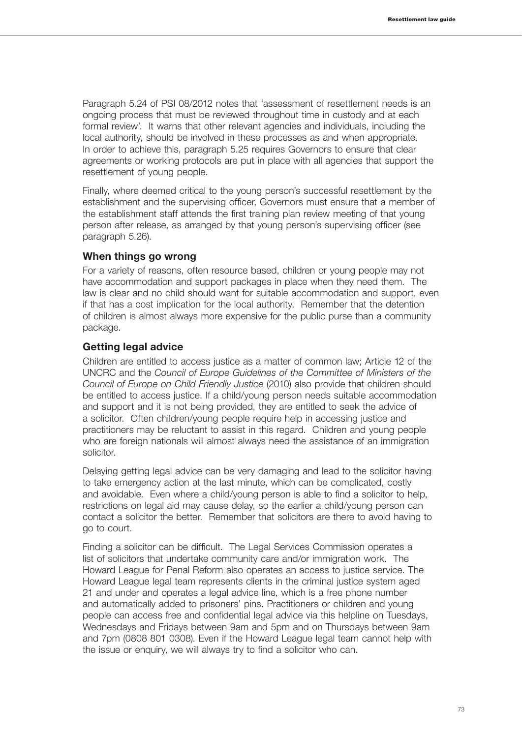Paragraph 5.24 of PSI 08/2012 notes that 'assessment of resettlement needs is an ongoing process that must be reviewed throughout time in custody and at each formal review'. It warns that other relevant agencies and individuals, including the local authority, should be involved in these processes as and when appropriate. In order to achieve this, paragraph 5.25 requires Governors to ensure that clear agreements or working protocols are put in place with all agencies that support the resettlement of young people.

Finally, where deemed critical to the young person's successful resettlement by the establishment and the supervising officer, Governors must ensure that a member of the establishment staff attends the first training plan review meeting of that young person after release, as arranged by that young person's supervising officer (see paragraph 5.26).

### When things go wrong

For a variety of reasons, often resource based, children or young people may not have accommodation and support packages in place when they need them. The law is clear and no child should want for suitable accommodation and support, even if that has a cost implication for the local authority. Remember that the detention of children is almost always more expensive for the public purse than a community package.

### Getting legal advice

Children are entitled to access justice as a matter of common law; Article 12 of the UNCRC and the *Council of Europe Guidelines of the Committee of Ministers of the Council of Europe on Child Friendly Justice* (2010) also provide that children should be entitled to access justice. If a child/young person needs suitable accommodation and support and it is not being provided, they are entitled to seek the advice of a solicitor. Often children/young people require help in accessing justice and practitioners may be reluctant to assist in this regard. Children and young people who are foreign nationals will almost always need the assistance of an immigration solicitor.

Delaying getting legal advice can be very damaging and lead to the solicitor having to take emergency action at the last minute, which can be complicated, costly and avoidable. Even where a child/young person is able to find a solicitor to help, restrictions on legal aid may cause delay, so the earlier a child/young person can contact a solicitor the better. Remember that solicitors are there to avoid having to go to court.

Finding a solicitor can be difficult. The Legal Services Commission operates a list of solicitors that undertake community care and/or immigration work. The Howard League for Penal Reform also operates an access to justice service. The Howard League legal team represents clients in the criminal justice system aged 21 and under and operates a legal advice line, which is a free phone number and automatically added to prisoners' pins. Practitioners or children and young people can access free and confidential legal advice via this helpline on Tuesdays, Wednesdays and Fridays between 9am and 5pm and on Thursdays between 9am and 7pm (0808 801 0308). Even if the Howard League legal team cannot help with the issue or enquiry, we will always try to find a solicitor who can.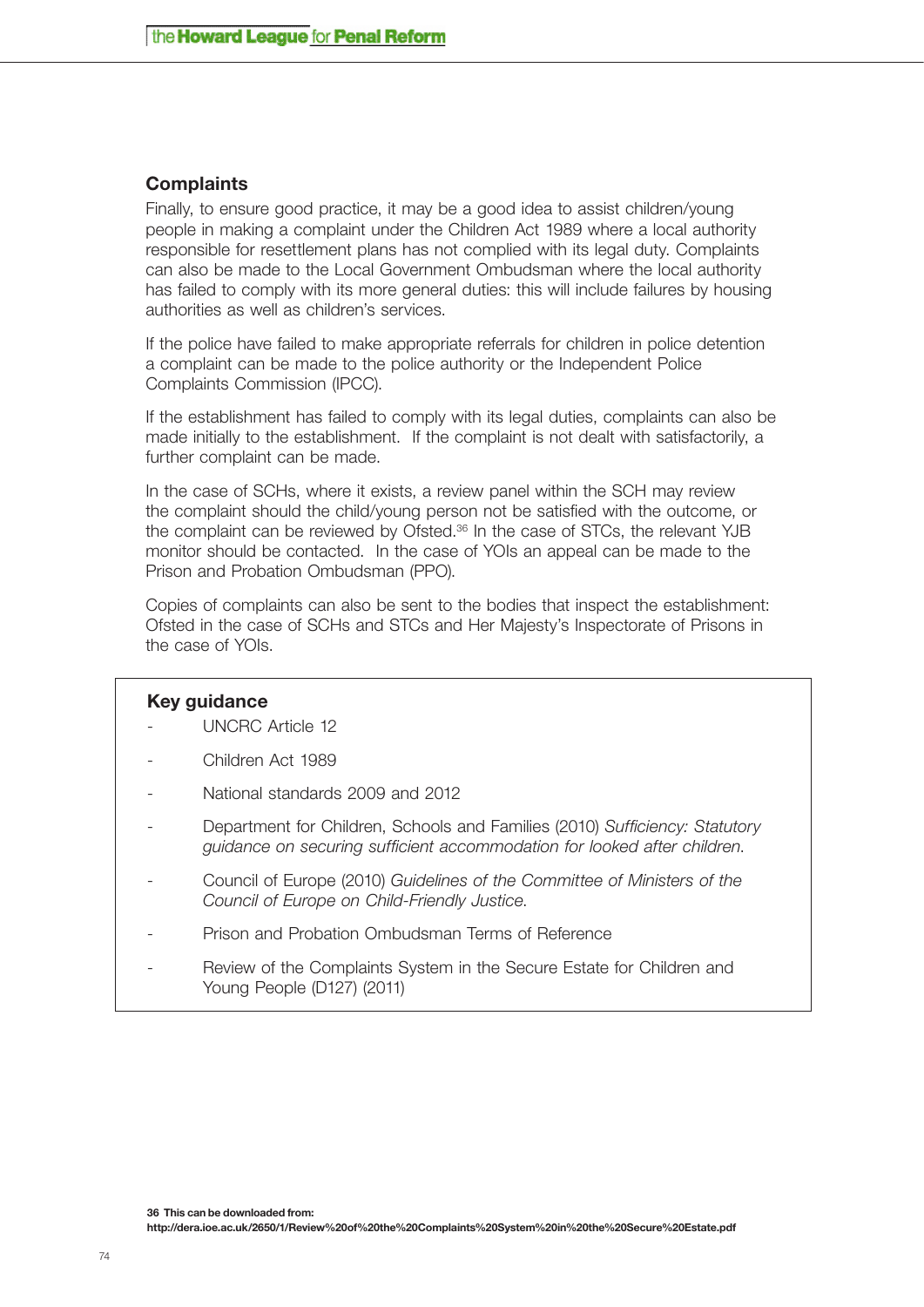## Complaints

Finally, to ensure good practice, it may be a good idea to assist children/young people in making a complaint under the Children Act 1989 where a local authority responsible for resettlement plans has not complied with its legal duty. Complaints can also be made to the Local Government Ombudsman where the local authority has failed to comply with its more general duties: this will include failures by housing authorities as well as children's services.

If the police have failed to make appropriate referrals for children in police detention a complaint can be made to the police authority or the Independent Police Complaints Commission (IPCC).

If the establishment has failed to comply with its legal duties, complaints can also be made initially to the establishment. If the complaint is not dealt with satisfactorily, a further complaint can be made.

In the case of SCHs, where it exists, a review panel within the SCH may review the complaint should the child/young person not be satisfied with the outcome, or the complaint can be reviewed by Ofsted.[36] In the case of STCs, the relevant YJB monitor should be contacted. In the case of YOIs an appeal can be made to the Prison and Probation Ombudsman (PPO).

Copies of complaints can also be sent to the bodies that inspect the establishment: Ofsted in the case of SCHs and STCs and Her Majesty's Inspectorate of Prisons in the case of YOIs.

### Key guidance

- UNCRC Article 12
- Children Act 1989
- National standards 2009 and 2012
- Department for Children, Schools and Families (2010) *Sufficiency: Statutory guidance on securing sufficient accommodation for looked after children.*
- Council of Europe (2010) *Guidelines of the Committee of Ministers of the Council of Europe on Child-Friendly Justice.*
- Prison and Probation Ombudsman Terms of Reference
- Review of the Complaints System in the Secure Estate for Children and Young People (D127) (2011)

**36 This can be downloaded from: http://dera.ioe.ac.uk/2650/1/Review%20of%20the%20Complaints%20System%20in%20the%20Secure%20Estate.pdf**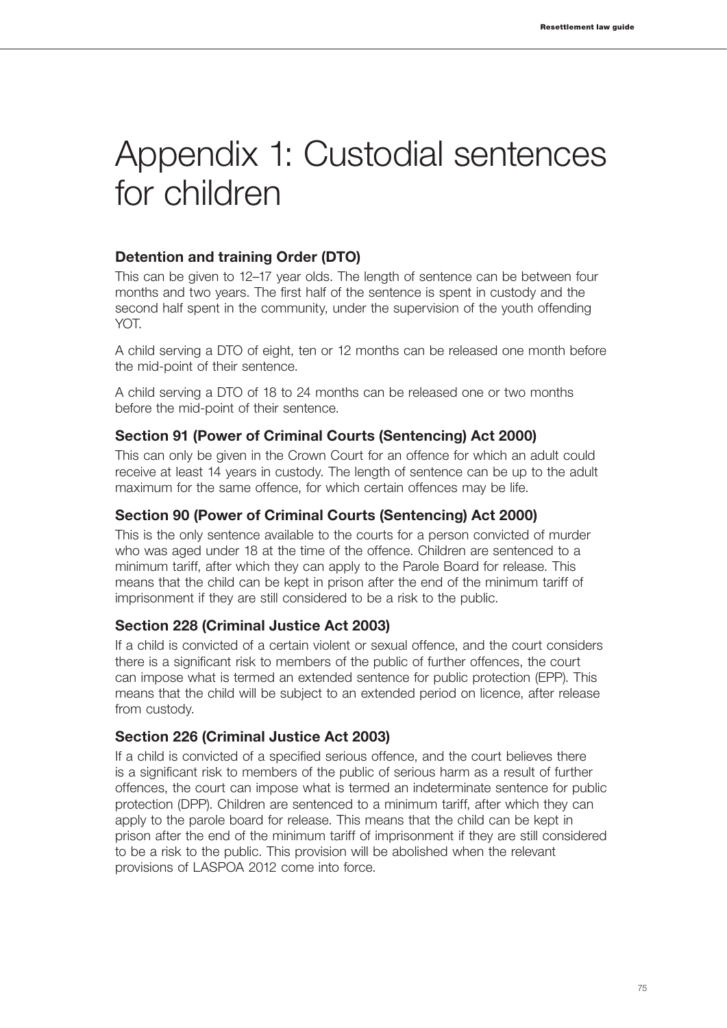# Appendix 1: Custodial sentences for children

### Detention and training Order (DTO)

This can be given to 12–17 year olds. The length of sentence can be between four months and two years. The first half of the sentence is spent in custody and the second half spent in the community, under the supervision of the youth offending YOT.

A child serving a DTO of eight, ten or 12 months can be released one month before the mid-point of their sentence.

A child serving a DTO of 18 to 24 months can be released one or two months before the mid-point of their sentence.

### Section 91 (Power of Criminal Courts (Sentencing) Act 2000)

This can only be given in the Crown Court for an offence for which an adult could receive at least 14 years in custody. The length of sentence can be up to the adult maximum for the same offence, for which certain offences may be life.

### Section 90 (Power of Criminal Courts (Sentencing) Act 2000)

This is the only sentence available to the courts for a person convicted of murder who was aged under 18 at the time of the offence. Children are sentenced to a minimum tariff, after which they can apply to the Parole Board for release. This means that the child can be kept in prison after the end of the minimum tariff of imprisonment if they are still considered to be a risk to the public.

### Section 228 (Criminal Justice Act 2003)

If a child is convicted of a certain violent or sexual offence, and the court considers there is a significant risk to members of the public of further offences, the court can impose what is termed an extended sentence for public protection (EPP). This means that the child will be subject to an extended period on licence, after release from custody.

### Section 226 (Criminal Justice Act 2003)

If a child is convicted of a specified serious offence, and the court believes there is a significant risk to members of the public of serious harm as a result of further offences, the court can impose what is termed an indeterminate sentence for public protection (DPP). Children are sentenced to a minimum tariff, after which they can apply to the parole board for release. This means that the child can be kept in prison after the end of the minimum tariff of imprisonment if they are still considered to be a risk to the public. This provision will be abolished when the relevant provisions of LASPOA 2012 come into force.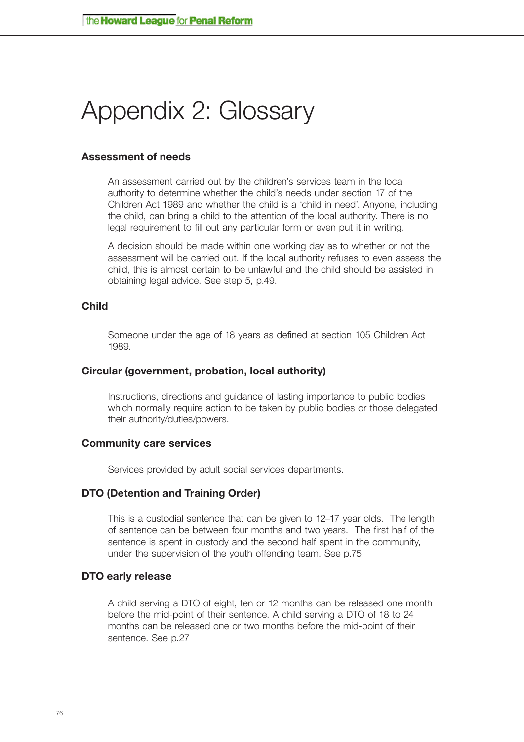# Appendix 2: Glossary

### Assessment of needs

An assessment carried out by the children's services team in the local authority to determine whether the child's needs under section 17 of the Children Act 1989 and whether the child is a 'child in need'. Anyone, including the child, can bring a child to the attention of the local authority. There is no legal requirement to fill out any particular form or even put it in writing.

A decision should be made within one working day as to whether or not the assessment will be carried out. If the local authority refuses to even assess the child, this is almost certain to be unlawful and the child should be assisted in obtaining legal advice. See step 5, p.49.

### Child

Someone under the age of 18 years as defined at section 105 Children Act 1989.

### Circular (government, probation, local authority)

Instructions, directions and guidance of lasting importance to public bodies which normally require action to be taken by public bodies or those delegated their authority/duties/powers.

### Community care services

Services provided by adult social services departments.

### DTO (Detention and Training Order)

This is a custodial sentence that can be given to 12–17 year olds. The length of sentence can be between four months and two years. The first half of the sentence is spent in custody and the second half spent in the community, under the supervision of the youth offending team. See p.75

### DTO early release

A child serving a DTO of eight, ten or 12 months can be released one month before the mid-point of their sentence. A child serving a DTO of 18 to 24 months can be released one or two months before the mid-point of their sentence. See p.27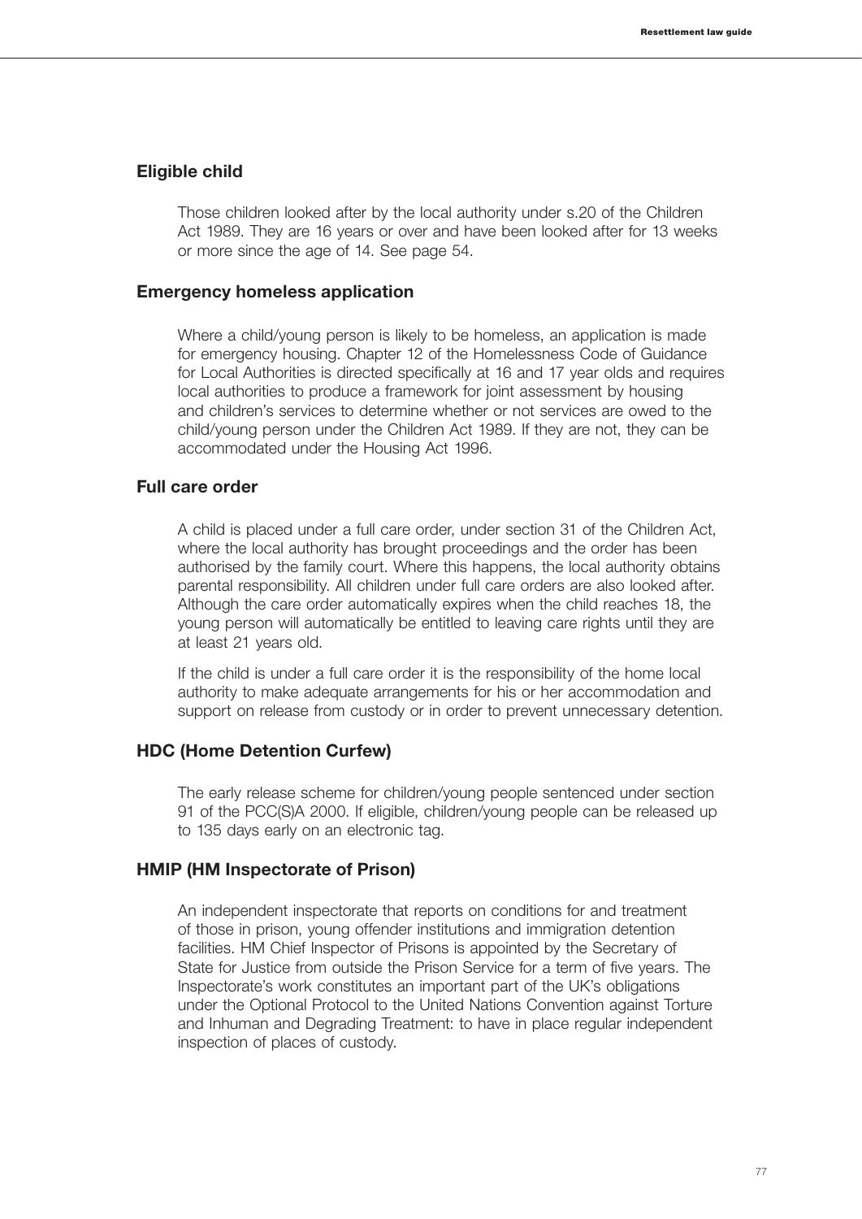### Eligible child

Those children looked after by the local authority under s.20 of the Children Act 1989. They are 16 years or over and have been looked after for 13 weeks or more since the age of 14. See page 54.

### Emergency homeless application

Where a child/young person is likely to be homeless, an application is made for emergency housing. Chapter 12 of the Homelessness Code of Guidance for Local Authorities is directed specifically at 16 and 17 year olds and requires local authorities to produce a framework for joint assessment by housing and children's services to determine whether or not services are owed to the child/young person under the Children Act 1989. If they are not, they can be accommodated under the Housing Act 1996.

### Full care order

A child is placed under a full care order, under section 31 of the Children Act, where the local authority has brought proceedings and the order has been authorised by the family court. Where this happens, the local authority obtains parental responsibility. All children under full care orders are also looked after. Although the care order automatically expires when the child reaches 18, the young person will automatically be entitled to leaving care rights until they are at least 21 years old.

If the child is under a full care order it is the responsibility of the home local authority to make adequate arrangements for his or her accommodation and support on release from custody or in order to prevent unnecessary detention.

### HDC (Home Detention Curfew)

The early release scheme for children/young people sentenced under section 91 of the PCC(S)A 2000. If eligible, children/young people can be released up to 135 days early on an electronic tag.

### HMIP (HM Inspectorate of Prison)

An independent inspectorate that reports on conditions for and treatment of those in prison, young offender institutions and immigration detention facilities. HM Chief Inspector of Prisons is appointed by the Secretary of State for Justice from outside the Prison Service for a term of five years. The Inspectorate's work constitutes an important part of the UK's obligations under the Optional Protocol to the United Nations Convention against Torture and Inhuman and Degrading Treatment: to have in place regular independent inspection of places of custody.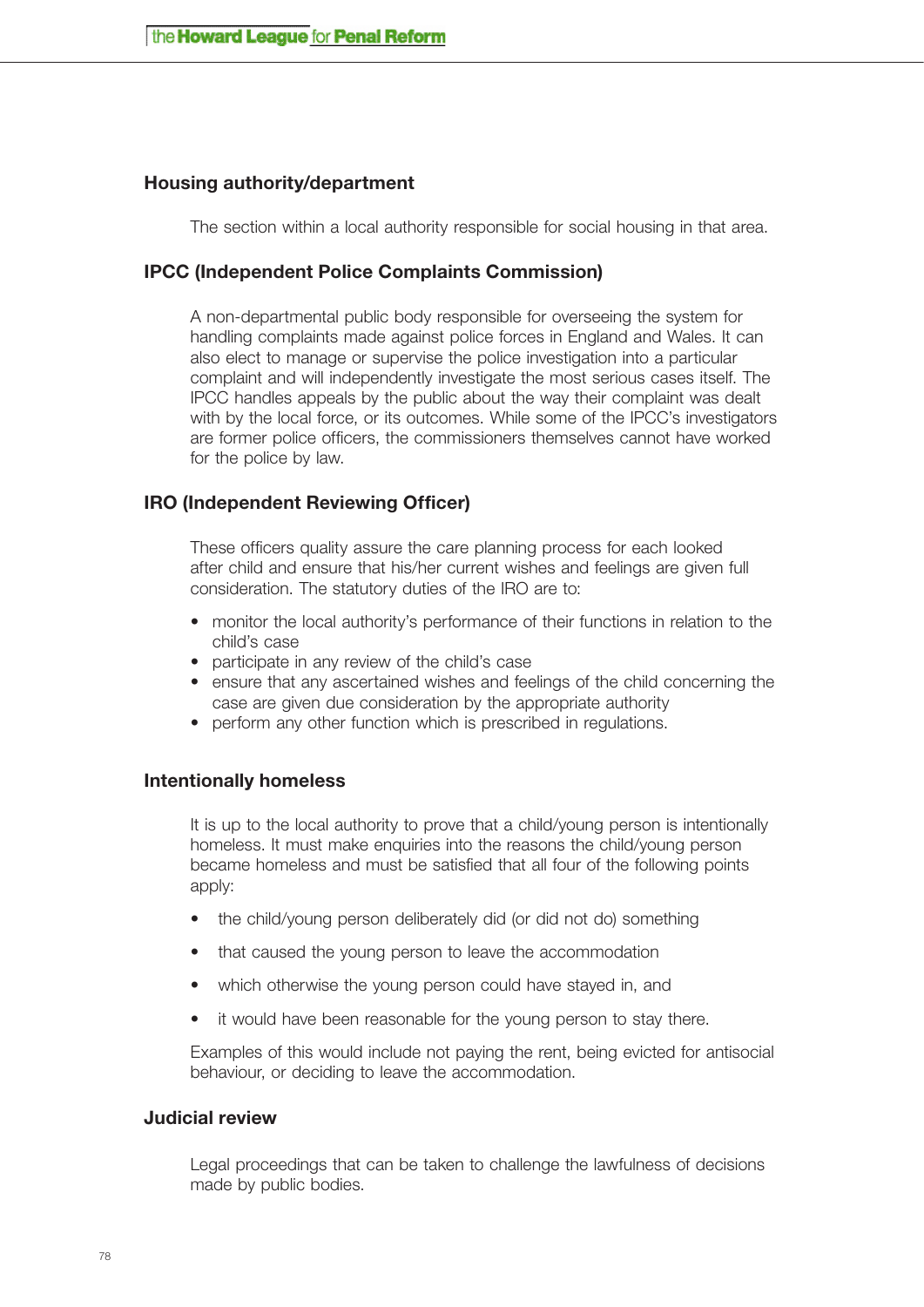### Housing authority/department

The section within a local authority responsible for social housing in that area.

### IPCC (Independent Police Complaints Commission)

A non-departmental public body responsible for overseeing the system for handling complaints made against police forces in England and Wales. It can also elect to manage or supervise the police investigation into a particular complaint and will independently investigate the most serious cases itself. The IPCC handles appeals by the public about the way their complaint was dealt with by the local force, or its outcomes. While some of the IPCC's investigators are former police officers, the commissioners themselves cannot have worked for the police by law.

### IRO (Independent Reviewing Officer)

These officers quality assure the care planning process for each looked after child and ensure that his/her current wishes and feelings are given full consideration. The statutory duties of the IRO are to:

- monitor the local authority's performance of their functions in relation to the child's case
- participate in any review of the child's case
- ensure that any ascertained wishes and feelings of the child concerning the case are given due consideration by the appropriate authority
- perform any other function which is prescribed in regulations.

### Intentionally homeless

It is up to the local authority to prove that a child/young person is intentionally homeless. It must make enquiries into the reasons the child/young person became homeless and must be satisfied that all four of the following points apply:

- the child/young person deliberately did (or did not do) something
- that caused the young person to leave the accommodation
- which otherwise the young person could have stayed in, and
- it would have been reasonable for the young person to stay there.

Examples of this would include not paying the rent, being evicted for antisocial behaviour, or deciding to leave the accommodation.

### Judicial review

Legal proceedings that can be taken to challenge the lawfulness of decisions made by public bodies.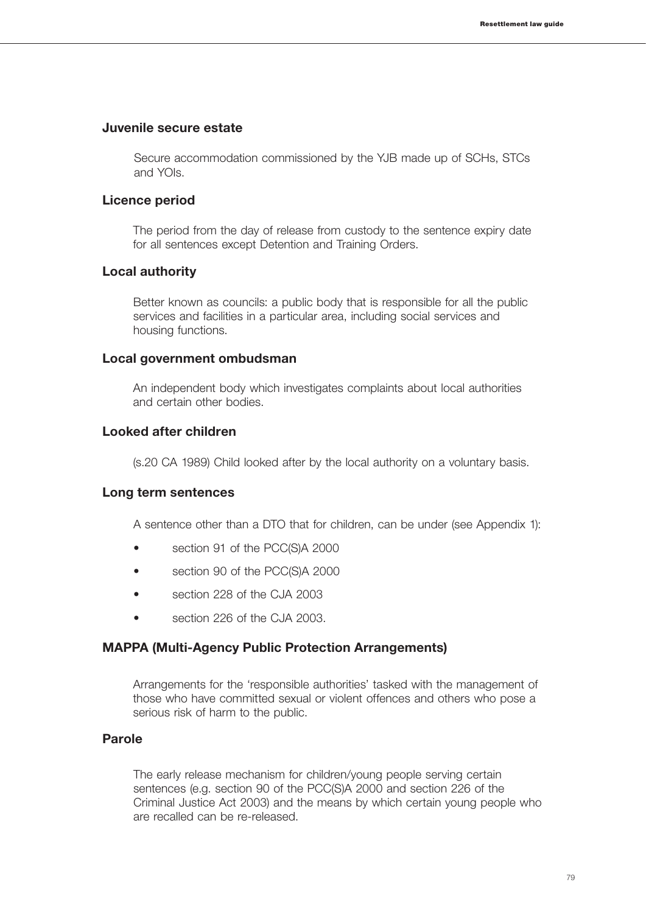### Juvenile secure estate

Secure accommodation commissioned by the YJB made up of SCHs, STCs and YOIs.

### Licence period

The period from the day of release from custody to the sentence expiry date for all sentences except Detention and Training Orders.

### Local authority

Better known as councils: a public body that is responsible for all the public services and facilities in a particular area, including social services and housing functions.

### Local government ombudsman

An independent body which investigates complaints about local authorities and certain other bodies.

### Looked after children

(s.20 CA 1989) Child looked after by the local authority on a voluntary basis.

### Long term sentences

A sentence other than a DTO that for children, can be under (see Appendix 1):

- section 91 of the PCC(S)A 2000
- section 90 of the PCC(S)A 2000
- section 228 of the CJA 2003
- section 226 of the CJA 2003.

### MAPPA (Multi-Agency Public Protection Arrangements)

Arrangements for the 'responsible authorities' tasked with the management of those who have committed sexual or violent offences and others who pose a serious risk of harm to the public.

### Parole

The early release mechanism for children/young people serving certain sentences (e.g. section 90 of the PCC(S)A 2000 and section 226 of the Criminal Justice Act 2003) and the means by which certain young people who are recalled can be re-released.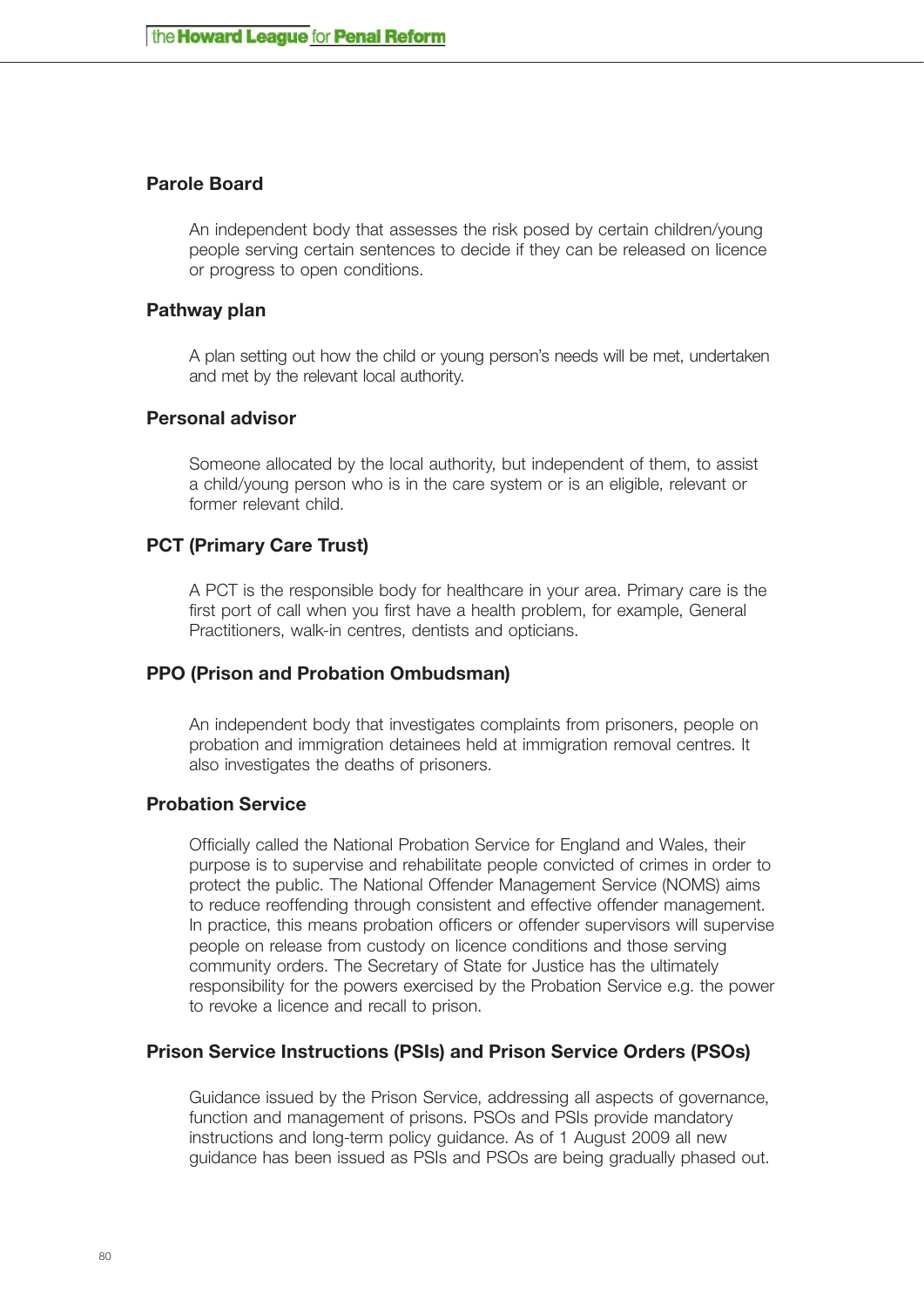### Parole Board

An independent body that assesses the risk posed by certain children/young people serving certain sentences to decide if they can be released on licence or progress to open conditions.

### Pathway plan

A plan setting out how the child or young person's needs will be met, undertaken and met by the relevant local authority.

### Personal advisor

Someone allocated by the local authority, but independent of them, to assist a child/young person who is in the care system or is an eligible, relevant or former relevant child.

### PCT (Primary Care Trust)

A PCT is the responsible body for healthcare in your area. Primary care is the first port of call when you first have a health problem, for example, General Practitioners, walk-in centres, dentists and opticians.

### PPO (Prison and Probation Ombudsman)

An independent body that investigates complaints from prisoners, people on probation and immigration detainees held at immigration removal centres. It also investigates the deaths of prisoners.

### Probation Service

Officially called the National Probation Service for England and Wales, their purpose is to supervise and rehabilitate people convicted of crimes in order to protect the public. The National Offender Management Service (NOMS) aims to reduce reoffending through consistent and effective offender management. In practice, this means probation officers or offender supervisors will supervise people on release from custody on licence conditions and those serving community orders. The Secretary of State for Justice has the ultimately responsibility for the powers exercised by the Probation Service e.g. the power to revoke a licence and recall to prison.

### Prison Service Instructions (PSIs) and Prison Service Orders (PSOs)

Guidance issued by the Prison Service, addressing all aspects of governance, function and management of prisons. PSOs and PSIs provide mandatory instructions and long-term policy guidance. As of 1 August 2009 all new guidance has been issued as PSIs and PSOs are being gradually phased out.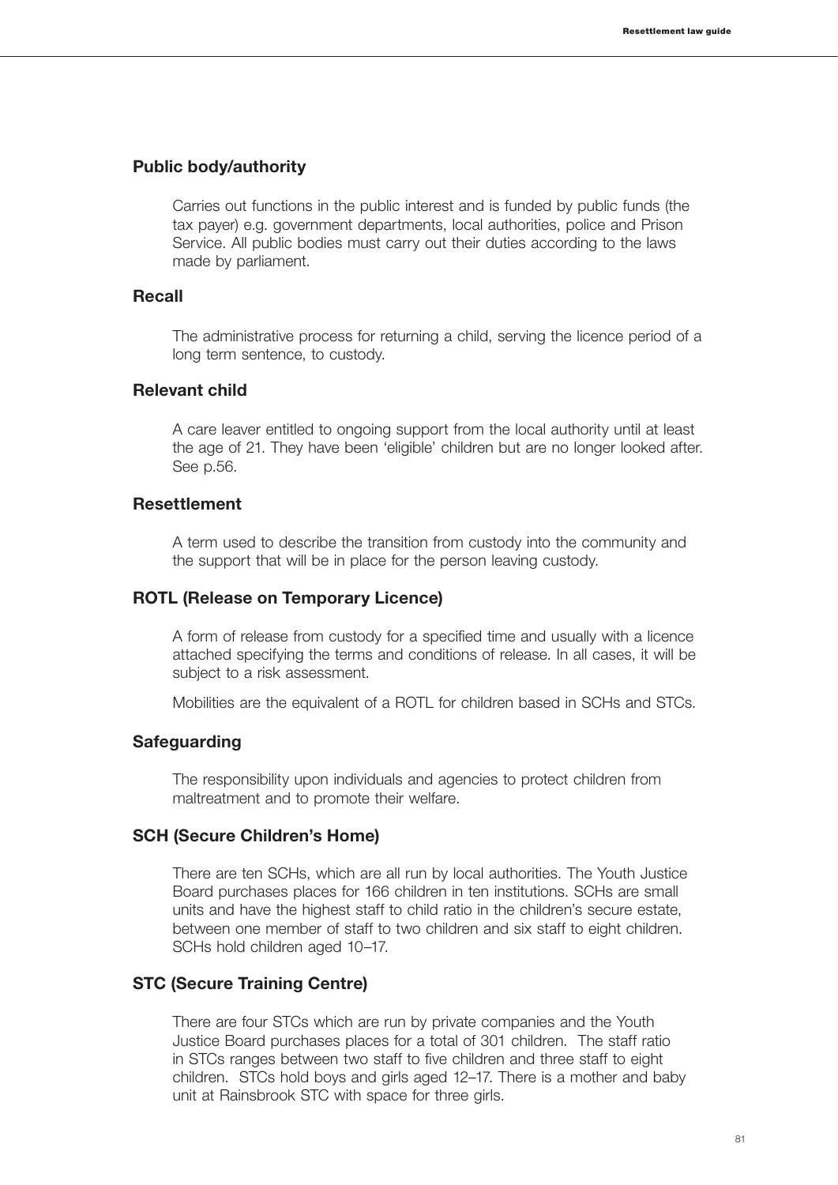### Public body/authority

Carries out functions in the public interest and is funded by public funds (the tax payer) e.g. government departments, local authorities, police and Prison Service. All public bodies must carry out their duties according to the laws made by parliament.

### Recall

The administrative process for returning a child, serving the licence period of a long term sentence, to custody.

### Relevant child

A care leaver entitled to ongoing support from the local authority until at least the age of 21. They have been 'eligible' children but are no longer looked after. See p.56.

### Resettlement

A term used to describe the transition from custody into the community and the support that will be in place for the person leaving custody.

### ROTL (Release on Temporary Licence)

A form of release from custody for a specified time and usually with a licence attached specifying the terms and conditions of release. In all cases, it will be subject to a risk assessment.

Mobilities are the equivalent of a ROTL for children based in SCHs and STCs.

### Safeguarding

The responsibility upon individuals and agencies to protect children from maltreatment and to promote their welfare.

### SCH (Secure Children's Home)

There are ten SCHs, which are all run by local authorities. The Youth Justice Board purchases places for 166 children in ten institutions. SCHs are small units and have the highest staff to child ratio in the children's secure estate, between one member of staff to two children and six staff to eight children. SCHs hold children aged 10–17.

### STC (Secure Training Centre)

There are four STCs which are run by private companies and the Youth Justice Board purchases places for a total of 301 children. The staff ratio in STCs ranges between two staff to five children and three staff to eight children. STCs hold boys and girls aged 12–17. There is a mother and baby unit at Rainsbrook STC with space for three girls.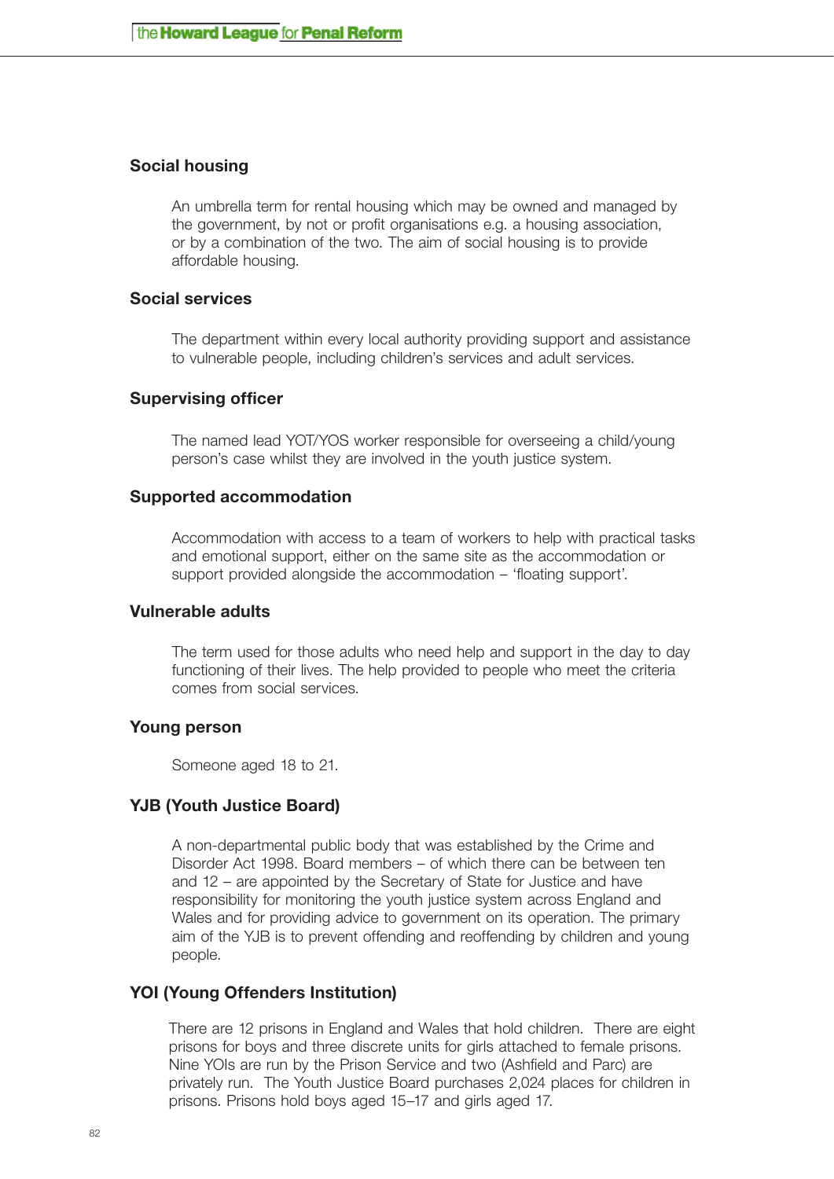### Social housing

An umbrella term for rental housing which may be owned and managed by the government, by not or profit organisations e.g. a housing association, or by a combination of the two. The aim of social housing is to provide affordable housing.

### Social services

The department within every local authority providing support and assistance to vulnerable people, including children's services and adult services.

### Supervising officer

The named lead YOT/YOS worker responsible for overseeing a child/young person's case whilst they are involved in the youth justice system.

### Supported accommodation

Accommodation with access to a team of workers to help with practical tasks and emotional support, either on the same site as the accommodation or support provided alongside the accommodation – 'floating support'.

### Vulnerable adults

The term used for those adults who need help and support in the day to day functioning of their lives. The help provided to people who meet the criteria comes from social services.

### Young person

Someone aged 18 to 21.

### YJB (Youth Justice Board)

A non-departmental public body that was established by the Crime and Disorder Act 1998. Board members – of which there can be between ten and 12 – are appointed by the Secretary of State for Justice and have responsibility for monitoring the youth justice system across England and Wales and for providing advice to government on its operation. The primary aim of the YJB is to prevent offending and reoffending by children and young people.

### YOI (Young Offenders Institution)

There are 12 prisons in England and Wales that hold children. There are eight prisons for boys and three discrete units for girls attached to female prisons. Nine YOIs are run by the Prison Service and two (Ashfield and Parc) are privately run. The Youth Justice Board purchases 2,024 places for children in prisons. Prisons hold boys aged 15–17 and girls aged 17.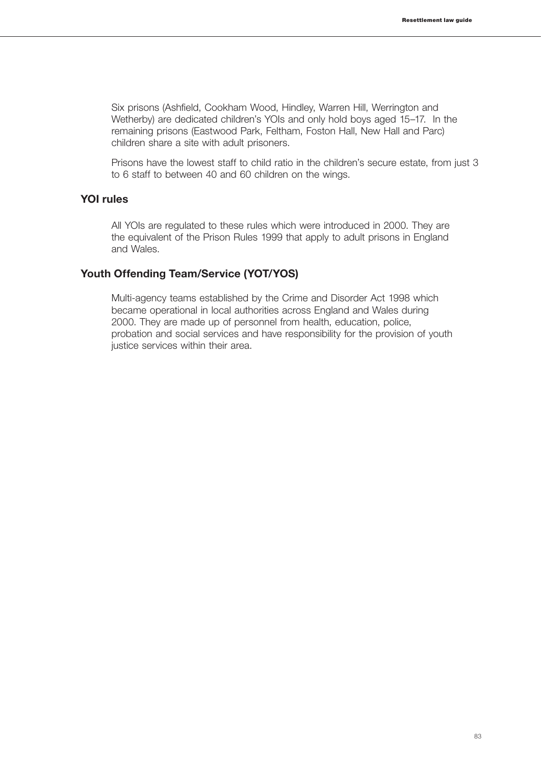Six prisons (Ashfield, Cookham Wood, Hindley, Warren Hill, Werrington and Wetherby) are dedicated children's YOIs and only hold boys aged 15–17. In the remaining prisons (Eastwood Park, Feltham, Foston Hall, New Hall and Parc) children share a site with adult prisoners.

Prisons have the lowest staff to child ratio in the children's secure estate, from just 3 to 6 staff to between 40 and 60 children on the wings.

### YOI rules

All YOIs are regulated to these rules which were introduced in 2000. They are the equivalent of the Prison Rules 1999 that apply to adult prisons in England and Wales.

### Youth Offending Team/Service (YOT/YOS)

Multi-agency teams established by the Crime and Disorder Act 1998 which became operational in local authorities across England and Wales during 2000. They are made up of personnel from health, education, police, probation and social services and have responsibility for the provision of youth justice services within their area.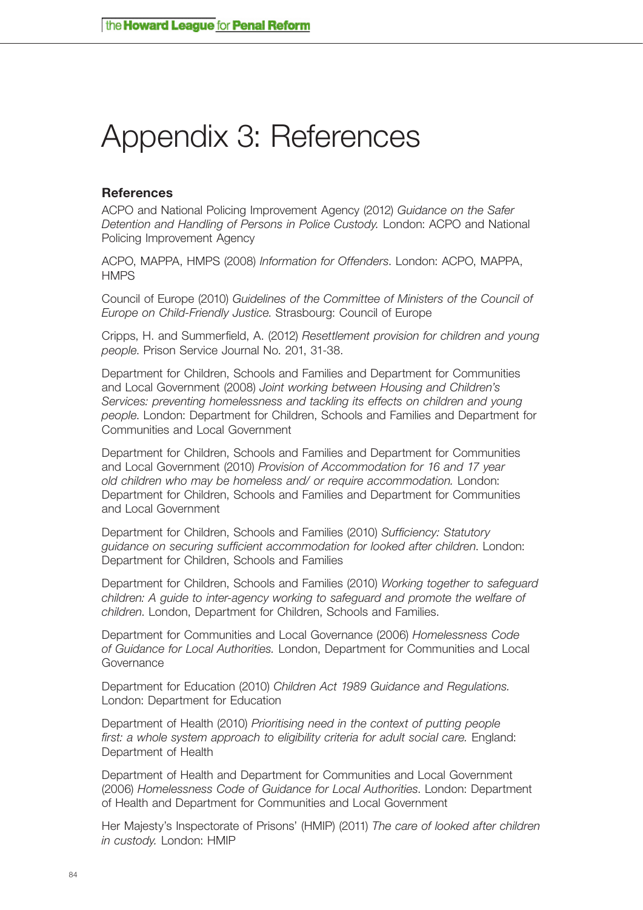# Appendix 3: References

## References

ACPO and National Policing Improvement Agency (2012) *Guidance on the Safer Detention and Handling of Persons in Police Custody.* London: ACPO and National Policing Improvement Agency

ACPO, MAPPA, HMPS (2008) *Information for Offenders*. London: ACPO, MAPPA, HMPS

Council of Europe (2010) *Guidelines of the Committee of Ministers of the Council of Europe on Child-Friendly Justice*. Strasbourg: Council of Europe

Cripps, H. and Summerfield, A. (2012) *Resettlement provision for children and young people*. Prison Service Journal No. 201, 31-38.

Department for Children, Schools and Families and Department for Communities and Local Government (2008) *Joint working between Housing and Children's Services: preventing homelessness and tackling its effects on children and young people*. London: Department for Children, Schools and Families and Department for Communities and Local Government

Department for Children, Schools and Families and Department for Communities and Local Government (2010) *Provision of Accommodation for 16 and 17 year old children who may be homeless and/ or require accommodation.* London: Department for Children, Schools and Families and Department for Communities and Local Government

Department for Children, Schools and Families (2010) *Sufficiency: Statutory guidance on securing sufficient accommodation for looked after children*. London: Department for Children, Schools and Families

Department for Children, Schools and Families (2010) *Working together to safeguard children: A guide to inter-agency working to safeguard and promote the welfare of children*. London, Department for Children, Schools and Families.

Department for Communities and Local Governance (2006) *Homelessness Code of Guidance for Local Authorities.* London, Department for Communities and Local Governance

Department for Education (2010) *Children Act 1989 Guidance and Regulations.* London: Department for Education

Department of Health (2010) *Prioritising need in the context of putting people first: a whole system approach to eligibility criteria for adult social care.* England: Department of Health

Department of Health and Department for Communities and Local Government (2006) *Homelessness Code of Guidance for Local Authorities*. London: Department of Health and Department for Communities and Local Government

Her Majesty's Inspectorate of Prisons' (HMIP) (2011) *The care of looked after children in custody.* London: HMIP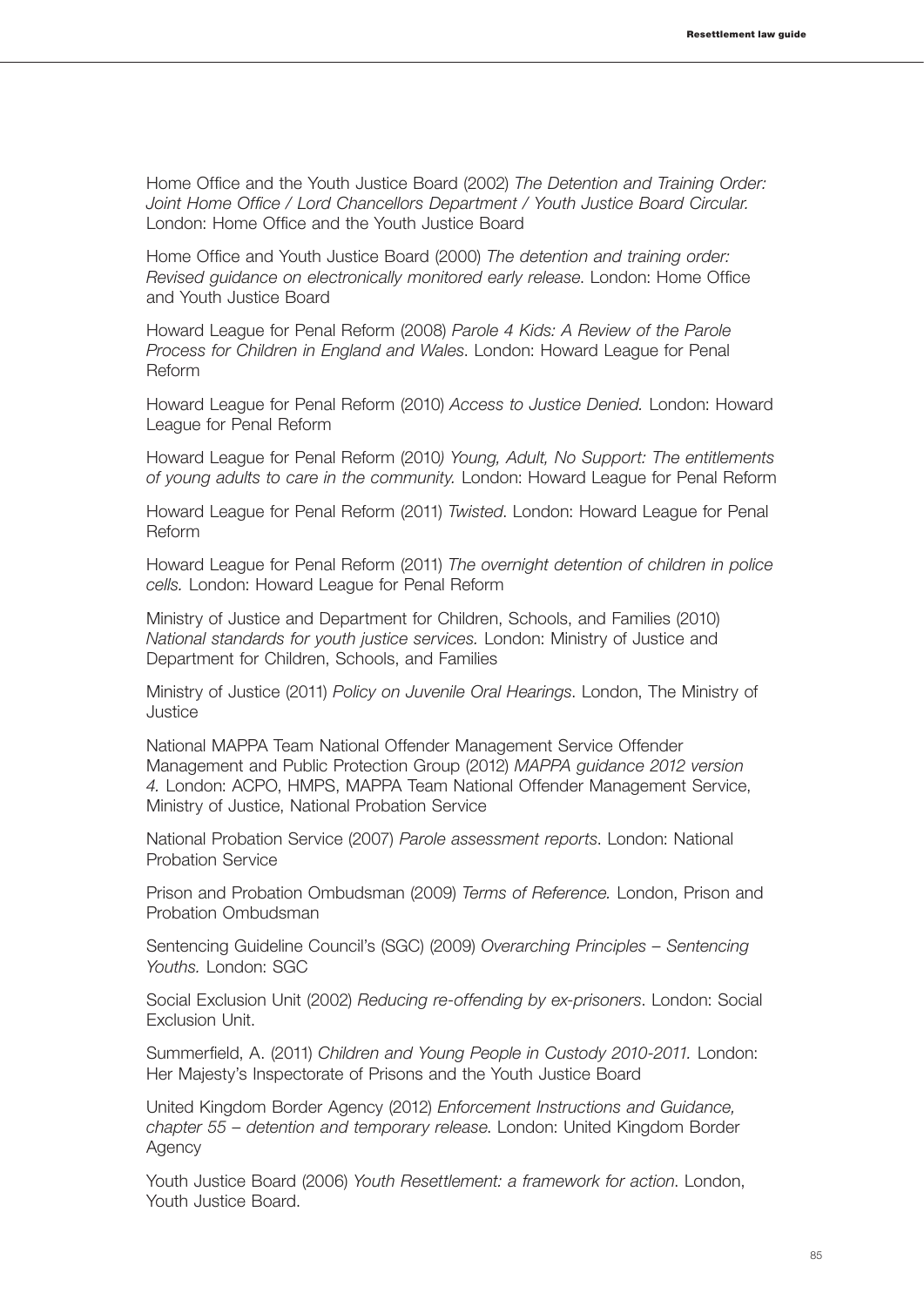Home Office and the Youth Justice Board (2002) *The Detention and Training Order: Joint Home Office / Lord Chancellors Department / Youth Justice Board Circular.* London: Home Office and the Youth Justice Board

Home Office and Youth Justice Board (2000) *The detention and training order: Revised guidance on electronically monitored early release*. London: Home Office and Youth Justice Board

Howard League for Penal Reform (2008) *Parole 4 Kids: A Review of the Parole Process for Children in England and Wales*. London: Howard League for Penal Reform

Howard League for Penal Reform (2010) *Access to Justice Denied.* London: Howard League for Penal Reform

Howard League for Penal Reform (2010) *Young, Adult, No Support: The entitlements of young adults to care in the community.* London: Howard League for Penal Reform

Howard League for Penal Reform (2011) *Twisted*. London: Howard League for Penal Reform

Howard League for Penal Reform (2011) *The overnight detention of children in police cells.* London: Howard League for Penal Reform

Ministry of Justice and Department for Children, Schools, and Families (2010) *National standards for youth justice services.* London: Ministry of Justice and Department for Children, Schools, and Families

Ministry of Justice (2011) *Policy on Juvenile Oral Hearings*. London, The Ministry of Justice

National MAPPA Team National Offender Management Service Offender Management and Public Protection Group (2012) *MAPPA guidance 2012 version 4.* London: ACPO, HMPS, MAPPA Team National Offender Management Service, Ministry of Justice, National Probation Service

National Probation Service (2007) *Parole assessment reports*. London: National Probation Service

Prison and Probation Ombudsman (2009) *Terms of Reference.* London, Prison and Probation Ombudsman

Sentencing Guideline Council's (SGC) (2009) *Overarching Principles – Sentencing Youths.* London: SGC

Social Exclusion Unit (2002) *Reducing re-offending by ex-prisoners*. London: Social Exclusion Unit.

Summerfield, A. (2011) *Children and Young People in Custody 2010-2011.* London: Her Majesty's Inspectorate of Prisons and the Youth Justice Board

United Kingdom Border Agency (2012) *Enforcement Instructions and Guidance, chapter 55 – detention and temporary release.* London: United Kingdom Border Agency

Youth Justice Board (2006) *Youth Resettlement: a framework for action*. London, Youth Justice Board.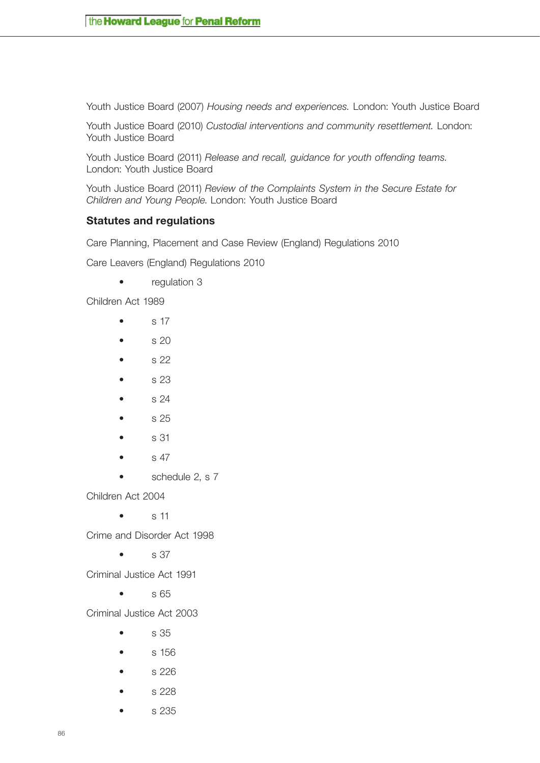Youth Justice Board (2007) *Housing needs and experiences.* London: Youth Justice Board

Youth Justice Board (2010) *Custodial interventions and community resettlement.* London: Youth Justice Board

Youth Justice Board (2011) *Release and recall, guidance for youth offending teams.* London: Youth Justice Board

Youth Justice Board (2011) *Review of the Complaints System in the Secure Estate for Children and Young People.* London: Youth Justice Board

### Statutes and regulations

Care Planning, Placement and Case Review (England) Regulations 2010

Care Leavers (England) Regulations 2010

- regulation 3

Children Act 1989

- s 17
- s 20
- s 22
- s 23
- s 24
- s 25
- s 31
- s 47
- schedule 2, s 7

Children Act 2004

- s 11

Crime and Disorder Act 1998

- s 37

Criminal Justice Act 1991

- s 65

Criminal Justice Act 2003

- s 35
- s 156
- s 226
- s 228
- s 235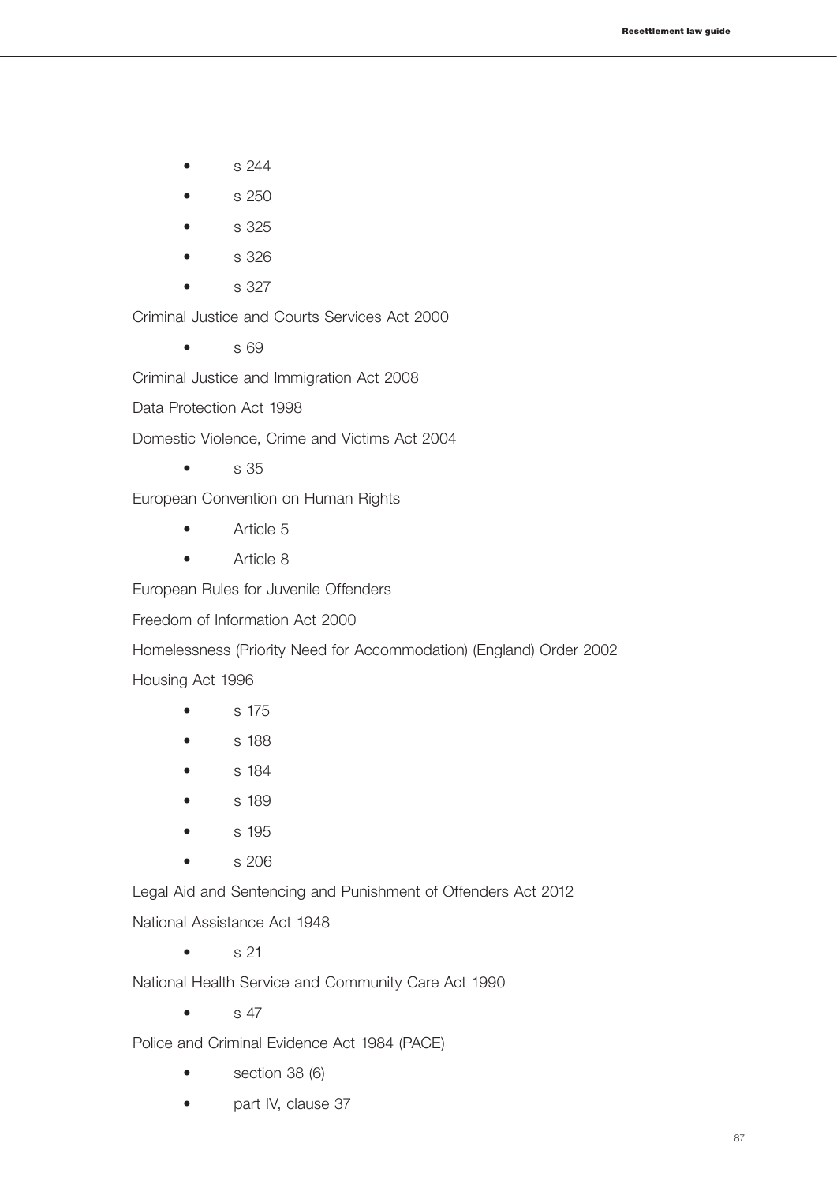- s 244
- s 250
- s 325
- s 326
- s 327

Criminal Justice and Courts Services Act 2000

- s 69

Criminal Justice and Immigration Act 2008

Data Protection Act 1998

Domestic Violence, Crime and Victims Act 2004

- s 35

European Convention on Human Rights

- Article 5
- Article 8

European Rules for Juvenile Offenders

Freedom of Information Act 2000

Homelessness (Priority Need for Accommodation) (England) Order 2002

Housing Act 1996

- s 175
- s 188
- s 184
- s 189
- s 195
- s 206

Legal Aid and Sentencing and Punishment of Offenders Act 2012

National Assistance Act 1948

- s 21

National Health Service and Community Care Act 1990

- s 47

Police and Criminal Evidence Act 1984 (PACE)

- section 38 (6)
- part IV, clause 37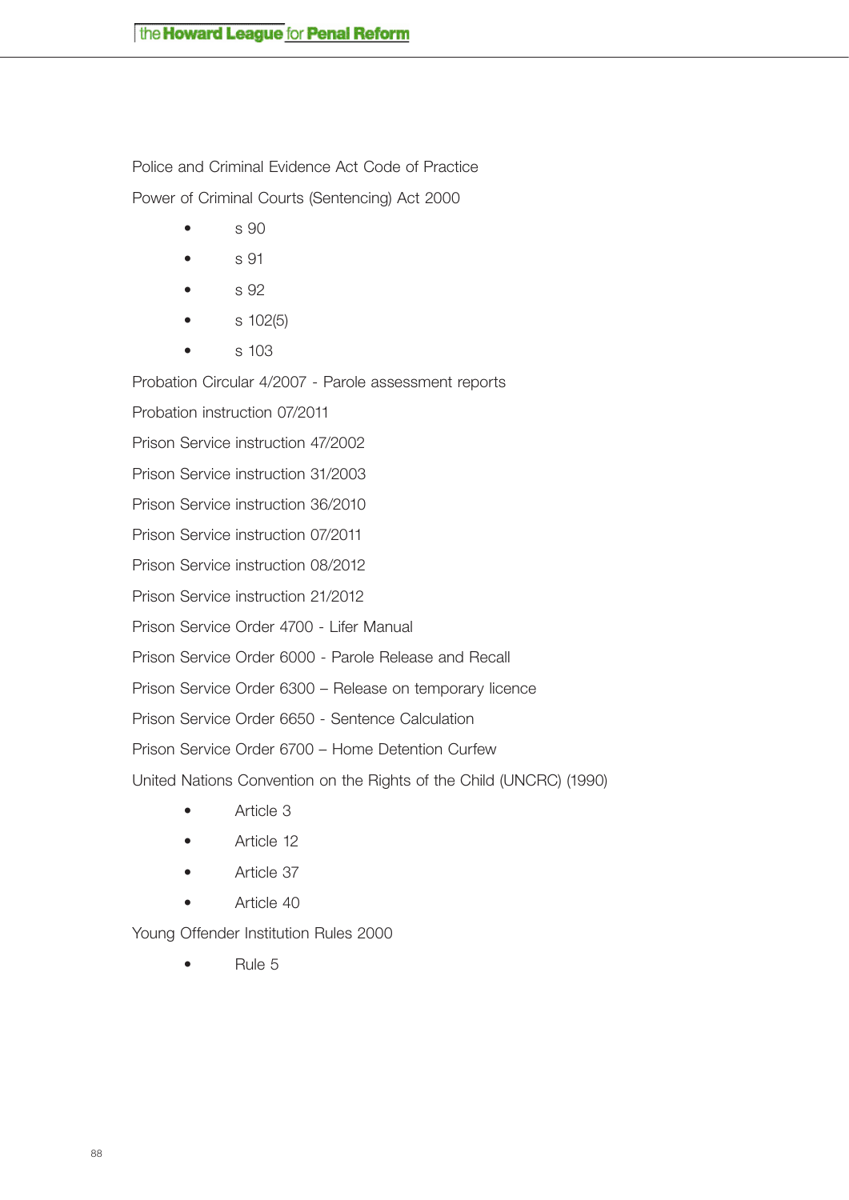Police and Criminal Evidence Act Code of Practice

Power of Criminal Courts (Sentencing) Act 2000

- s 90
- s 91
- s 92
- s 102(5)
- s 103

Probation Circular 4/2007 - Parole assessment reports

Probation instruction 07/2011

Prison Service instruction 47/2002

Prison Service instruction 31/2003

Prison Service instruction 36/2010

Prison Service instruction 07/2011

Prison Service instruction 08/2012

Prison Service instruction 21/2012

Prison Service Order 4700 - Lifer Manual

Prison Service Order 6000 - Parole Release and Recall

Prison Service Order 6300 – Release on temporary licence

Prison Service Order 6650 - Sentence Calculation

Prison Service Order 6700 – Home Detention Curfew

United Nations Convention on the Rights of the Child (UNCRC) (1990)

- Article 3
- Article 12
- Article 37
- Article 40

Young Offender Institution Rules 2000

- Rule 5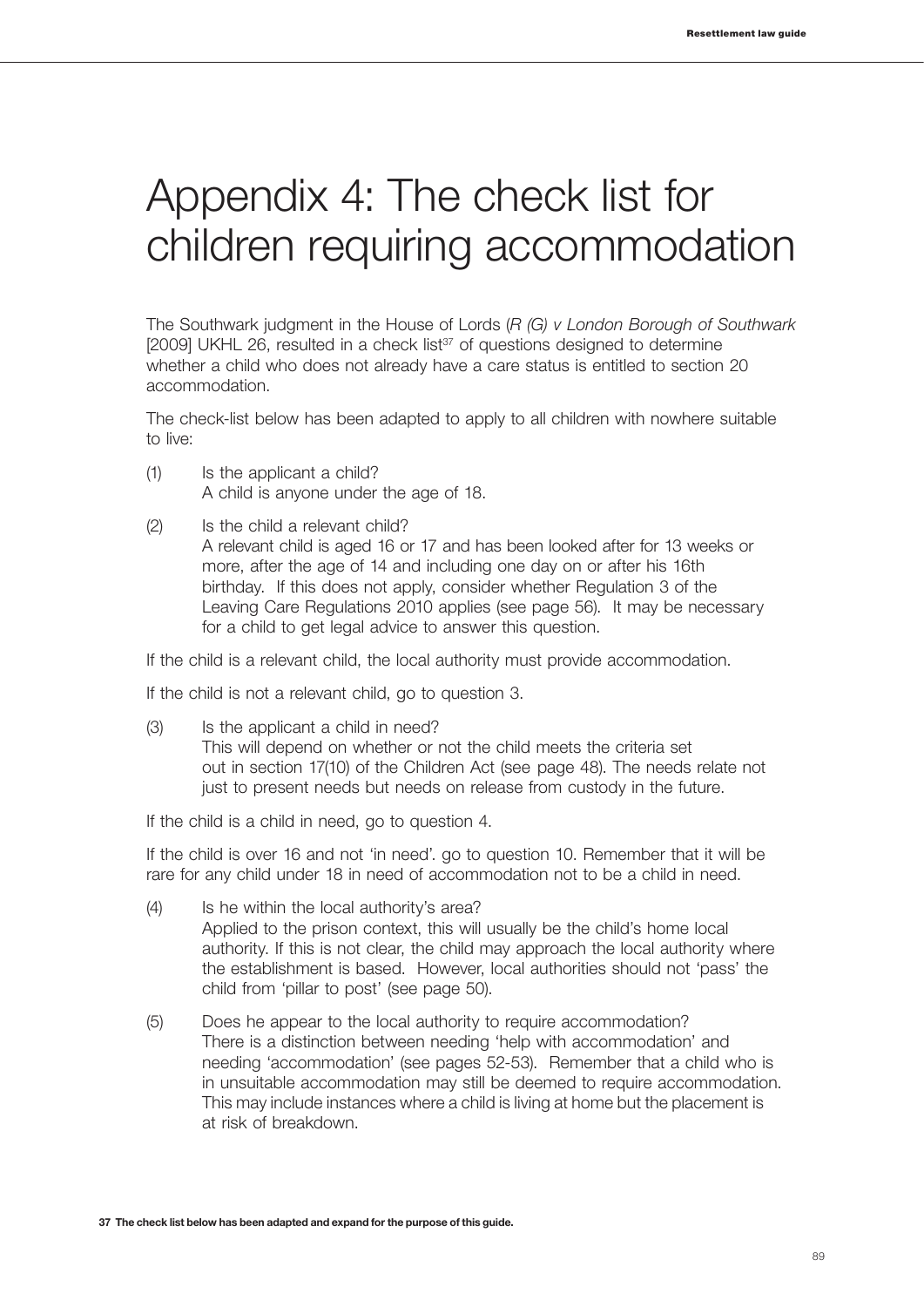# Appendix 4: The check list for children requiring accommodation

The Southwark judgment in the House of Lords (*R (G) v London Borough of Southwark* [2009] UKHL 26, resulted in a check list[37] of questions designed to determine whether a child who does not already have a care status is entitled to section 20 accommodation.

The check-list below has been adapted to apply to all children with nowhere suitable to live:

(1) Is the applicant a child?
A child is anyone under the age of 18.

(2) Is the child a relevant child?
A relevant child is aged 16 or 17 and has been looked after for 13 weeks or more, after the age of 14 and including one day on or after his 16th birthday. If this does not apply, consider whether Regulation 3 of the Leaving Care Regulations 2010 applies (see page 56). It may be necessary for a child to get legal advice to answer this question.

If the child is a relevant child, the local authority must provide accommodation.

If the child is not a relevant child, go to question 3.

(3) Is the applicant a child in need?
This will depend on whether or not the child meets the criteria set out in section 17(10) of the Children Act (see page 48). The needs relate not just to present needs but needs on release from custody in the future.

If the child is a child in need, go to question 4.

If the child is over 16 and not 'in need'. go to question 10. Remember that it will be rare for any child under 18 in need of accommodation not to be a child in need.

(4) Is he within the local authority's area?
Applied to the prison context, this will usually be the child's home local authority. If this is not clear, the child may approach the local authority where the establishment is based. However, local authorities should not 'pass' the child from 'pillar to post' (see page 50).

(5) Does he appear to the local authority to require accommodation?
There is a distinction between needing 'help with accommodation' and needing 'accommodation' (see pages 52-53). Remember that a child who is in unsuitable accommodation may still be deemed to require accommodation. This may include instances where a child is living at home but the placement is at risk of breakdown.

**37 The check list below has been adapted and expand for the purpose of this guide.**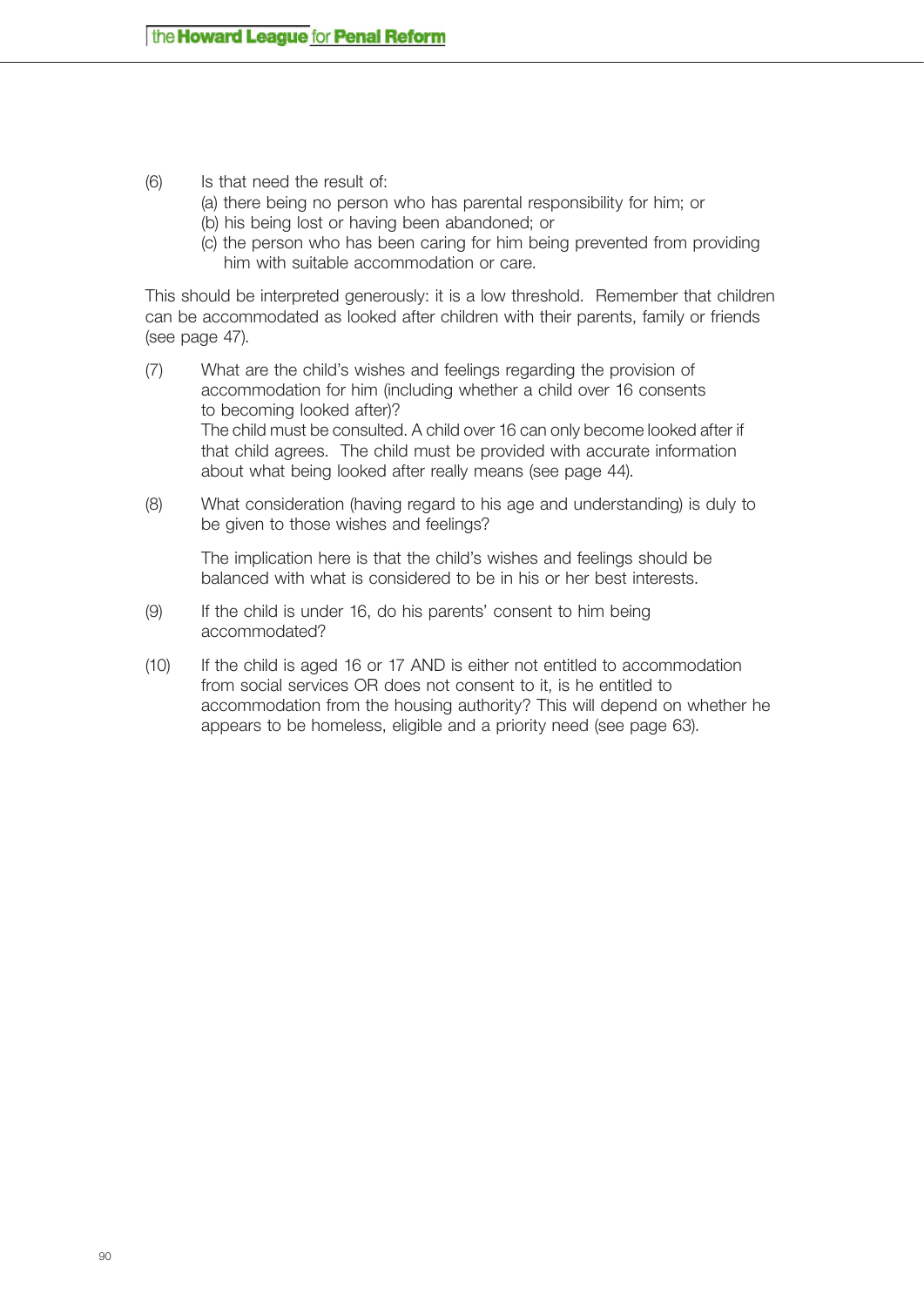(6) Is that need the result of:
(a) there being no person who has parental responsibility for him; or
(b) his being lost or having been abandoned; or
(c) the person who has been caring for him being prevented from providing him with suitable accommodation or care.

This should be interpreted generously: it is a low threshold. Remember that children can be accommodated as looked after children with their parents, family or friends (see page 47).

(7) What are the child's wishes and feelings regarding the provision of accommodation for him (including whether a child over 16 consents to becoming looked after)?
The child must be consulted. A child over 16 can only become looked after if that child agrees. The child must be provided with accurate information about what being looked after really means (see page 44).

(8) What consideration (having regard to his age and understanding) is duly to be given to those wishes and feelings?

The implication here is that the child's wishes and feelings should be balanced with what is considered to be in his or her best interests.

(9) If the child is under 16, do his parents' consent to him being accommodated?

(10) If the child is aged 16 or 17 AND is either not entitled to accommodation from social services OR does not consent to it, is he entitled to accommodation from the housing authority? This will depend on whether he appears to be homeless, eligible and a priority need (see page 63).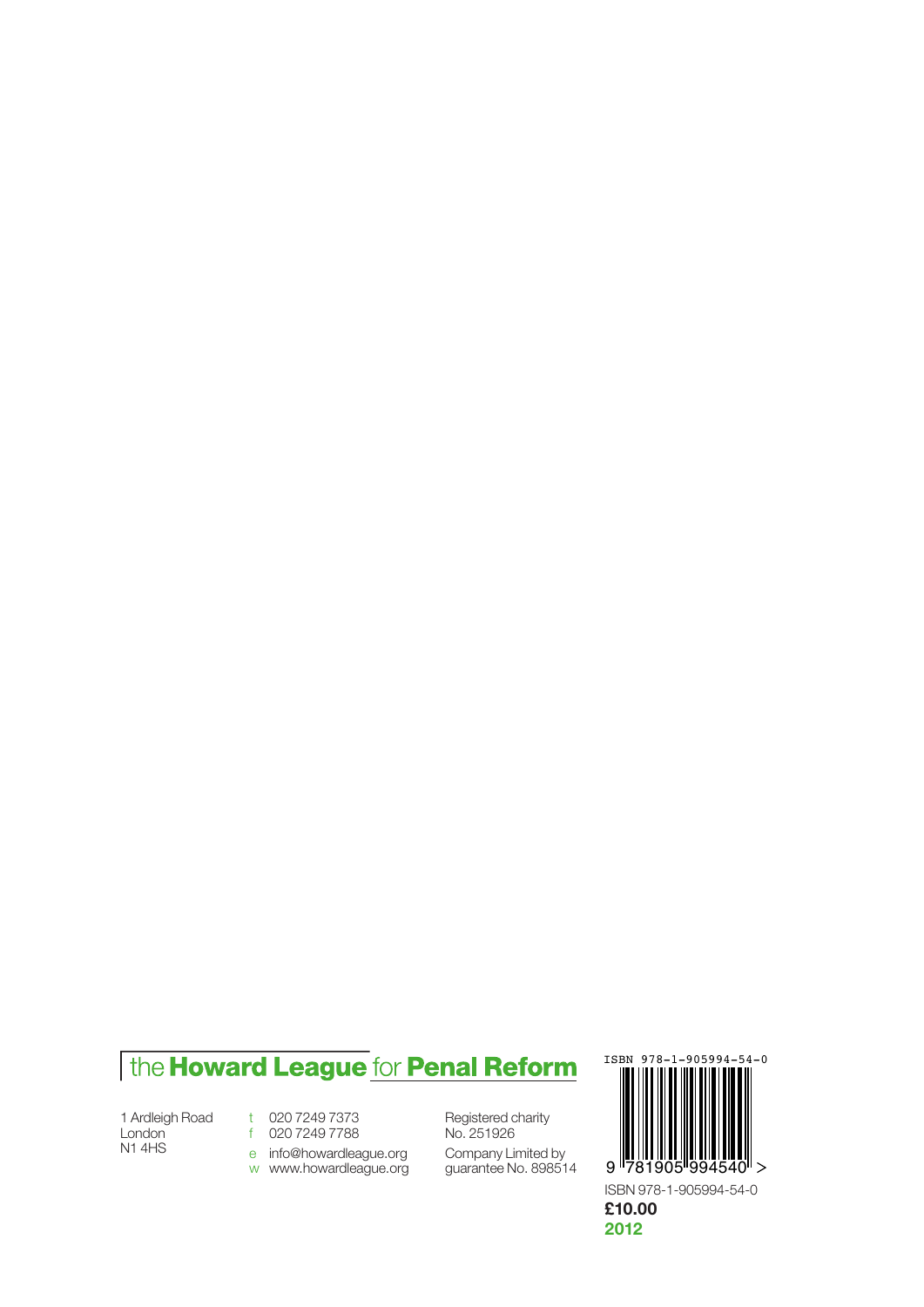the **Howard League** for **Penal Reform**

1 Ardleigh Road
London
N1 4HS

t 020 7249 7373
f 020 7249 7788
e info@howardleague.org
w www.howardleague.org

Registered charity
No. 251926

Company Limited by
guarantee No. 898514

ISBN 978-1-905994-54-0

9 781905 994540 >

ISBN 978-1-905994-54-0

**£10.00**

**2012**